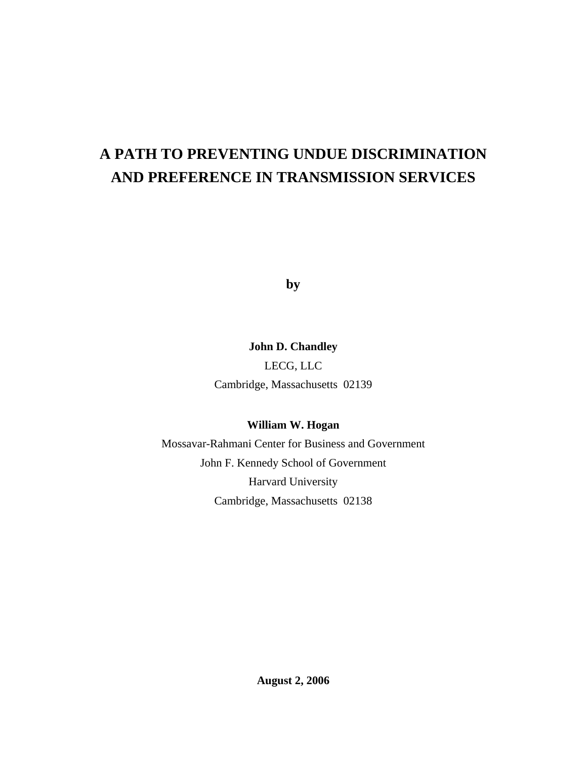# A PATH TO PREVENTING UNDUE DISCRIMINATION AND PREFERENCE IN TRANSMISSION SERVICES

**by**

**John D. Chandley**

LECG, LLC

Cambridge, Massachusetts 02139

**William W. Hogan**

Mossavar-Rahmani Center for Business and Government

John F. Kennedy School of Government

Harvard University

Cambridge, Massachusetts 02138

**August 2, 2006**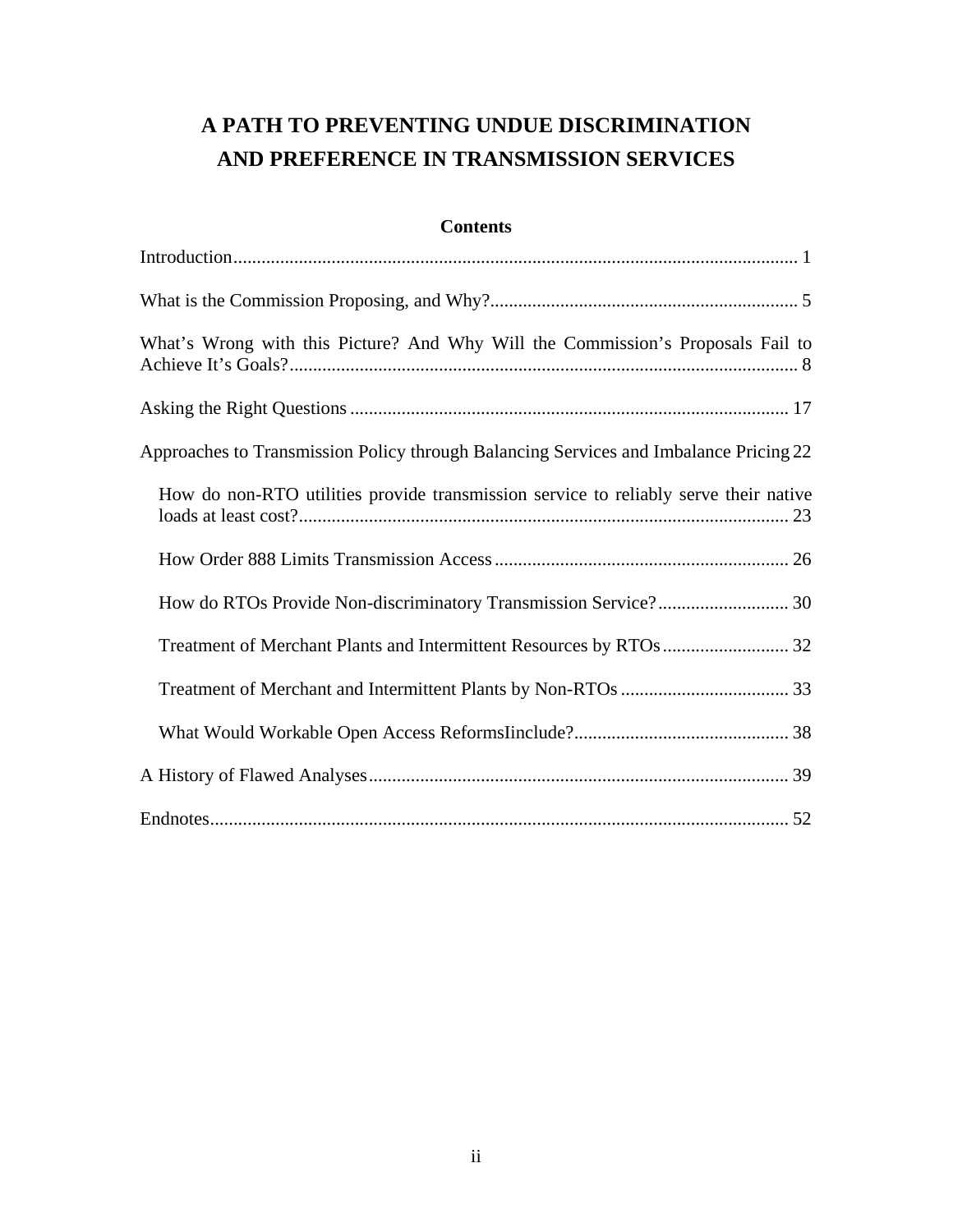# A PATH TO PREVENTING UNDUE DISCRIMINATION AND PREFERENCE IN TRANSMISSION SERVICES

## Contents

Introduction........................................................................................................................ 1

What is the Commission Proposing, and Why?................................................................. 5

What's Wrong with this Picture? And Why Will the Commission's Proposals Fail to Achieve It's Goals?............................................................................................................ 8

Asking the Right Questions ............................................................................................. 17

Approaches to Transmission Policy through Balancing Services and Imbalance Pricing 22

- How do non-RTO utilities provide transmission service to reliably serve their native loads at least cost?......................................................................................................... 23
- How Order 888 Limits Transmission Access ............................................................... 26
- How do RTOs Provide Non-discriminatory Transmission Service?............................ 30
- Treatment of Merchant Plants and Intermittent Resources by RTOs........................... 32
- Treatment of Merchant and Intermittent Plants by Non-RTOs .................................... 33
- What Would Workable Open Access ReformsIinclude?.............................................. 38

A History of Flawed Analyses.......................................................................................... 39

Endnotes........................................................................................................................... 52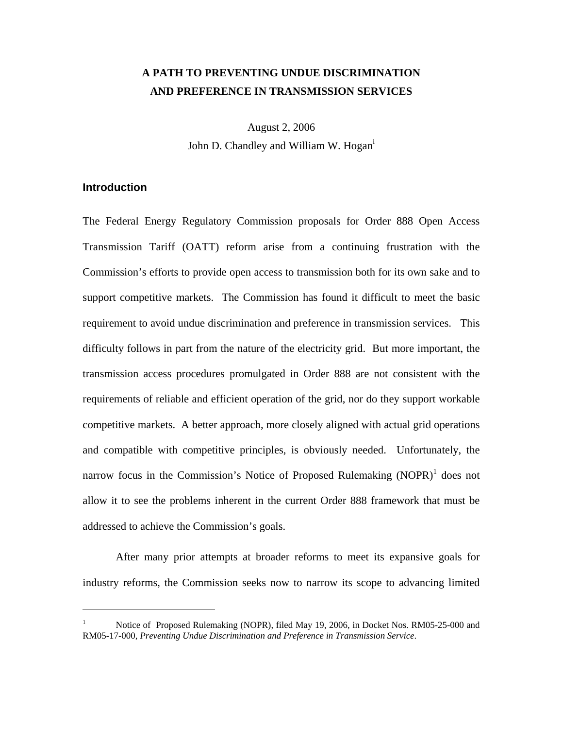# A PATH TO PREVENTING UNDUE DISCRIMINATION AND PREFERENCE IN TRANSMISSION SERVICES

August 2, 2006

John D. Chandley and William W. Hogan[i]

## Introduction

The Federal Energy Regulatory Commission proposals for Order 888 Open Access Transmission Tariff (OATT) reform arise from a continuing frustration with the Commission's efforts to provide open access to transmission both for its own sake and to support competitive markets. The Commission has found it difficult to meet the basic requirement to avoid undue discrimination and preference in transmission services. This difficulty follows in part from the nature of the electricity grid. But more important, the transmission access procedures promulgated in Order 888 are not consistent with the requirements of reliable and efficient operation of the grid, nor do they support workable competitive markets. A better approach, more closely aligned with actual grid operations and compatible with competitive principles, is obviously needed. Unfortunately, the narrow focus in the Commission's Notice of Proposed Rulemaking (NOPR)[1] does not allow it to see the problems inherent in the current Order 888 framework that must be addressed to achieve the Commission's goals.

After many prior attempts at broader reforms to meet its expansive goals for industry reforms, the Commission seeks now to narrow its scope to advancing limited

[1] Notice of Proposed Rulemaking (NOPR), filed May 19, 2006, in Docket Nos. RM05-25-000 and RM05-17-000, *Preventing Undue Discrimination and Preference in Transmission Service*.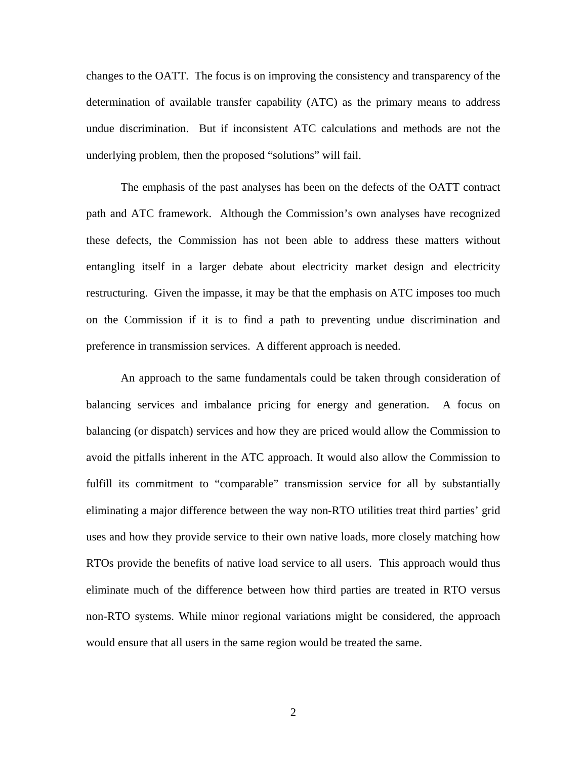changes to the OATT. The focus is on improving the consistency and transparency of the determination of available transfer capability (ATC) as the primary means to address undue discrimination. But if inconsistent ATC calculations and methods are not the underlying problem, then the proposed "solutions" will fail.

The emphasis of the past analyses has been on the defects of the OATT contract path and ATC framework. Although the Commission's own analyses have recognized these defects, the Commission has not been able to address these matters without entangling itself in a larger debate about electricity market design and electricity restructuring. Given the impasse, it may be that the emphasis on ATC imposes too much on the Commission if it is to find a path to preventing undue discrimination and preference in transmission services. A different approach is needed.

An approach to the same fundamentals could be taken through consideration of balancing services and imbalance pricing for energy and generation. A focus on balancing (or dispatch) services and how they are priced would allow the Commission to avoid the pitfalls inherent in the ATC approach. It would also allow the Commission to fulfill its commitment to "comparable" transmission service for all by substantially eliminating a major difference between the way non-RTO utilities treat third parties' grid uses and how they provide service to their own native loads, more closely matching how RTOs provide the benefits of native load service to all users. This approach would thus eliminate much of the difference between how third parties are treated in RTO versus non-RTO systems. While minor regional variations might be considered, the approach would ensure that all users in the same region would be treated the same.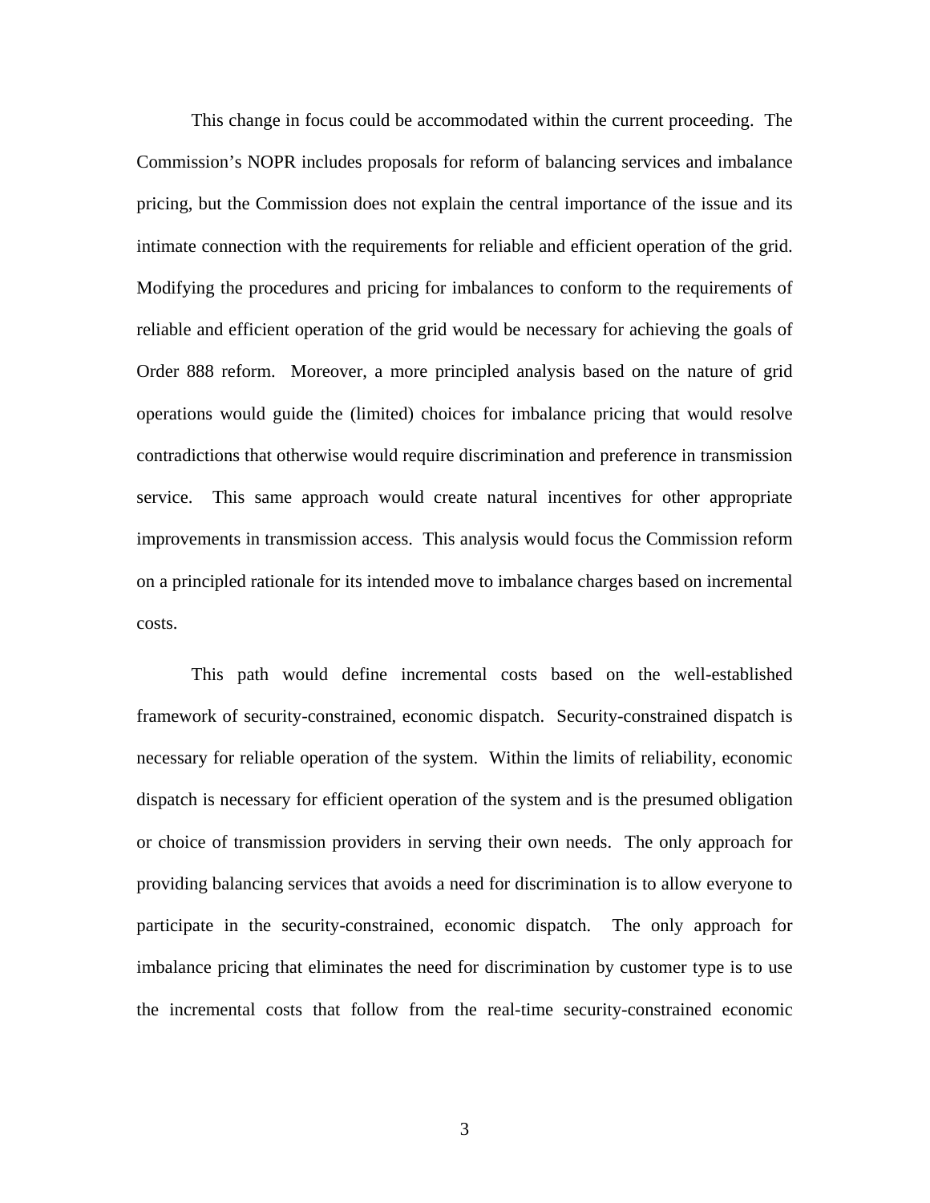This change in focus could be accommodated within the current proceeding. The Commission's NOPR includes proposals for reform of balancing services and imbalance pricing, but the Commission does not explain the central importance of the issue and its intimate connection with the requirements for reliable and efficient operation of the grid. Modifying the procedures and pricing for imbalances to conform to the requirements of reliable and efficient operation of the grid would be necessary for achieving the goals of Order 888 reform. Moreover, a more principled analysis based on the nature of grid operations would guide the (limited) choices for imbalance pricing that would resolve contradictions that otherwise would require discrimination and preference in transmission service. This same approach would create natural incentives for other appropriate improvements in transmission access. This analysis would focus the Commission reform on a principled rationale for its intended move to imbalance charges based on incremental costs.

This path would define incremental costs based on the well-established framework of security-constrained, economic dispatch. Security-constrained dispatch is necessary for reliable operation of the system. Within the limits of reliability, economic dispatch is necessary for efficient operation of the system and is the presumed obligation or choice of transmission providers in serving their own needs. The only approach for providing balancing services that avoids a need for discrimination is to allow everyone to participate in the security-constrained, economic dispatch. The only approach for imbalance pricing that eliminates the need for discrimination by customer type is to use the incremental costs that follow from the real-time security-constrained economic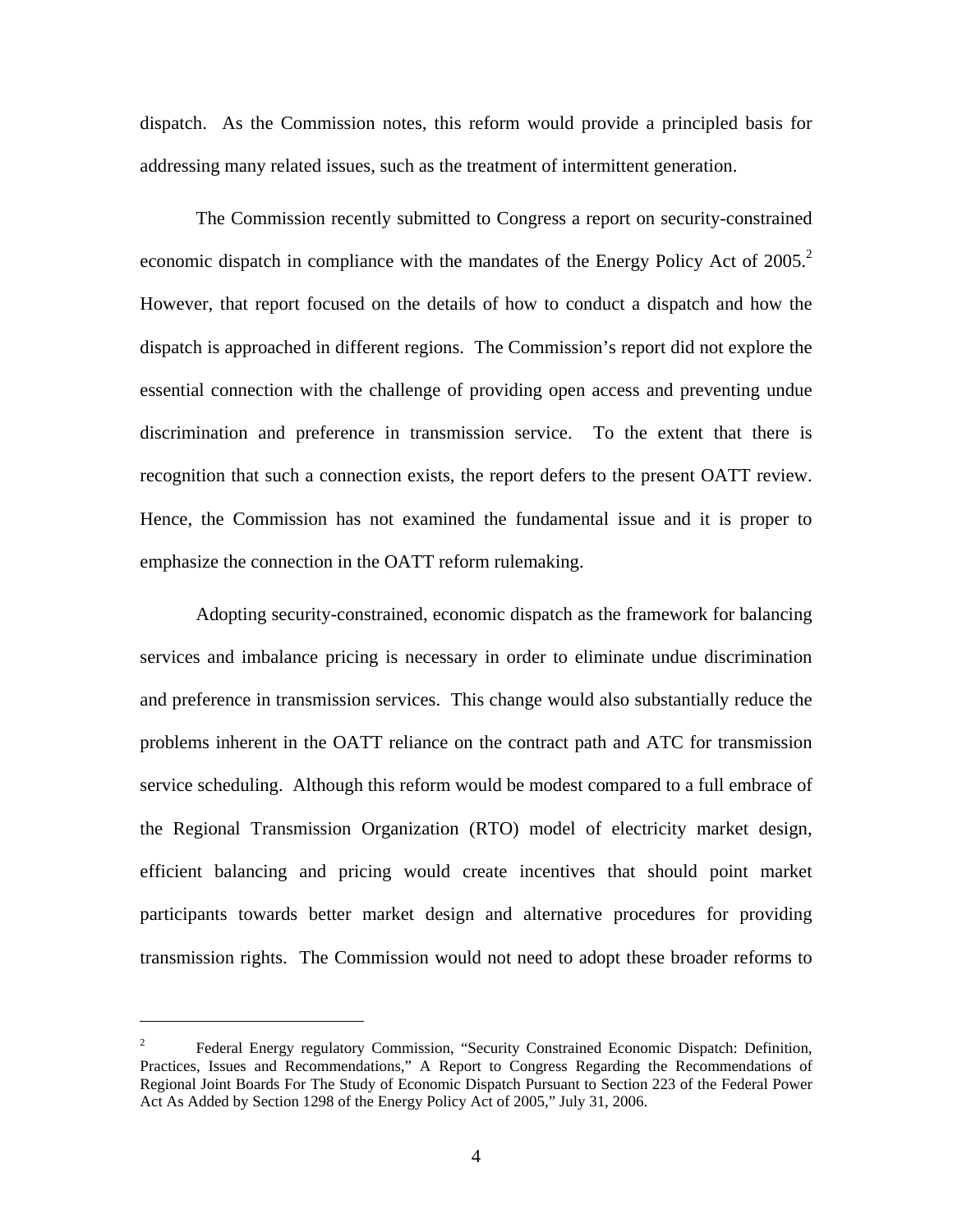dispatch. As the Commission notes, this reform would provide a principled basis for addressing many related issues, such as the treatment of intermittent generation.

The Commission recently submitted to Congress a report on security-constrained economic dispatch in compliance with the mandates of the Energy Policy Act of 2005.[2] However, that report focused on the details of how to conduct a dispatch and how the dispatch is approached in different regions. The Commission's report did not explore the essential connection with the challenge of providing open access and preventing undue discrimination and preference in transmission service. To the extent that there is recognition that such a connection exists, the report defers to the present OATT review. Hence, the Commission has not examined the fundamental issue and it is proper to emphasize the connection in the OATT reform rulemaking.

Adopting security-constrained, economic dispatch as the framework for balancing services and imbalance pricing is necessary in order to eliminate undue discrimination and preference in transmission services. This change would also substantially reduce the problems inherent in the OATT reliance on the contract path and ATC for transmission service scheduling. Although this reform would be modest compared to a full embrace of the Regional Transmission Organization (RTO) model of electricity market design, efficient balancing and pricing would create incentives that should point market participants towards better market design and alternative procedures for providing transmission rights. The Commission would not need to adopt these broader reforms to

---

[2] Federal Energy regulatory Commission, "Security Constrained Economic Dispatch: Definition, Practices, Issues and Recommendations," A Report to Congress Regarding the Recommendations of Regional Joint Boards For The Study of Economic Dispatch Pursuant to Section 223 of the Federal Power Act As Added by Section 1298 of the Energy Policy Act of 2005," July 31, 2006.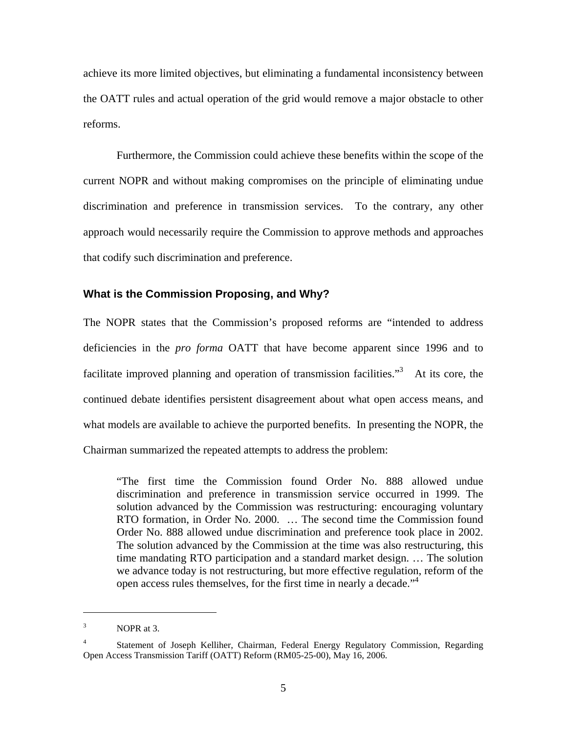achieve its more limited objectives, but eliminating a fundamental inconsistency between the OATT rules and actual operation of the grid would remove a major obstacle to other reforms.

Furthermore, the Commission could achieve these benefits within the scope of the current NOPR and without making compromises on the principle of eliminating undue discrimination and preference in transmission services. To the contrary, any other approach would necessarily require the Commission to approve methods and approaches that codify such discrimination and preference.

### What is the Commission Proposing, and Why?

The NOPR states that the Commission's proposed reforms are "intended to address deficiencies in the *pro forma* OATT that have become apparent since 1996 and to facilitate improved planning and operation of transmission facilities."[3] At its core, the continued debate identifies persistent disagreement about what open access means, and what models are available to achieve the purported benefits. In presenting the NOPR, the Chairman summarized the repeated attempts to address the problem:

> "The first time the Commission found Order No. 888 allowed undue discrimination and preference in transmission service occurred in 1999. The solution advanced by the Commission was restructuring: encouraging voluntary RTO formation, in Order No. 2000. … The second time the Commission found Order No. 888 allowed undue discrimination and preference took place in 2002. The solution advanced by the Commission at the time was also restructuring, this time mandating RTO participation and a standard market design. … The solution we advance today is not restructuring, but more effective regulation, reform of the open access rules themselves, for the first time in nearly a decade."[4]

---

[3] NOPR at 3.

[4] Statement of Joseph Kelliher, Chairman, Federal Energy Regulatory Commission, Regarding Open Access Transmission Tariff (OATT) Reform (RM05-25-00), May 16, 2006.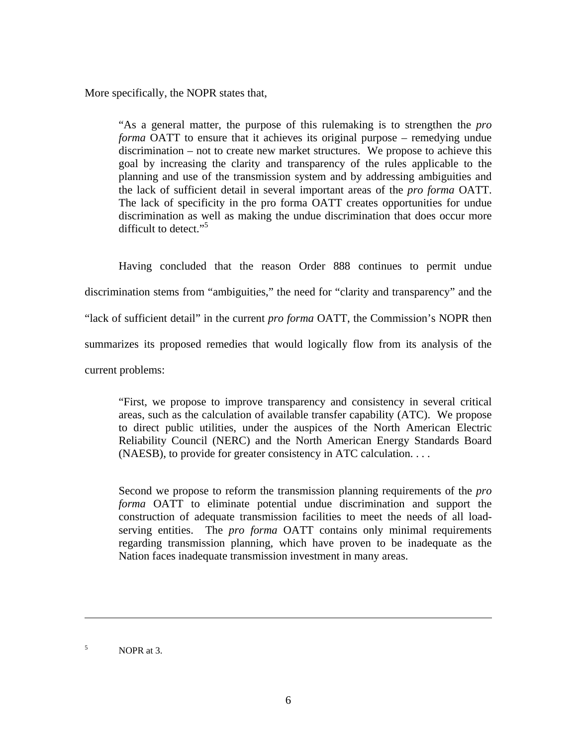More specifically, the NOPR states that,

> "As a general matter, the purpose of this rulemaking is to strengthen the *pro forma* OATT to ensure that it achieves its original purpose – remedying undue discrimination – not to create new market structures. We propose to achieve this goal by increasing the clarity and transparency of the rules applicable to the planning and use of the transmission system and by addressing ambiguities and the lack of sufficient detail in several important areas of the *pro forma* OATT. The lack of specificity in the pro forma OATT creates opportunities for undue discrimination as well as making the undue discrimination that does occur more difficult to detect."[5]

Having concluded that the reason Order 888 continues to permit undue discrimination stems from "ambiguities," the need for "clarity and transparency" and the "lack of sufficient detail" in the current *pro forma* OATT, the Commission's NOPR then summarizes its proposed remedies that would logically flow from its analysis of the current problems:

> "First, we propose to improve transparency and consistency in several critical areas, such as the calculation of available transfer capability (ATC). We propose to direct public utilities, under the auspices of the North American Electric Reliability Council (NERC) and the North American Energy Standards Board (NAESB), to provide for greater consistency in ATC calculation. . . .
>
> Second we propose to reform the transmission planning requirements of the *pro forma* OATT to eliminate potential undue discrimination and support the construction of adequate transmission facilities to meet the needs of all load-serving entities. The *pro forma* OATT contains only minimal requirements regarding transmission planning, which have proven to be inadequate as the Nation faces inadequate transmission investment in many areas.

---

[5] NOPR at 3.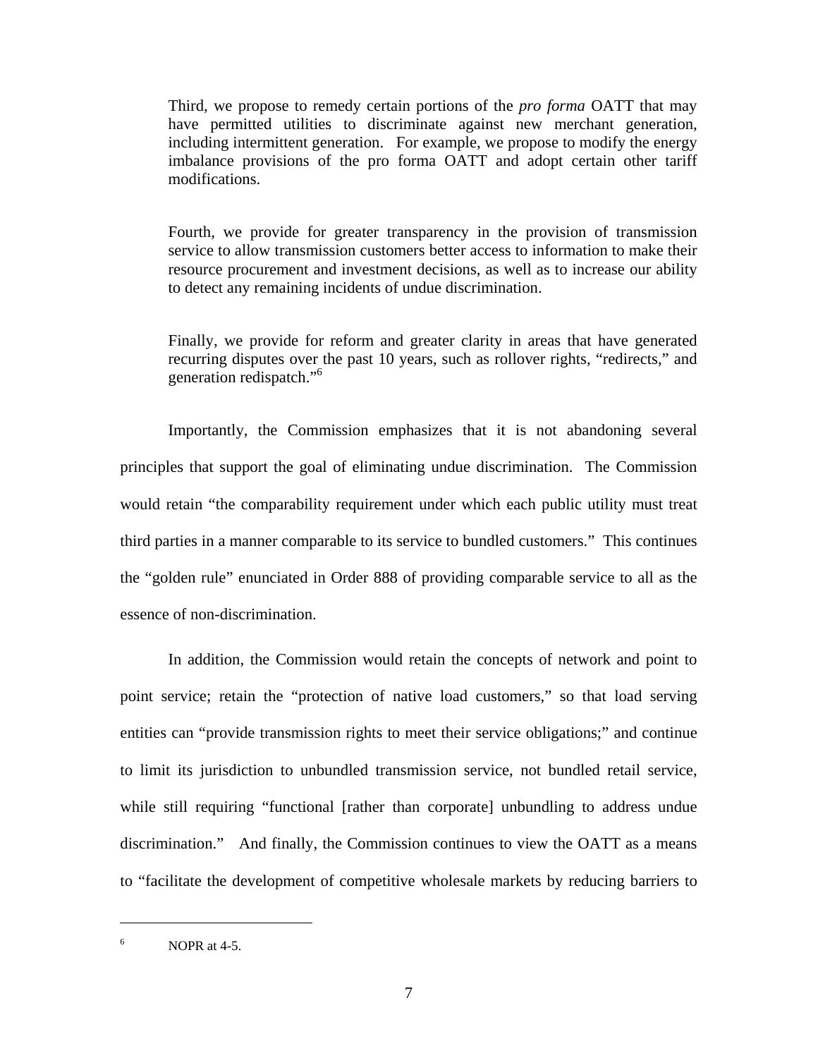> Third, we propose to remedy certain portions of the *pro forma* OATT that may have permitted utilities to discriminate against new merchant generation, including intermittent generation. For example, we propose to modify the energy imbalance provisions of the pro forma OATT and adopt certain other tariff modifications.
>
> Fourth, we provide for greater transparency in the provision of transmission service to allow transmission customers better access to information to make their resource procurement and investment decisions, as well as to increase our ability to detect any remaining incidents of undue discrimination.
>
> Finally, we provide for reform and greater clarity in areas that have generated recurring disputes over the past 10 years, such as rollover rights, "redirects," and generation redispatch."[6]

Importantly, the Commission emphasizes that it is not abandoning several principles that support the goal of eliminating undue discrimination. The Commission would retain "the comparability requirement under which each public utility must treat third parties in a manner comparable to its service to bundled customers." This continues the "golden rule" enunciated in Order 888 of providing comparable service to all as the essence of non-discrimination.

In addition, the Commission would retain the concepts of network and point to point service; retain the "protection of native load customers," so that load serving entities can "provide transmission rights to meet their service obligations;" and continue to limit its jurisdiction to unbundled transmission service, not bundled retail service, while still requiring "functional [rather than corporate] unbundling to address undue discrimination." And finally, the Commission continues to view the OATT as a means to "facilitate the development of competitive wholesale markets by reducing barriers to

---

[6] NOPR at 4-5.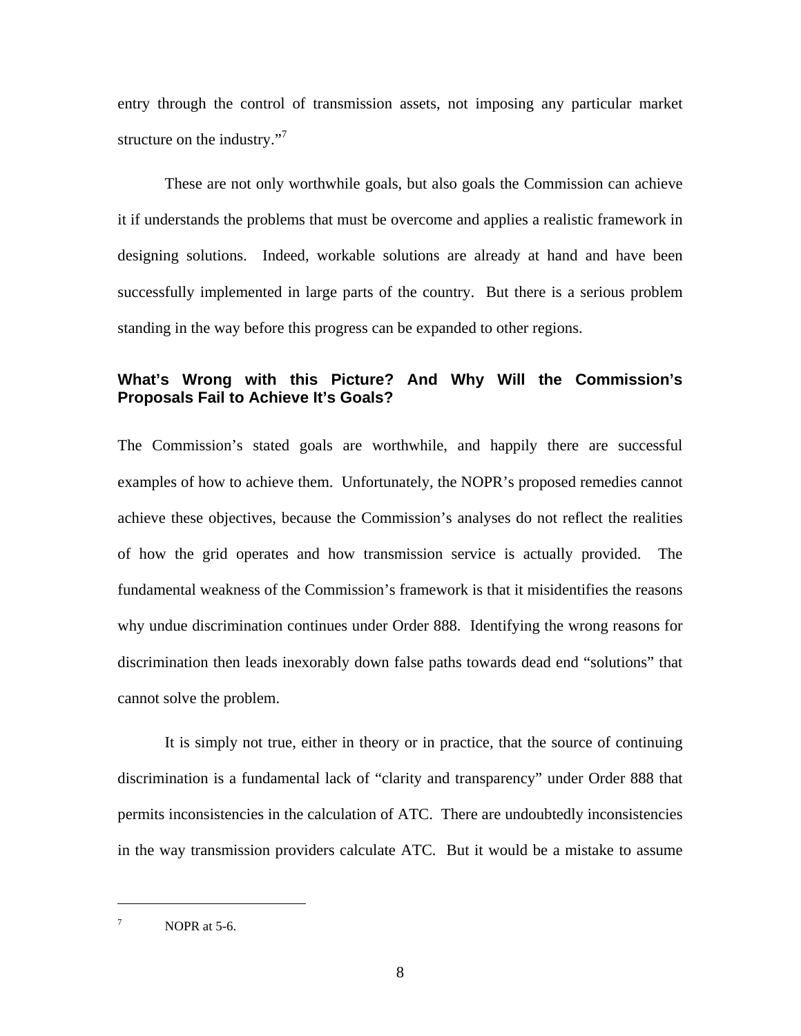entry through the control of transmission assets, not imposing any particular market structure on the industry."[7]

These are not only worthwhile goals, but also goals the Commission can achieve it if understands the problems that must be overcome and applies a realistic framework in designing solutions. Indeed, workable solutions are already at hand and have been successfully implemented in large parts of the country. But there is a serious problem standing in the way before this progress can be expanded to other regions.

### What's Wrong with this Picture? And Why Will the Commission's Proposals Fail to Achieve It's Goals?

The Commission's stated goals are worthwhile, and happily there are successful examples of how to achieve them. Unfortunately, the NOPR's proposed remedies cannot achieve these objectives, because the Commission's analyses do not reflect the realities of how the grid operates and how transmission service is actually provided. The fundamental weakness of the Commission's framework is that it misidentifies the reasons why undue discrimination continues under Order 888. Identifying the wrong reasons for discrimination then leads inexorably down false paths towards dead end "solutions" that cannot solve the problem.

It is simply not true, either in theory or in practice, that the source of continuing discrimination is a fundamental lack of "clarity and transparency" under Order 888 that permits inconsistencies in the calculation of ATC. There are undoubtedly inconsistencies in the way transmission providers calculate ATC. But it would be a mistake to assume

---

[7] NOPR at 5-6.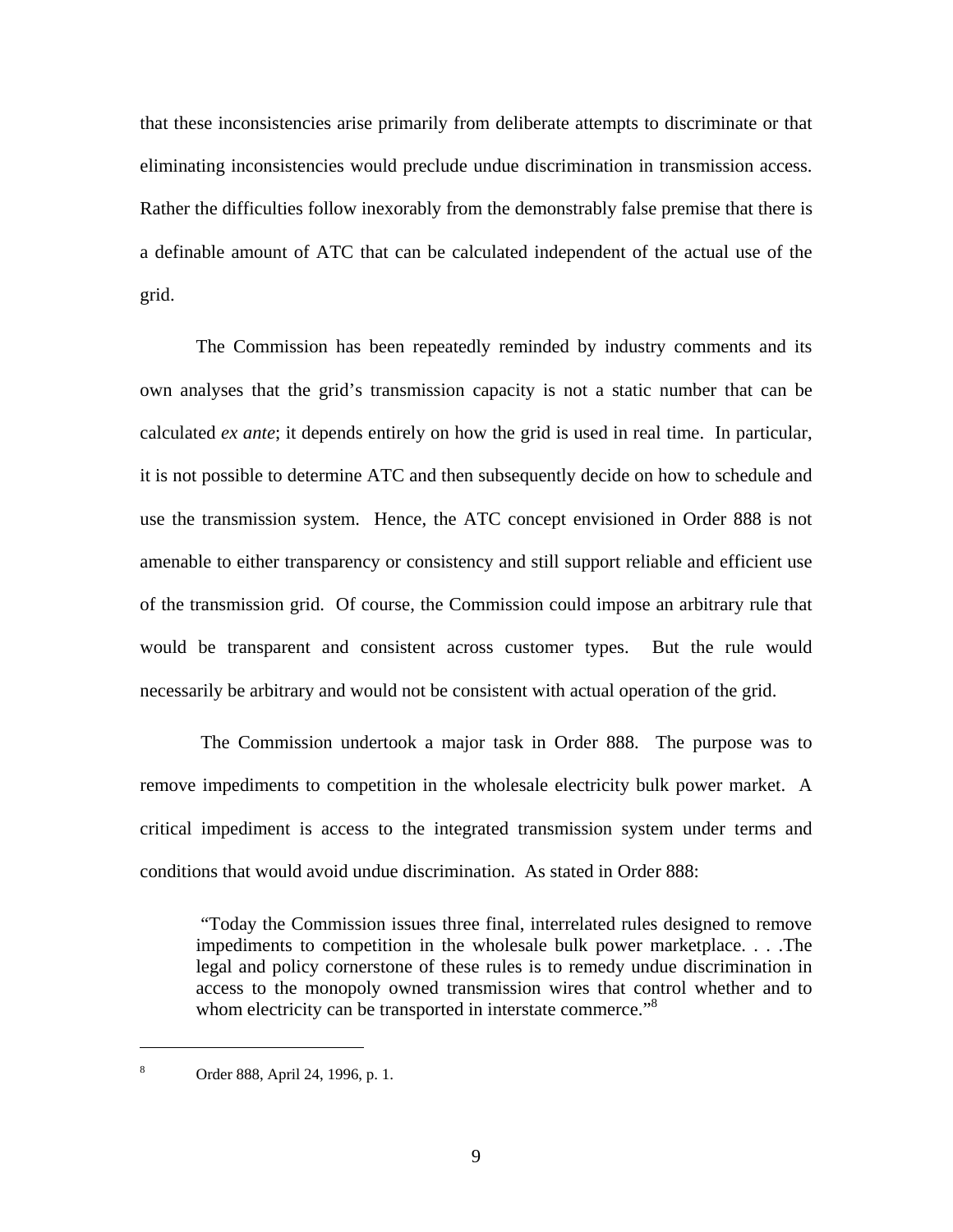that these inconsistencies arise primarily from deliberate attempts to discriminate or that eliminating inconsistencies would preclude undue discrimination in transmission access. Rather the difficulties follow inexorably from the demonstrably false premise that there is a definable amount of ATC that can be calculated independent of the actual use of the grid.

The Commission has been repeatedly reminded by industry comments and its own analyses that the grid's transmission capacity is not a static number that can be calculated *ex ante*; it depends entirely on how the grid is used in real time. In particular, it is not possible to determine ATC and then subsequently decide on how to schedule and use the transmission system. Hence, the ATC concept envisioned in Order 888 is not amenable to either transparency or consistency and still support reliable and efficient use of the transmission grid. Of course, the Commission could impose an arbitrary rule that would be transparent and consistent across customer types. But the rule would necessarily be arbitrary and would not be consistent with actual operation of the grid.

The Commission undertook a major task in Order 888. The purpose was to remove impediments to competition in the wholesale electricity bulk power market. A critical impediment is access to the integrated transmission system under terms and conditions that would avoid undue discrimination. As stated in Order 888:

> "Today the Commission issues three final, interrelated rules designed to remove impediments to competition in the wholesale bulk power marketplace. . . .The legal and policy cornerstone of these rules is to remedy undue discrimination in access to the monopoly owned transmission wires that control whether and to whom electricity can be transported in interstate commerce."[8]

---

[8] Order 888, April 24, 1996, p. 1.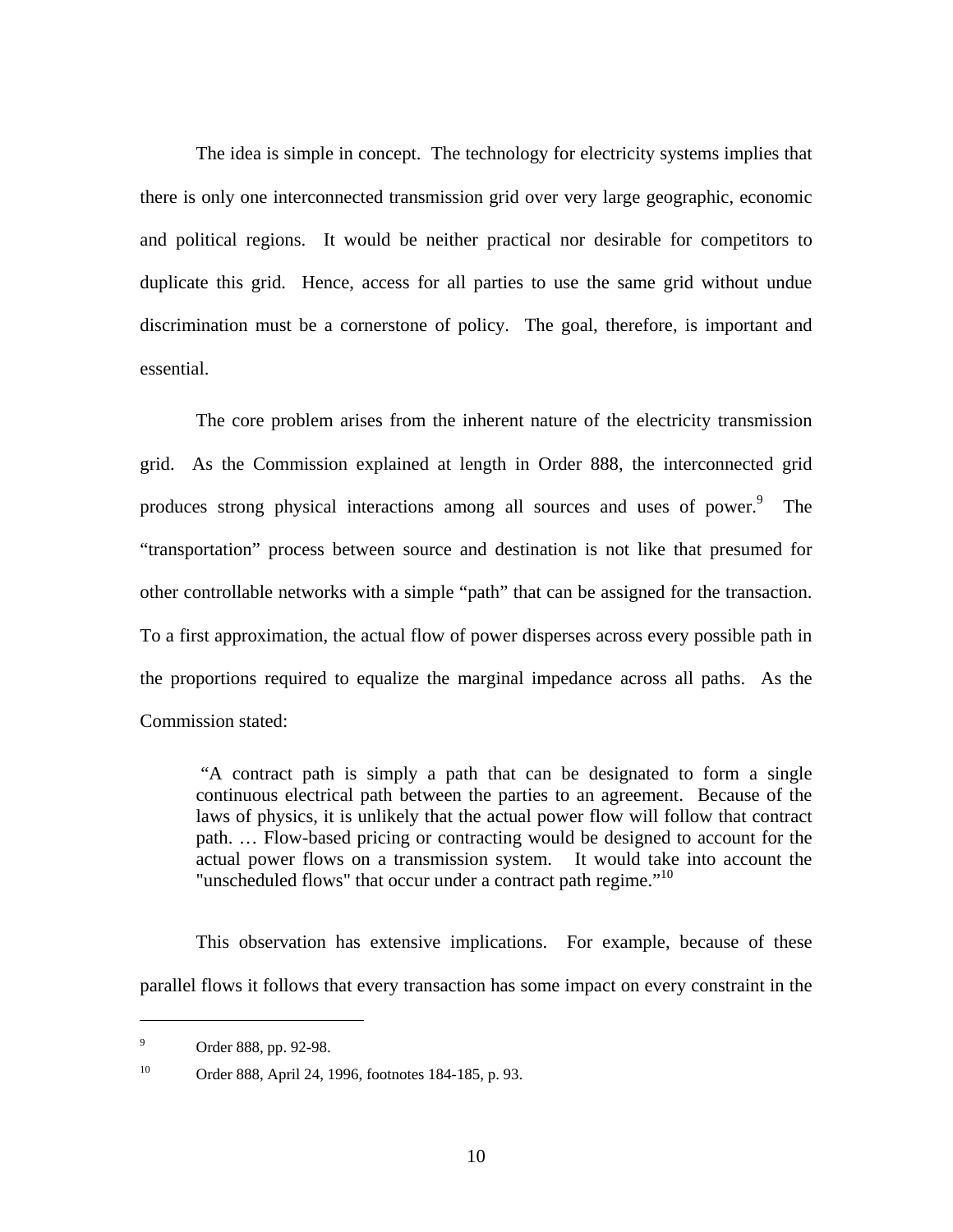The idea is simple in concept. The technology for electricity systems implies that there is only one interconnected transmission grid over very large geographic, economic and political regions. It would be neither practical nor desirable for competitors to duplicate this grid. Hence, access for all parties to use the same grid without undue discrimination must be a cornerstone of policy. The goal, therefore, is important and essential.

The core problem arises from the inherent nature of the electricity transmission grid. As the Commission explained at length in Order 888, the interconnected grid produces strong physical interactions among all sources and uses of power.[9] The "transportation" process between source and destination is not like that presumed for other controllable networks with a simple "path" that can be assigned for the transaction. To a first approximation, the actual flow of power disperses across every possible path in the proportions required to equalize the marginal impedance across all paths. As the Commission stated:

> "A contract path is simply a path that can be designated to form a single continuous electrical path between the parties to an agreement. Because of the laws of physics, it is unlikely that the actual power flow will follow that contract path. … Flow-based pricing or contracting would be designed to account for the actual power flows on a transmission system. It would take into account the "unscheduled flows" that occur under a contract path regime."[10]

This observation has extensive implications. For example, because of these parallel flows it follows that every transaction has some impact on every constraint in the

---

[9] Order 888, pp. 92-98.

[10] Order 888, April 24, 1996, footnotes 184-185, p. 93.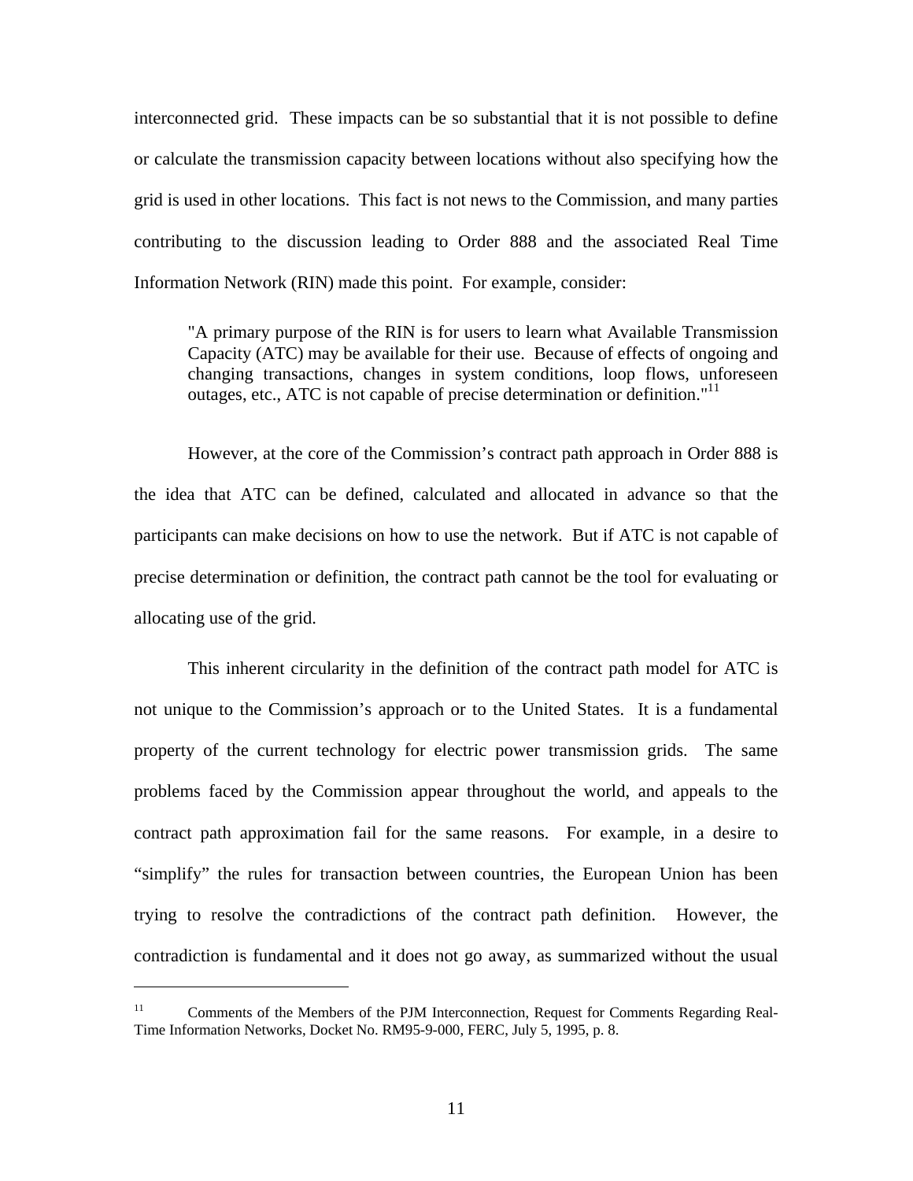interconnected grid. These impacts can be so substantial that it is not possible to define or calculate the transmission capacity between locations without also specifying how the grid is used in other locations. This fact is not news to the Commission, and many parties contributing to the discussion leading to Order 888 and the associated Real Time Information Network (RIN) made this point. For example, consider:

> "A primary purpose of the RIN is for users to learn what Available Transmission Capacity (ATC) may be available for their use. Because of effects of ongoing and changing transactions, changes in system conditions, loop flows, unforeseen outages, etc., ATC is not capable of precise determination or definition."[11]

However, at the core of the Commission's contract path approach in Order 888 is the idea that ATC can be defined, calculated and allocated in advance so that the participants can make decisions on how to use the network. But if ATC is not capable of precise determination or definition, the contract path cannot be the tool for evaluating or allocating use of the grid.

This inherent circularity in the definition of the contract path model for ATC is not unique to the Commission's approach or to the United States. It is a fundamental property of the current technology for electric power transmission grids. The same problems faced by the Commission appear throughout the world, and appeals to the contract path approximation fail for the same reasons. For example, in a desire to "simplify" the rules for transaction between countries, the European Union has been trying to resolve the contradictions of the contract path definition. However, the contradiction is fundamental and it does not go away, as summarized without the usual

---

[11] Comments of the Members of the PJM Interconnection, Request for Comments Regarding Real-Time Information Networks, Docket No. RM95-9-000, FERC, July 5, 1995, p. 8.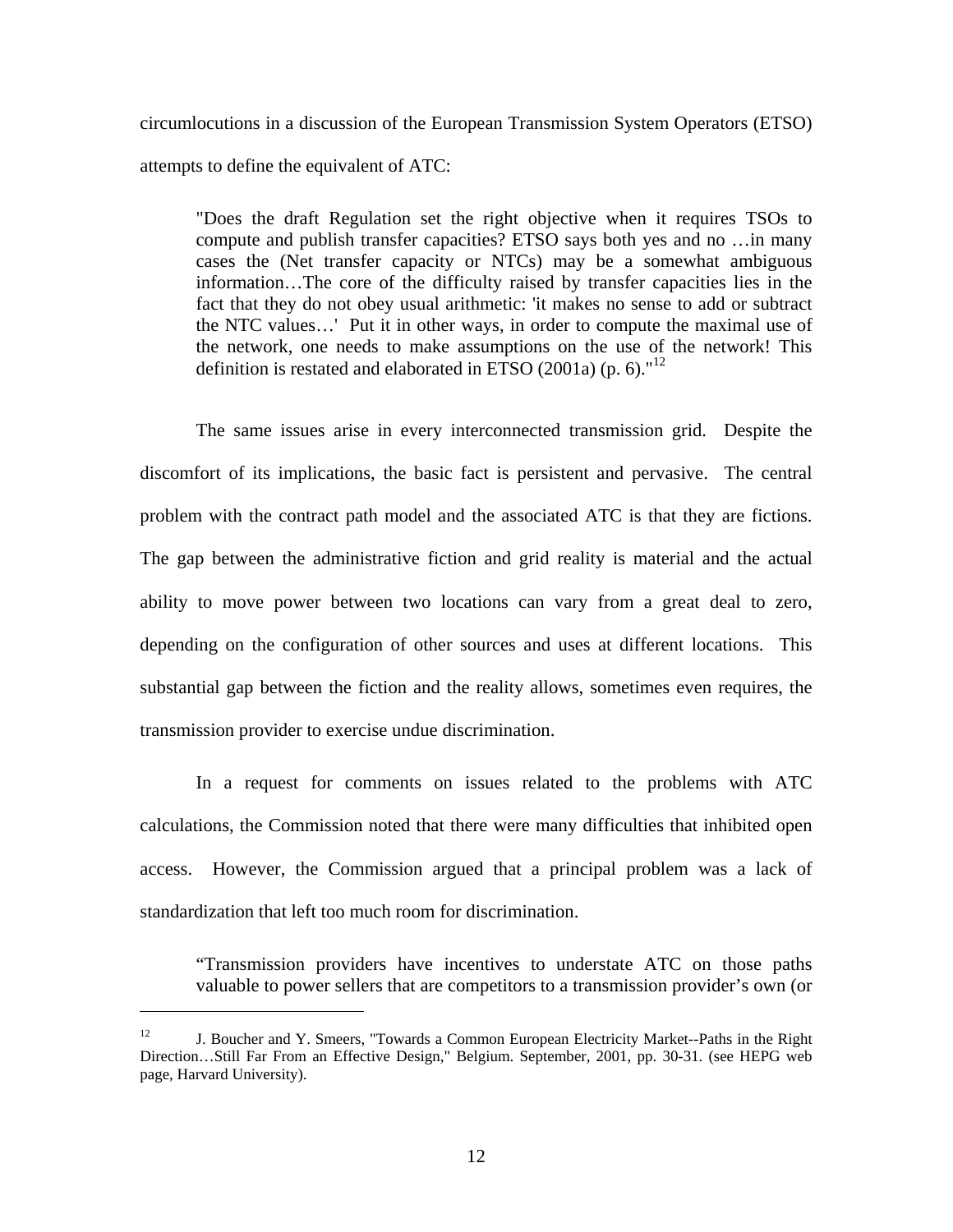circumlocutions in a discussion of the European Transmission System Operators (ETSO) attempts to define the equivalent of ATC:

> "Does the draft Regulation set the right objective when it requires TSOs to compute and publish transfer capacities? ETSO says both yes and no …in many cases the (Net transfer capacity or NTCs) may be a somewhat ambiguous information…The core of the difficulty raised by transfer capacities lies in the fact that they do not obey usual arithmetic: 'it makes no sense to add or subtract the NTC values…' Put it in other ways, in order to compute the maximal use of the network, one needs to make assumptions on the use of the network! This definition is restated and elaborated in ETSO (2001a) (p. 6)."[12]

The same issues arise in every interconnected transmission grid. Despite the discomfort of its implications, the basic fact is persistent and pervasive. The central problem with the contract path model and the associated ATC is that they are fictions. The gap between the administrative fiction and grid reality is material and the actual ability to move power between two locations can vary from a great deal to zero, depending on the configuration of other sources and uses at different locations. This substantial gap between the fiction and the reality allows, sometimes even requires, the transmission provider to exercise undue discrimination.

In a request for comments on issues related to the problems with ATC calculations, the Commission noted that there were many difficulties that inhibited open access. However, the Commission argued that a principal problem was a lack of standardization that left too much room for discrimination.

> "Transmission providers have incentives to understate ATC on those paths valuable to power sellers that are competitors to a transmission provider's own (or

---

[12] J. Boucher and Y. Smeers, "Towards a Common European Electricity Market--Paths in the Right Direction…Still Far From an Effective Design," Belgium. September, 2001, pp. 30-31. (see HEPG web page, Harvard University).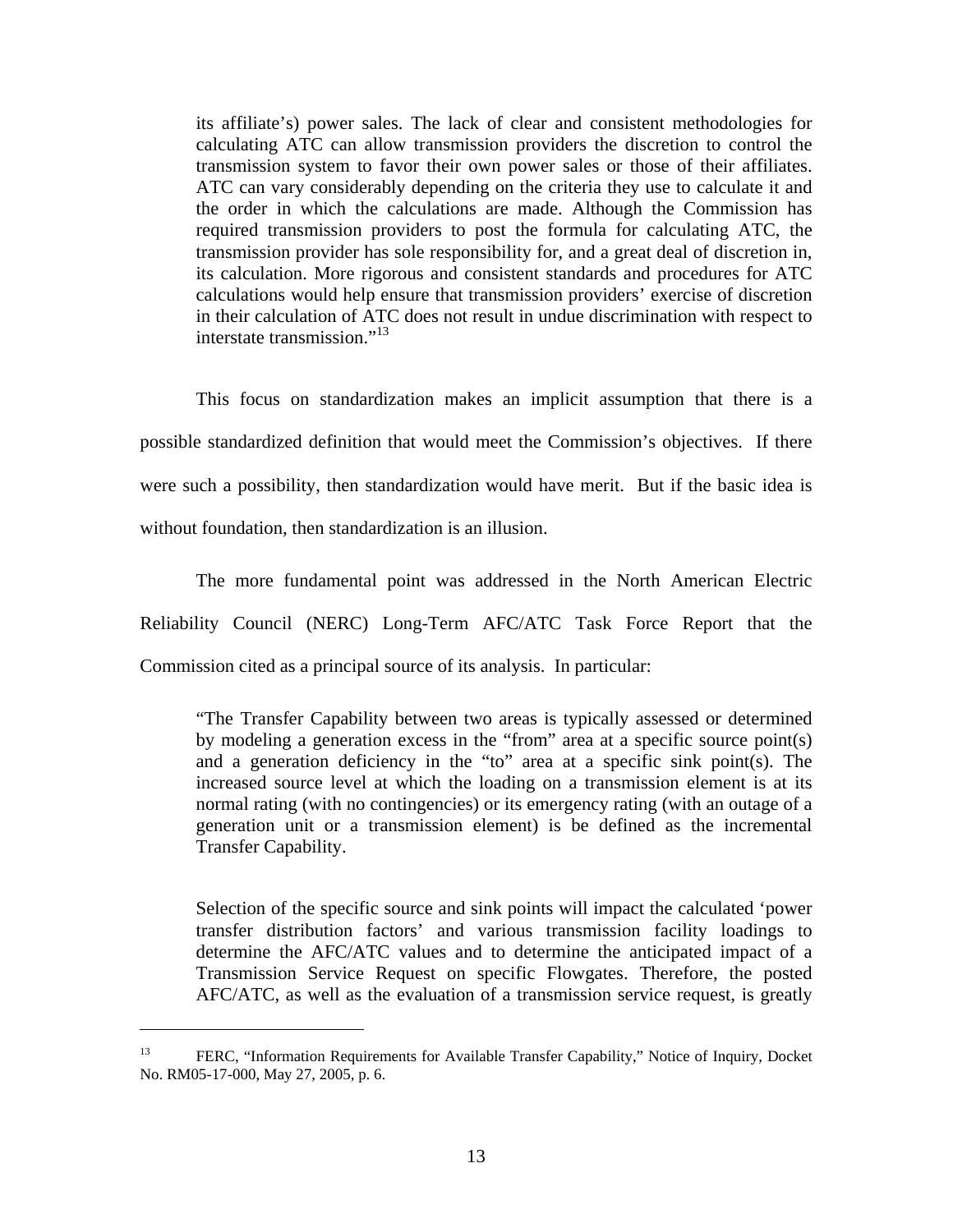> its affiliate's) power sales. The lack of clear and consistent methodologies for calculating ATC can allow transmission providers the discretion to control the transmission system to favor their own power sales or those of their affiliates. ATC can vary considerably depending on the criteria they use to calculate it and the order in which the calculations are made. Although the Commission has required transmission providers to post the formula for calculating ATC, the transmission provider has sole responsibility for, and a great deal of discretion in, its calculation. More rigorous and consistent standards and procedures for ATC calculations would help ensure that transmission providers' exercise of discretion in their calculation of ATC does not result in undue discrimination with respect to interstate transmission."[13]

This focus on standardization makes an implicit assumption that there is a possible standardized definition that would meet the Commission's objectives. If there were such a possibility, then standardization would have merit. But if the basic idea is without foundation, then standardization is an illusion.

The more fundamental point was addressed in the North American Electric Reliability Council (NERC) Long-Term AFC/ATC Task Force Report that the Commission cited as a principal source of its analysis. In particular:

> "The Transfer Capability between two areas is typically assessed or determined by modeling a generation excess in the "from" area at a specific source point(s) and a generation deficiency in the "to" area at a specific sink point(s). The increased source level at which the loading on a transmission element is at its normal rating (with no contingencies) or its emergency rating (with an outage of a generation unit or a transmission element) is be defined as the incremental Transfer Capability.
>
> Selection of the specific source and sink points will impact the calculated 'power transfer distribution factors' and various transmission facility loadings to determine the AFC/ATC values and to determine the anticipated impact of a Transmission Service Request on specific Flowgates. Therefore, the posted AFC/ATC, as well as the evaluation of a transmission service request, is greatly

---

[13] FERC, "Information Requirements for Available Transfer Capability," Notice of Inquiry, Docket No. RM05-17-000, May 27, 2005, p. 6.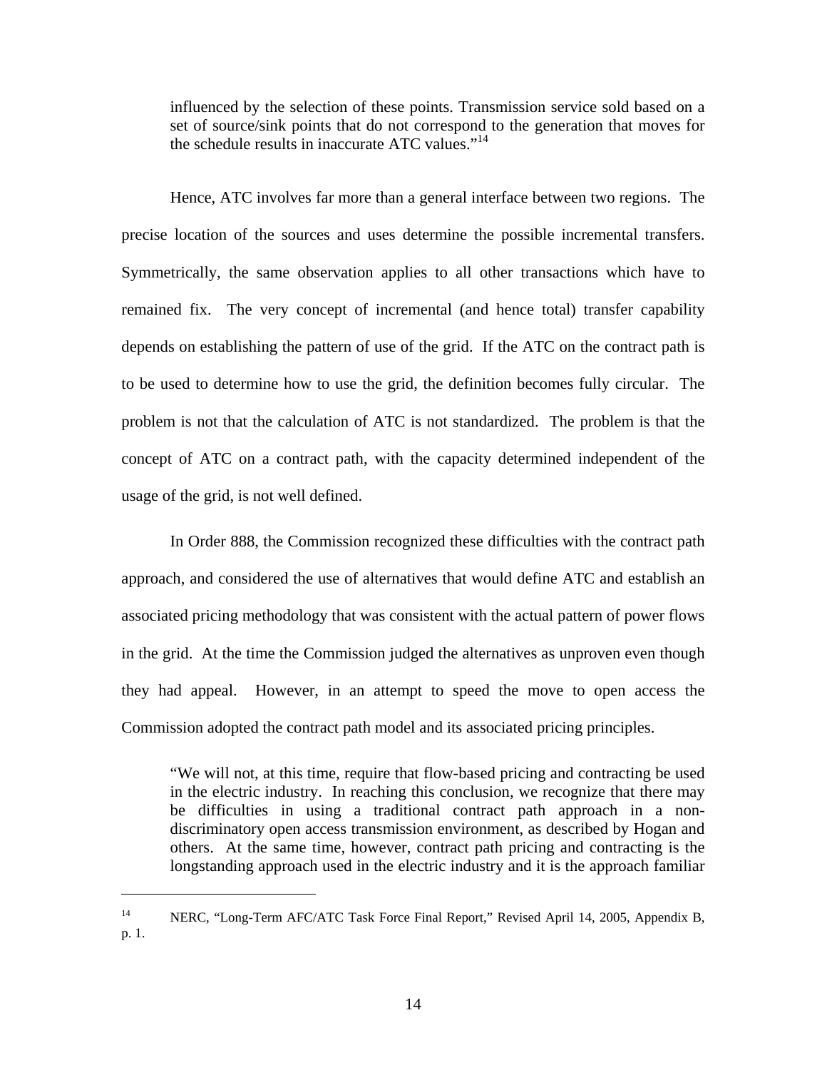influenced by the selection of these points. Transmission service sold based on a set of source/sink points that do not correspond to the generation that moves for the schedule results in inaccurate ATC values."[14]

Hence, ATC involves far more than a general interface between two regions. The precise location of the sources and uses determine the possible incremental transfers. Symmetrically, the same observation applies to all other transactions which have to remained fix. The very concept of incremental (and hence total) transfer capability depends on establishing the pattern of use of the grid. If the ATC on the contract path is to be used to determine how to use the grid, the definition becomes fully circular. The problem is not that the calculation of ATC is not standardized. The problem is that the concept of ATC on a contract path, with the capacity determined independent of the usage of the grid, is not well defined.

In Order 888, the Commission recognized these difficulties with the contract path approach, and considered the use of alternatives that would define ATC and establish an associated pricing methodology that was consistent with the actual pattern of power flows in the grid. At the time the Commission judged the alternatives as unproven even though they had appeal. However, in an attempt to speed the move to open access the Commission adopted the contract path model and its associated pricing principles.

> "We will not, at this time, require that flow-based pricing and contracting be used in the electric industry. In reaching this conclusion, we recognize that there may be difficulties in using a traditional contract path approach in a non-discriminatory open access transmission environment, as described by Hogan and others. At the same time, however, contract path pricing and contracting is the longstanding approach used in the electric industry and it is the approach familiar

---

[14] NERC, "Long-Term AFC/ATC Task Force Final Report," Revised April 14, 2005, Appendix B, p. 1.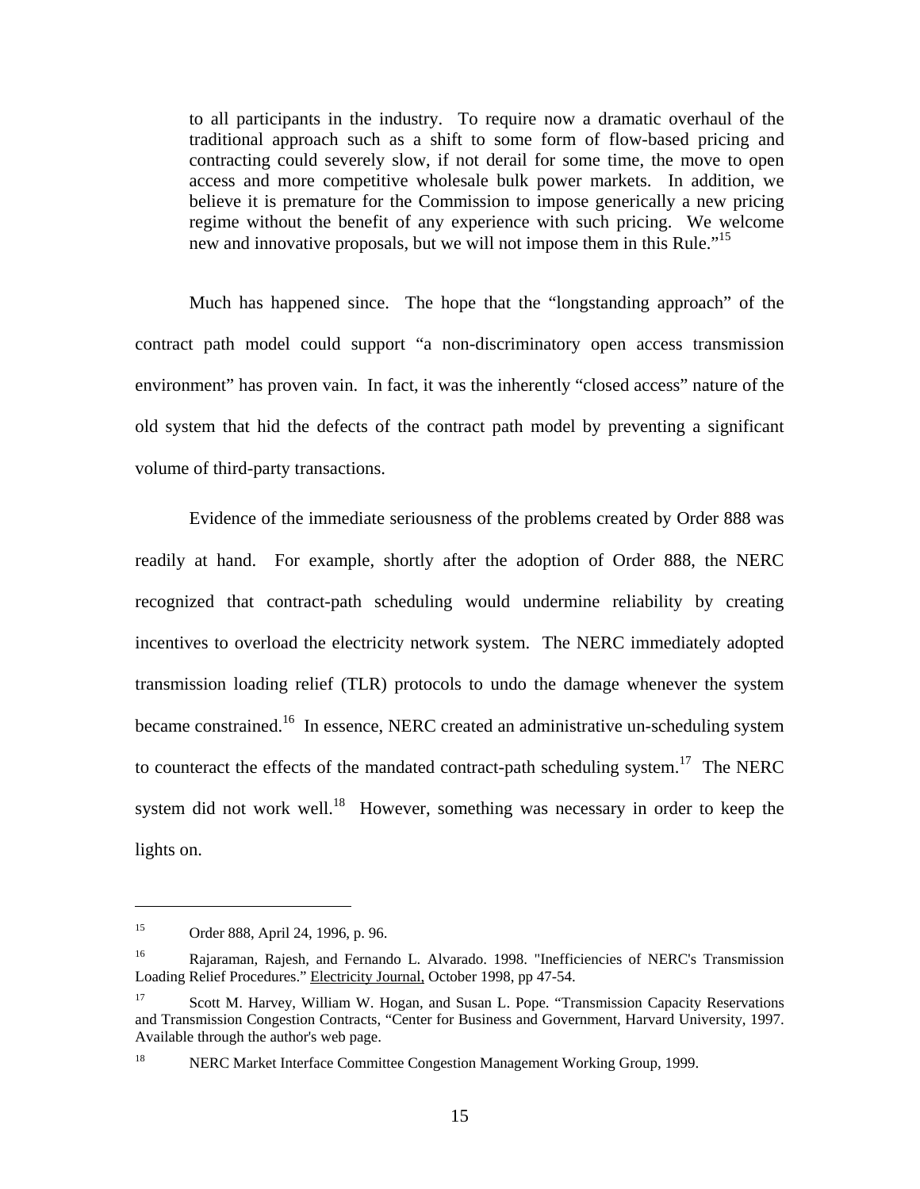> to all participants in the industry. To require now a dramatic overhaul of the traditional approach such as a shift to some form of flow-based pricing and contracting could severely slow, if not derail for some time, the move to open access and more competitive wholesale bulk power markets. In addition, we believe it is premature for the Commission to impose generically a new pricing regime without the benefit of any experience with such pricing. We welcome new and innovative proposals, but we will not impose them in this Rule."[15]

Much has happened since. The hope that the "longstanding approach" of the contract path model could support "a non-discriminatory open access transmission environment" has proven vain. In fact, it was the inherently "closed access" nature of the old system that hid the defects of the contract path model by preventing a significant volume of third-party transactions.

Evidence of the immediate seriousness of the problems created by Order 888 was readily at hand. For example, shortly after the adoption of Order 888, the NERC recognized that contract-path scheduling would undermine reliability by creating incentives to overload the electricity network system. The NERC immediately adopted transmission loading relief (TLR) protocols to undo the damage whenever the system became constrained.[16] In essence, NERC created an administrative un-scheduling system to counteract the effects of the mandated contract-path scheduling system.[17] The NERC system did not work well.[18] However, something was necessary in order to keep the lights on.

---

[15] Order 888, April 24, 1996, p. 96.

[16] Rajaraman, Rajesh, and Fernando L. Alvarado. 1998. "Inefficiencies of NERC's Transmission Loading Relief Procedures." Electricity Journal, October 1998, pp 47-54.

[17] Scott M. Harvey, William W. Hogan, and Susan L. Pope. "Transmission Capacity Reservations and Transmission Congestion Contracts, "Center for Business and Government, Harvard University, 1997. Available through the author's web page.

[18] NERC Market Interface Committee Congestion Management Working Group, 1999.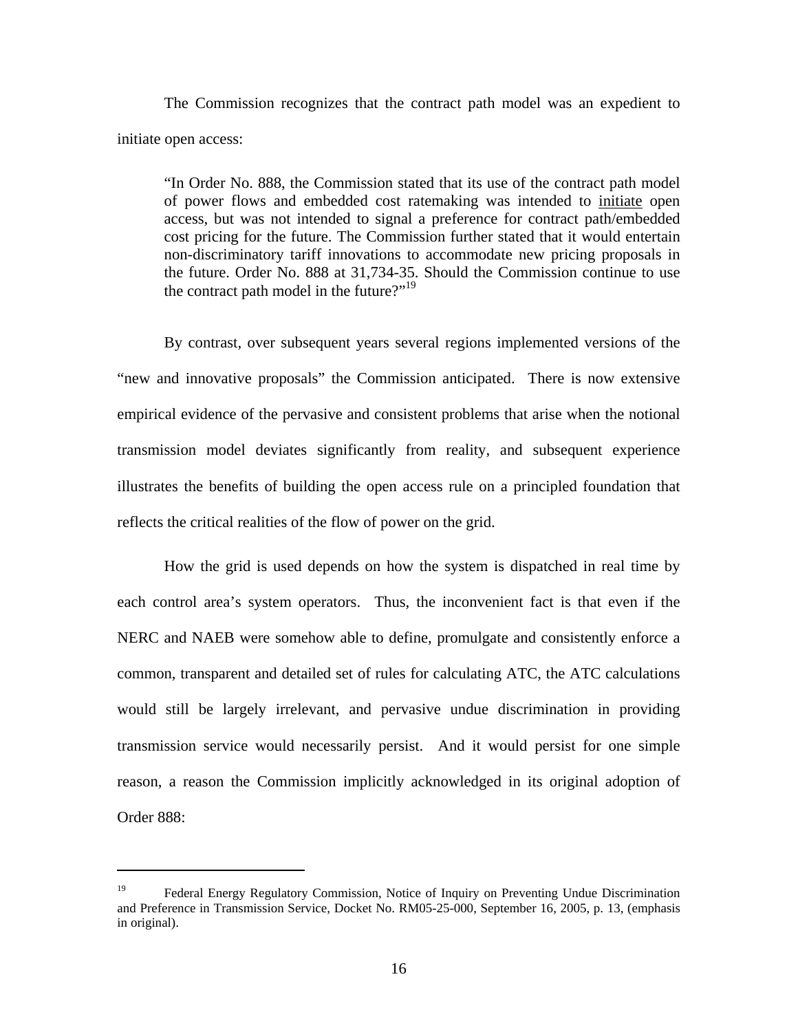The Commission recognizes that the contract path model was an expedient to initiate open access:

> "In Order No. 888, the Commission stated that its use of the contract path model of power flows and embedded cost ratemaking was intended to <u>initiate</u> open access, but was not intended to signal a preference for contract path/embedded cost pricing for the future. The Commission further stated that it would entertain non-discriminatory tariff innovations to accommodate new pricing proposals in the future. Order No. 888 at 31,734-35. Should the Commission continue to use the contract path model in the future?"[19]

By contrast, over subsequent years several regions implemented versions of the "new and innovative proposals" the Commission anticipated. There is now extensive empirical evidence of the pervasive and consistent problems that arise when the notional transmission model deviates significantly from reality, and subsequent experience illustrates the benefits of building the open access rule on a principled foundation that reflects the critical realities of the flow of power on the grid.

How the grid is used depends on how the system is dispatched in real time by each control area's system operators. Thus, the inconvenient fact is that even if the NERC and NAEB were somehow able to define, promulgate and consistently enforce a common, transparent and detailed set of rules for calculating ATC, the ATC calculations would still be largely irrelevant, and pervasive undue discrimination in providing transmission service would necessarily persist. And it would persist for one simple reason, a reason the Commission implicitly acknowledged in its original adoption of Order 888:

---

[19] Federal Energy Regulatory Commission, Notice of Inquiry on Preventing Undue Discrimination and Preference in Transmission Service, Docket No. RM05-25-000, September 16, 2005, p. 13, (emphasis in original).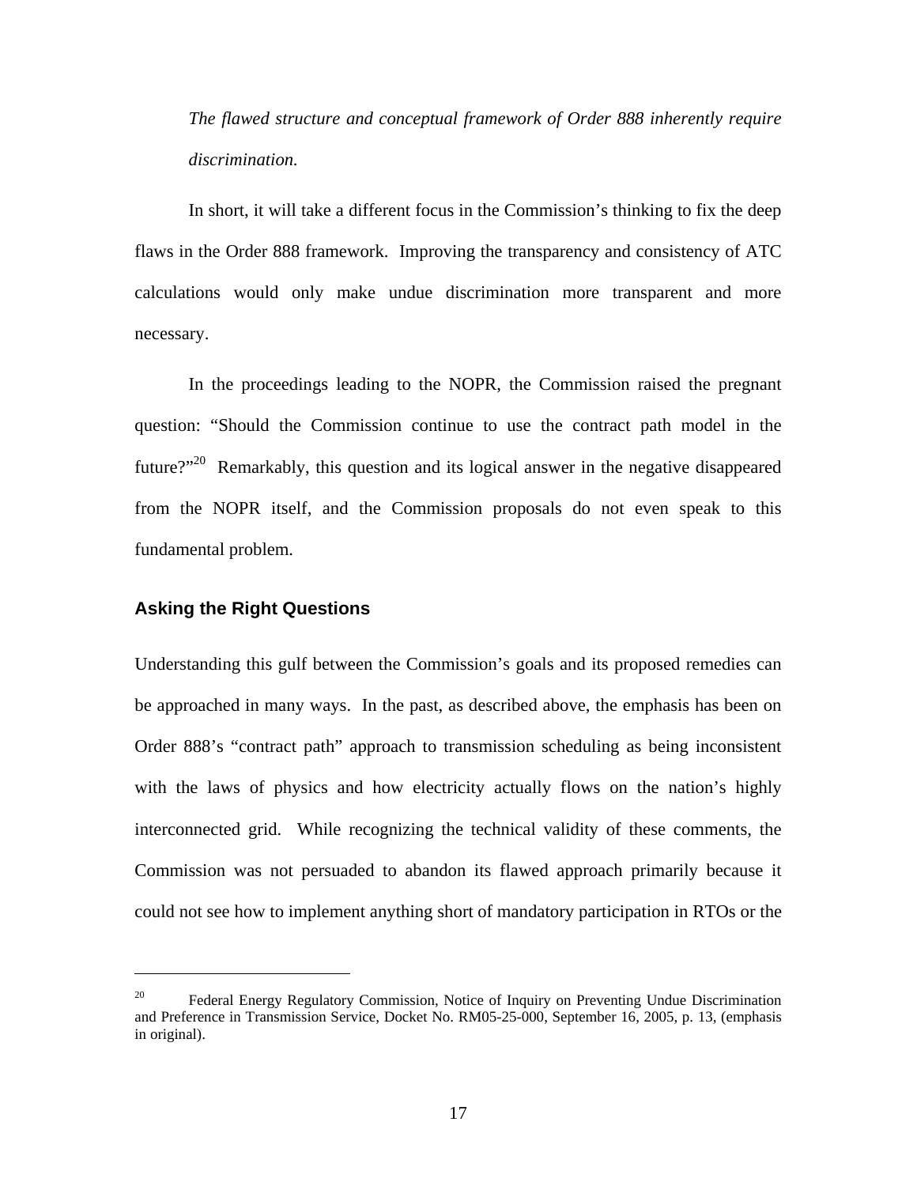*The flawed structure and conceptual framework of Order 888 inherently require discrimination.*

In short, it will take a different focus in the Commission's thinking to fix the deep flaws in the Order 888 framework. Improving the transparency and consistency of ATC calculations would only make undue discrimination more transparent and more necessary.

In the proceedings leading to the NOPR, the Commission raised the pregnant question: "Should the Commission continue to use the contract path model in the future?"[20] Remarkably, this question and its logical answer in the negative disappeared from the NOPR itself, and the Commission proposals do not even speak to this fundamental problem.

### Asking the Right Questions

Understanding this gulf between the Commission's goals and its proposed remedies can be approached in many ways. In the past, as described above, the emphasis has been on Order 888's "contract path" approach to transmission scheduling as being inconsistent with the laws of physics and how electricity actually flows on the nation's highly interconnected grid. While recognizing the technical validity of these comments, the Commission was not persuaded to abandon its flawed approach primarily because it could not see how to implement anything short of mandatory participation in RTOs or the

---

[20] Federal Energy Regulatory Commission, Notice of Inquiry on Preventing Undue Discrimination and Preference in Transmission Service, Docket No. RM05-25-000, September 16, 2005, p. 13, (emphasis in original).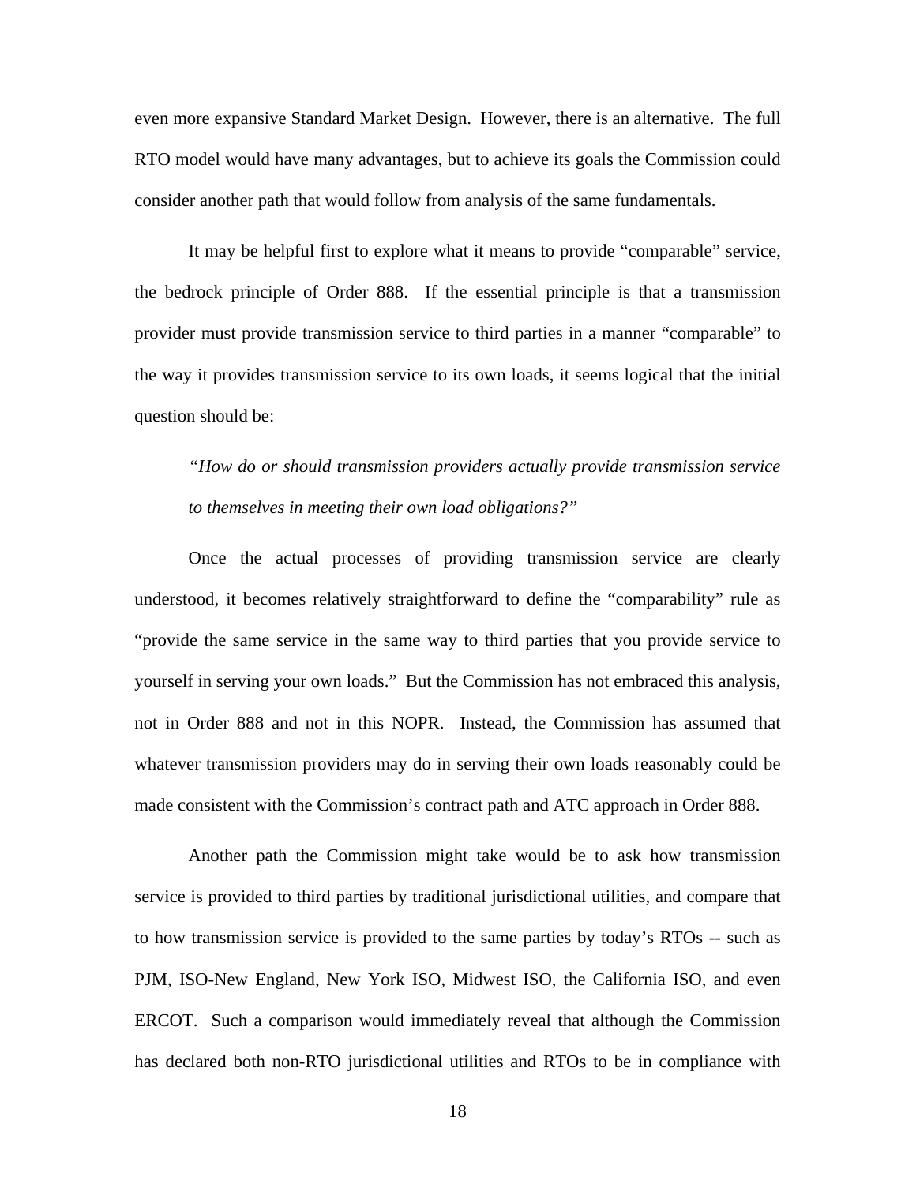even more expansive Standard Market Design. However, there is an alternative. The full RTO model would have many advantages, but to achieve its goals the Commission could consider another path that would follow from analysis of the same fundamentals.

It may be helpful first to explore what it means to provide "comparable" service, the bedrock principle of Order 888. If the essential principle is that a transmission provider must provide transmission service to third parties in a manner "comparable" to the way it provides transmission service to its own loads, it seems logical that the initial question should be:

> *"How do or should transmission providers actually provide transmission service to themselves in meeting their own load obligations?"*

Once the actual processes of providing transmission service are clearly understood, it becomes relatively straightforward to define the "comparability" rule as "provide the same service in the same way to third parties that you provide service to yourself in serving your own loads." But the Commission has not embraced this analysis, not in Order 888 and not in this NOPR. Instead, the Commission has assumed that whatever transmission providers may do in serving their own loads reasonably could be made consistent with the Commission's contract path and ATC approach in Order 888.

Another path the Commission might take would be to ask how transmission service is provided to third parties by traditional jurisdictional utilities, and compare that to how transmission service is provided to the same parties by today's RTOs -- such as PJM, ISO-New England, New York ISO, Midwest ISO, the California ISO, and even ERCOT. Such a comparison would immediately reveal that although the Commission has declared both non-RTO jurisdictional utilities and RTOs to be in compliance with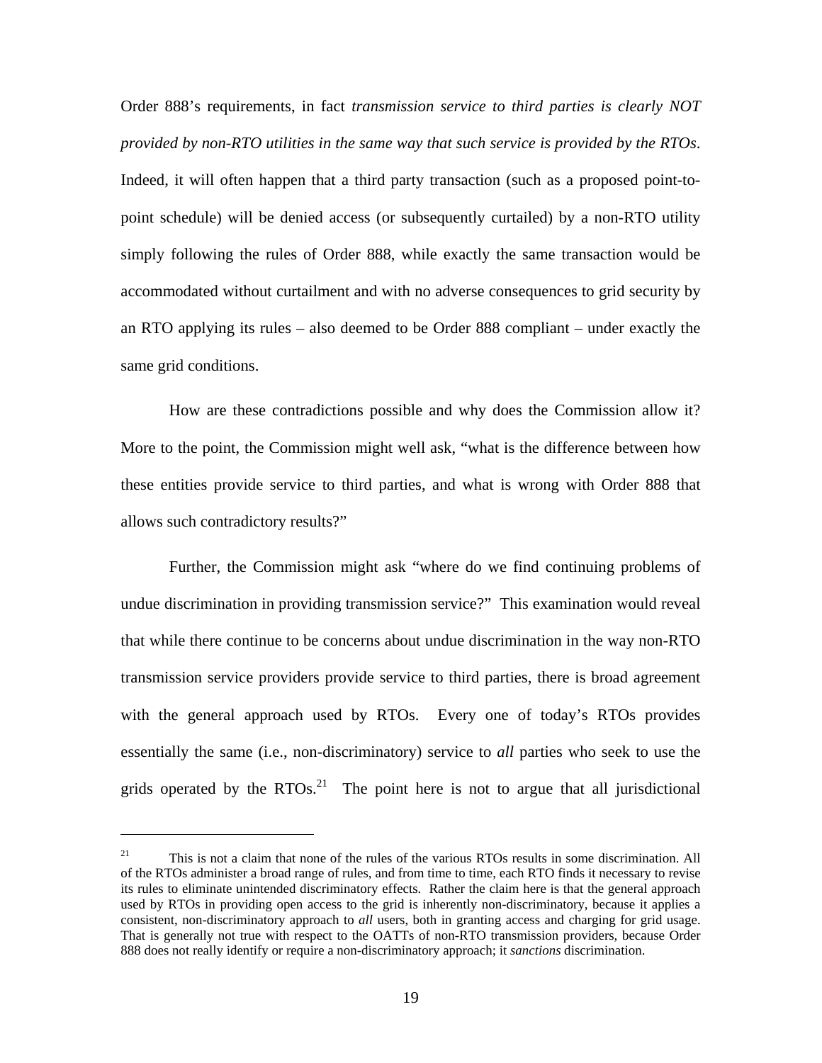Order 888's requirements, in fact *transmission service to third parties is clearly NOT provided by non-RTO utilities in the same way that such service is provided by the RTOs*. Indeed, it will often happen that a third party transaction (such as a proposed point-to-point schedule) will be denied access (or subsequently curtailed) by a non-RTO utility simply following the rules of Order 888, while exactly the same transaction would be accommodated without curtailment and with no adverse consequences to grid security by an RTO applying its rules – also deemed to be Order 888 compliant – under exactly the same grid conditions.

How are these contradictions possible and why does the Commission allow it? More to the point, the Commission might well ask, "what is the difference between how these entities provide service to third parties, and what is wrong with Order 888 that allows such contradictory results?"

Further, the Commission might ask "where do we find continuing problems of undue discrimination in providing transmission service?" This examination would reveal that while there continue to be concerns about undue discrimination in the way non-RTO transmission service providers provide service to third parties, there is broad agreement with the general approach used by RTOs. Every one of today's RTOs provides essentially the same (i.e., non-discriminatory) service to *all* parties who seek to use the grids operated by the RTOs.[21] The point here is not to argue that all jurisdictional

---

[21] This is not a claim that none of the rules of the various RTOs results in some discrimination. All of the RTOs administer a broad range of rules, and from time to time, each RTO finds it necessary to revise its rules to eliminate unintended discriminatory effects. Rather the claim here is that the general approach used by RTOs in providing open access to the grid is inherently non-discriminatory, because it applies a consistent, non-discriminatory approach to *all* users, both in granting access and charging for grid usage. That is generally not true with respect to the OATTs of non-RTO transmission providers, because Order 888 does not really identify or require a non-discriminatory approach; it *sanctions* discrimination.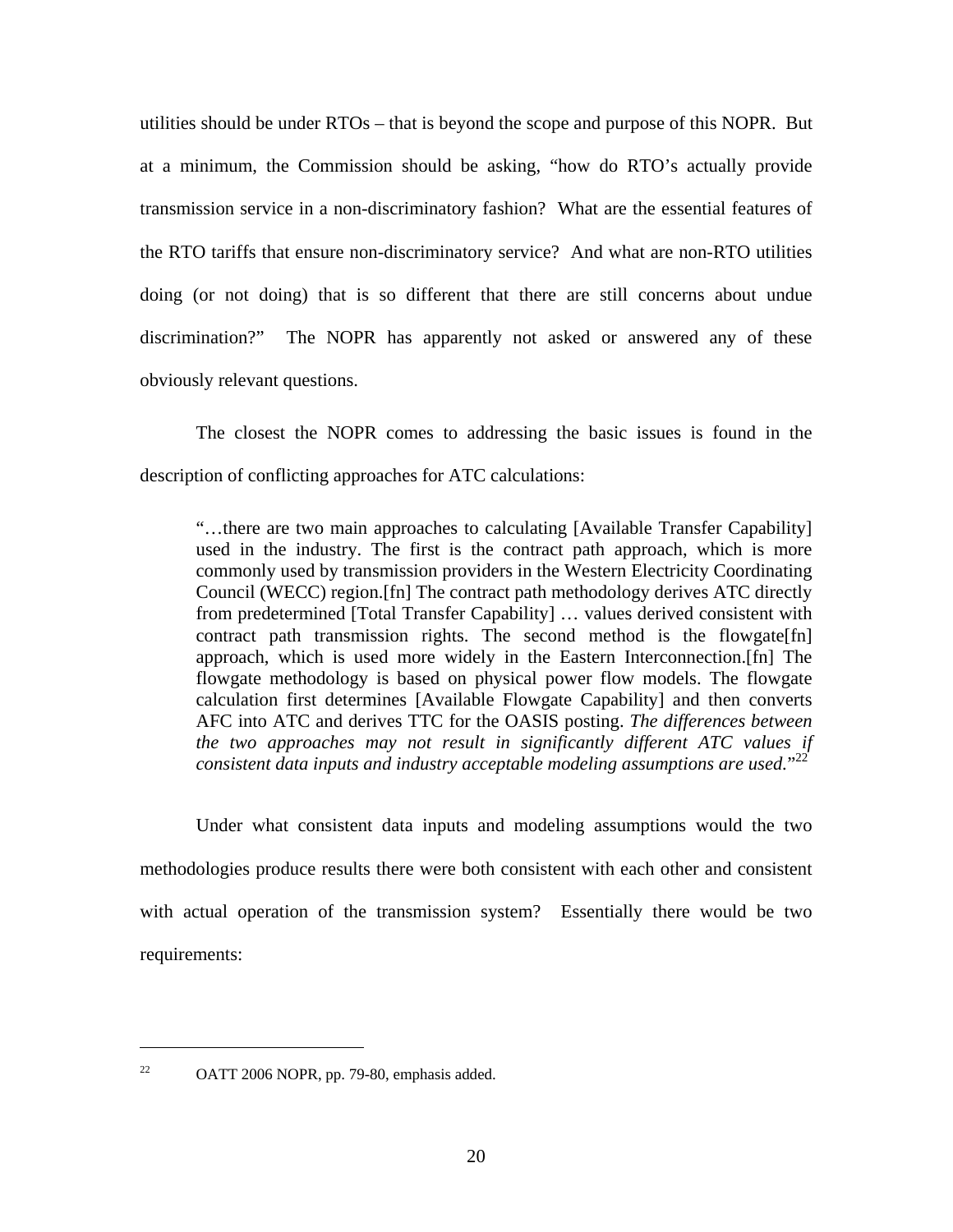utilities should be under RTOs – that is beyond the scope and purpose of this NOPR. But at a minimum, the Commission should be asking, "how do RTO's actually provide transmission service in a non-discriminatory fashion? What are the essential features of the RTO tariffs that ensure non-discriminatory service? And what are non-RTO utilities doing (or not doing) that is so different that there are still concerns about undue discrimination?" The NOPR has apparently not asked or answered any of these obviously relevant questions.

The closest the NOPR comes to addressing the basic issues is found in the description of conflicting approaches for ATC calculations:

> "…there are two main approaches to calculating [Available Transfer Capability] used in the industry. The first is the contract path approach, which is more commonly used by transmission providers in the Western Electricity Coordinating Council (WECC) region.[fn] The contract path methodology derives ATC directly from predetermined [Total Transfer Capability] … values derived consistent with contract path transmission rights. The second method is the flowgate[fn] approach, which is used more widely in the Eastern Interconnection.[fn] The flowgate methodology is based on physical power flow models. The flowgate calculation first determines [Available Flowgate Capability] and then converts AFC into ATC and derives TTC for the OASIS posting. *The differences between the two approaches may not result in significantly different ATC values if consistent data inputs and industry acceptable modeling assumptions are used.*"[22]

Under what consistent data inputs and modeling assumptions would the two methodologies produce results there were both consistent with each other and consistent with actual operation of the transmission system? Essentially there would be two requirements:

---

[22] OATT 2006 NOPR, pp. 79-80, emphasis added.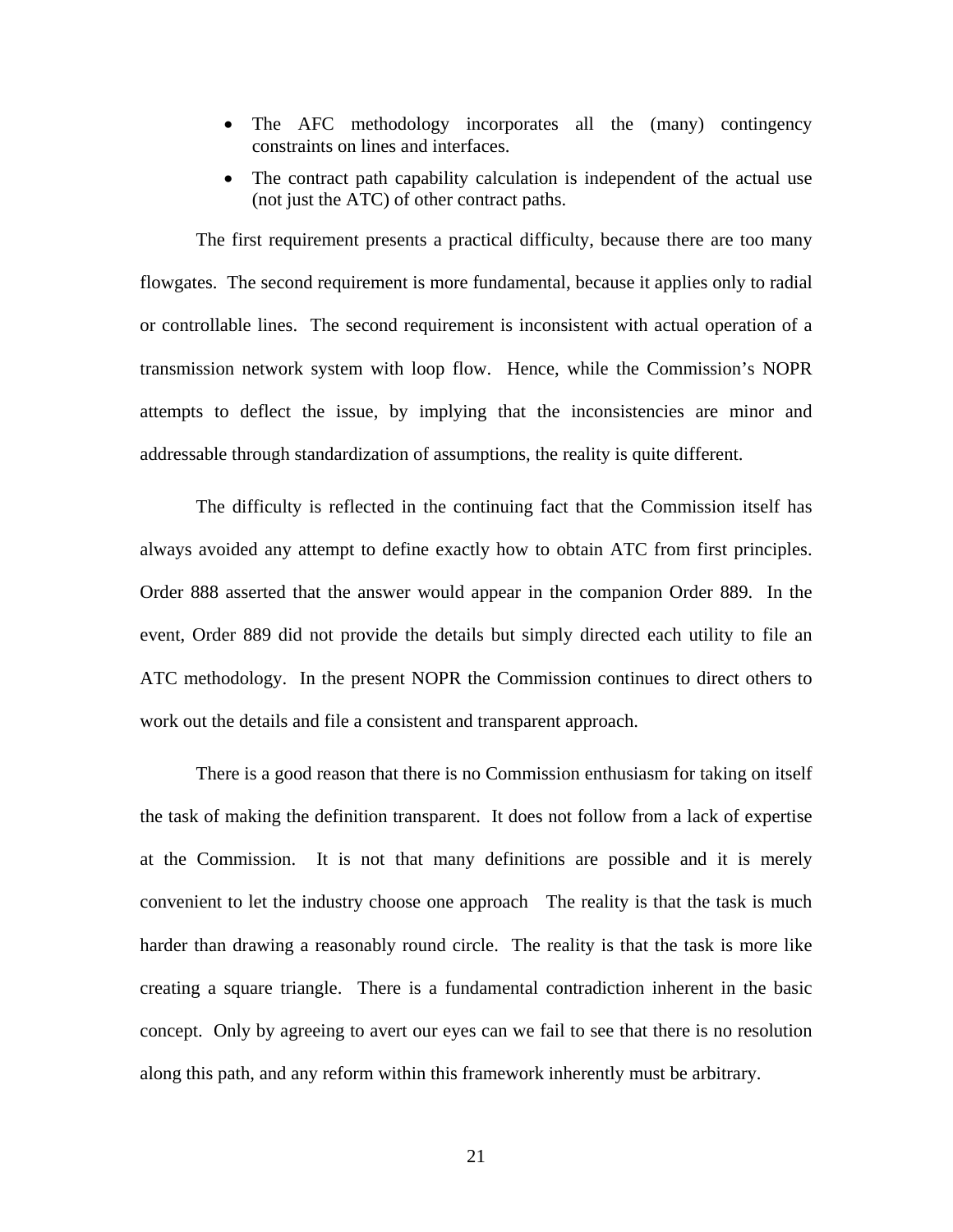- The AFC methodology incorporates all the (many) contingency constraints on lines and interfaces.
- The contract path capability calculation is independent of the actual use (not just the ATC) of other contract paths.

The first requirement presents a practical difficulty, because there are too many flowgates. The second requirement is more fundamental, because it applies only to radial or controllable lines. The second requirement is inconsistent with actual operation of a transmission network system with loop flow. Hence, while the Commission's NOPR attempts to deflect the issue, by implying that the inconsistencies are minor and addressable through standardization of assumptions, the reality is quite different.

The difficulty is reflected in the continuing fact that the Commission itself has always avoided any attempt to define exactly how to obtain ATC from first principles. Order 888 asserted that the answer would appear in the companion Order 889. In the event, Order 889 did not provide the details but simply directed each utility to file an ATC methodology. In the present NOPR the Commission continues to direct others to work out the details and file a consistent and transparent approach.

There is a good reason that there is no Commission enthusiasm for taking on itself the task of making the definition transparent. It does not follow from a lack of expertise at the Commission. It is not that many definitions are possible and it is merely convenient to let the industry choose one approach The reality is that the task is much harder than drawing a reasonably round circle. The reality is that the task is more like creating a square triangle. There is a fundamental contradiction inherent in the basic concept. Only by agreeing to avert our eyes can we fail to see that there is no resolution along this path, and any reform within this framework inherently must be arbitrary.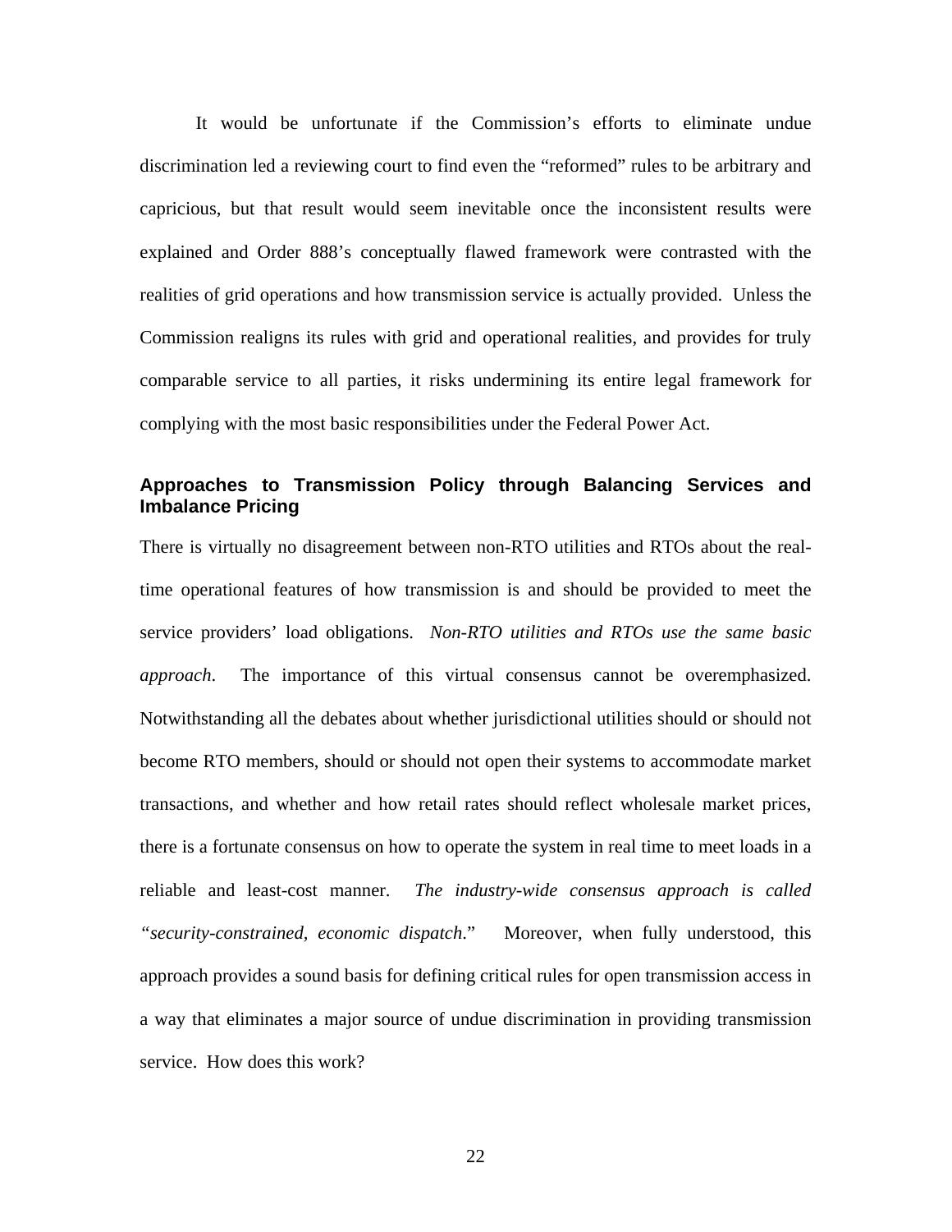It would be unfortunate if the Commission's efforts to eliminate undue discrimination led a reviewing court to find even the "reformed" rules to be arbitrary and capricious, but that result would seem inevitable once the inconsistent results were explained and Order 888's conceptually flawed framework were contrasted with the realities of grid operations and how transmission service is actually provided. Unless the Commission realigns its rules with grid and operational realities, and provides for truly comparable service to all parties, it risks undermining its entire legal framework for complying with the most basic responsibilities under the Federal Power Act.

## Approaches to Transmission Policy through Balancing Services and Imbalance Pricing

There is virtually no disagreement between non-RTO utilities and RTOs about the real-time operational features of how transmission is and should be provided to meet the service providers' load obligations. *Non-RTO utilities and RTOs use the same basic approach*. The importance of this virtual consensus cannot be overemphasized. Notwithstanding all the debates about whether jurisdictional utilities should or should not become RTO members, should or should not open their systems to accommodate market transactions, and whether and how retail rates should reflect wholesale market prices, there is a fortunate consensus on how to operate the system in real time to meet loads in a reliable and least-cost manner. *The industry-wide consensus approach is called "security-constrained, economic dispatch*." Moreover, when fully understood, this approach provides a sound basis for defining critical rules for open transmission access in a way that eliminates a major source of undue discrimination in providing transmission service. How does this work?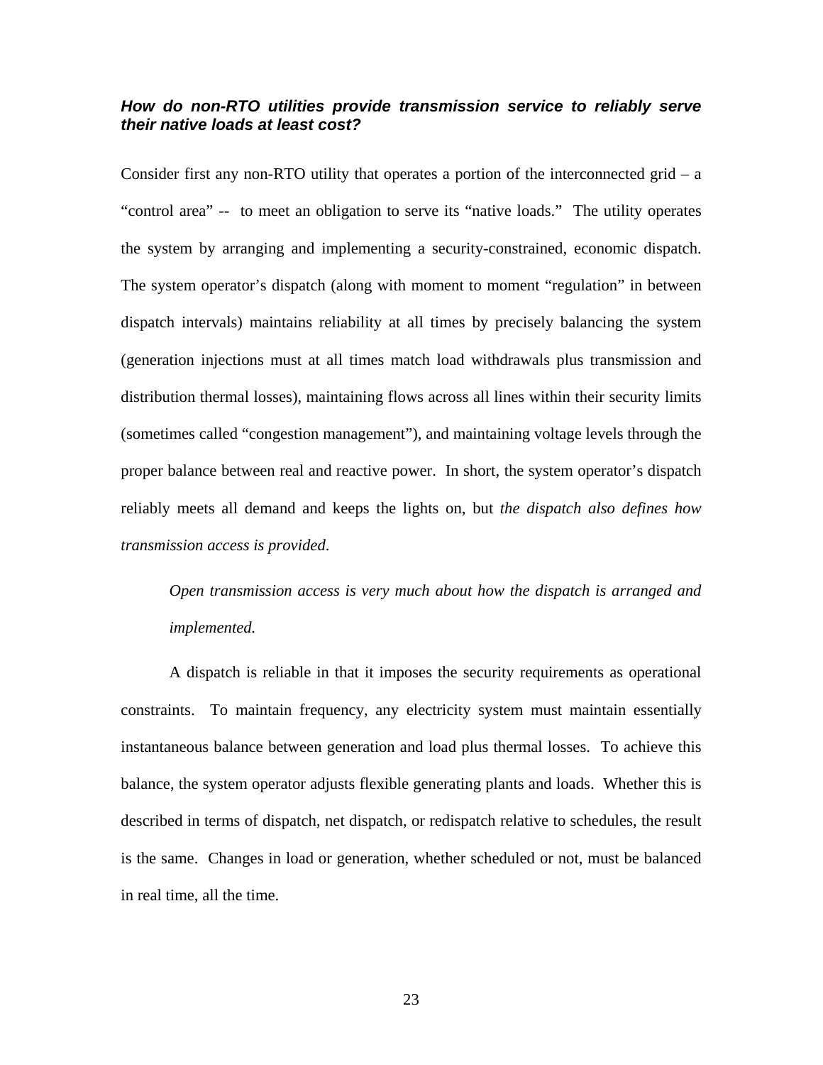***How do non-RTO utilities provide transmission service to reliably serve their native loads at least cost?***

Consider first any non-RTO utility that operates a portion of the interconnected grid – a "control area" -- to meet an obligation to serve its "native loads." The utility operates the system by arranging and implementing a security-constrained, economic dispatch. The system operator's dispatch (along with moment to moment "regulation" in between dispatch intervals) maintains reliability at all times by precisely balancing the system (generation injections must at all times match load withdrawals plus transmission and distribution thermal losses), maintaining flows across all lines within their security limits (sometimes called "congestion management"), and maintaining voltage levels through the proper balance between real and reactive power. In short, the system operator's dispatch reliably meets all demand and keeps the lights on, but *the dispatch also defines how transmission access is provided*.

> *Open transmission access is very much about how the dispatch is arranged and implemented.*

A dispatch is reliable in that it imposes the security requirements as operational constraints. To maintain frequency, any electricity system must maintain essentially instantaneous balance between generation and load plus thermal losses. To achieve this balance, the system operator adjusts flexible generating plants and loads. Whether this is described in terms of dispatch, net dispatch, or redispatch relative to schedules, the result is the same. Changes in load or generation, whether scheduled or not, must be balanced in real time, all the time.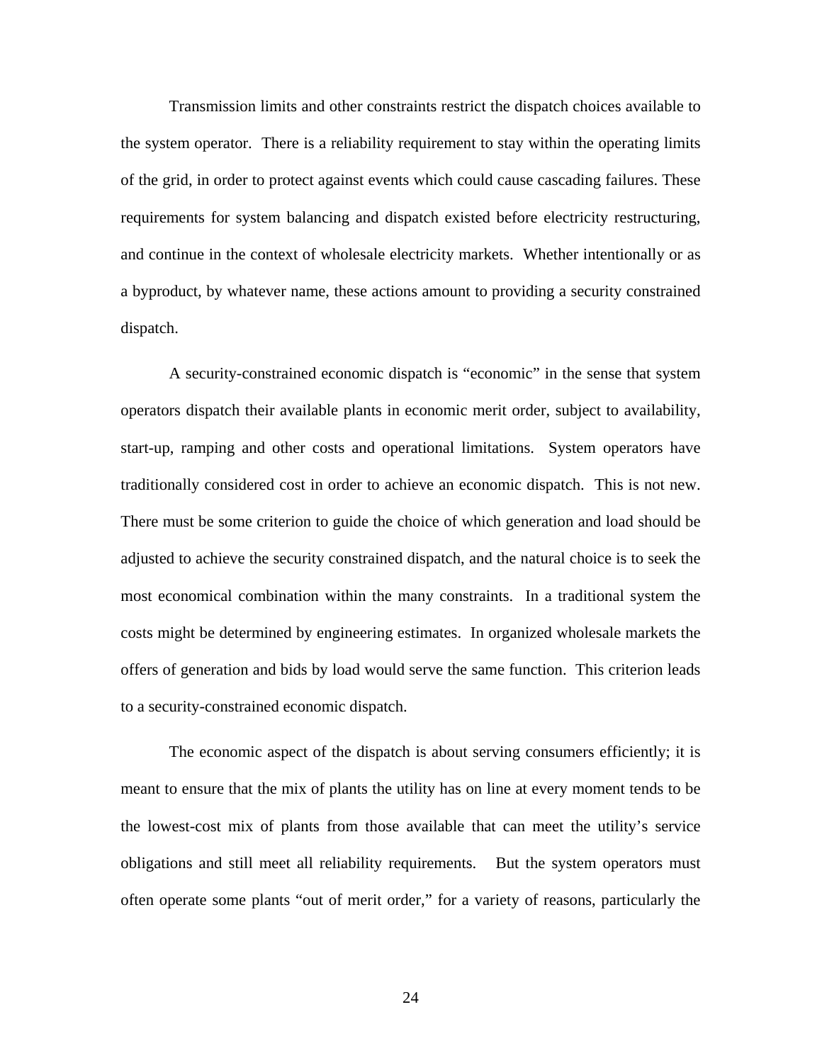Transmission limits and other constraints restrict the dispatch choices available to the system operator. There is a reliability requirement to stay within the operating limits of the grid, in order to protect against events which could cause cascading failures. These requirements for system balancing and dispatch existed before electricity restructuring, and continue in the context of wholesale electricity markets. Whether intentionally or as a byproduct, by whatever name, these actions amount to providing a security constrained dispatch.

A security-constrained economic dispatch is "economic" in the sense that system operators dispatch their available plants in economic merit order, subject to availability, start-up, ramping and other costs and operational limitations. System operators have traditionally considered cost in order to achieve an economic dispatch. This is not new. There must be some criterion to guide the choice of which generation and load should be adjusted to achieve the security constrained dispatch, and the natural choice is to seek the most economical combination within the many constraints. In a traditional system the costs might be determined by engineering estimates. In organized wholesale markets the offers of generation and bids by load would serve the same function. This criterion leads to a security-constrained economic dispatch.

The economic aspect of the dispatch is about serving consumers efficiently; it is meant to ensure that the mix of plants the utility has on line at every moment tends to be the lowest-cost mix of plants from those available that can meet the utility's service obligations and still meet all reliability requirements. But the system operators must often operate some plants "out of merit order," for a variety of reasons, particularly the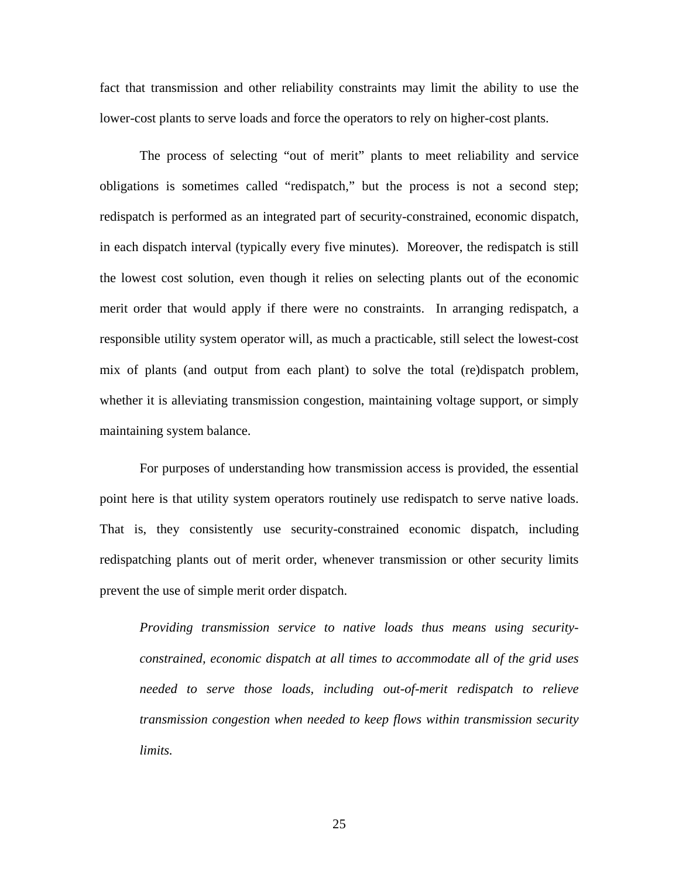fact that transmission and other reliability constraints may limit the ability to use the lower-cost plants to serve loads and force the operators to rely on higher-cost plants.

The process of selecting "out of merit" plants to meet reliability and service obligations is sometimes called "redispatch," but the process is not a second step; redispatch is performed as an integrated part of security-constrained, economic dispatch, in each dispatch interval (typically every five minutes). Moreover, the redispatch is still the lowest cost solution, even though it relies on selecting plants out of the economic merit order that would apply if there were no constraints. In arranging redispatch, a responsible utility system operator will, as much a practicable, still select the lowest-cost mix of plants (and output from each plant) to solve the total (re)dispatch problem, whether it is alleviating transmission congestion, maintaining voltage support, or simply maintaining system balance.

For purposes of understanding how transmission access is provided, the essential point here is that utility system operators routinely use redispatch to serve native loads. That is, they consistently use security-constrained economic dispatch, including redispatching plants out of merit order, whenever transmission or other security limits prevent the use of simple merit order dispatch.

> *Providing transmission service to native loads thus means using security-constrained, economic dispatch at all times to accommodate all of the grid uses needed to serve those loads, including out-of-merit redispatch to relieve transmission congestion when needed to keep flows within transmission security limits.*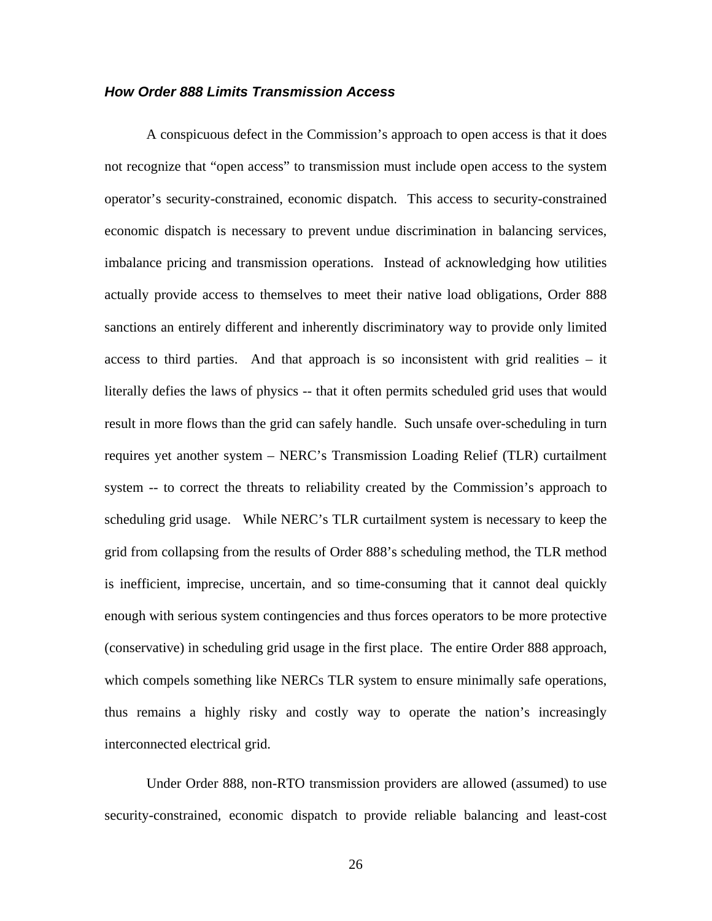***How Order 888 Limits Transmission Access***

A conspicuous defect in the Commission's approach to open access is that it does not recognize that "open access" to transmission must include open access to the system operator's security-constrained, economic dispatch. This access to security-constrained economic dispatch is necessary to prevent undue discrimination in balancing services, imbalance pricing and transmission operations. Instead of acknowledging how utilities actually provide access to themselves to meet their native load obligations, Order 888 sanctions an entirely different and inherently discriminatory way to provide only limited access to third parties. And that approach is so inconsistent with grid realities – it literally defies the laws of physics -- that it often permits scheduled grid uses that would result in more flows than the grid can safely handle. Such unsafe over-scheduling in turn requires yet another system – NERC's Transmission Loading Relief (TLR) curtailment system -- to correct the threats to reliability created by the Commission's approach to scheduling grid usage. While NERC's TLR curtailment system is necessary to keep the grid from collapsing from the results of Order 888's scheduling method, the TLR method is inefficient, imprecise, uncertain, and so time-consuming that it cannot deal quickly enough with serious system contingencies and thus forces operators to be more protective (conservative) in scheduling grid usage in the first place. The entire Order 888 approach, which compels something like NERCs TLR system to ensure minimally safe operations, thus remains a highly risky and costly way to operate the nation's increasingly interconnected electrical grid.

Under Order 888, non-RTO transmission providers are allowed (assumed) to use security-constrained, economic dispatch to provide reliable balancing and least-cost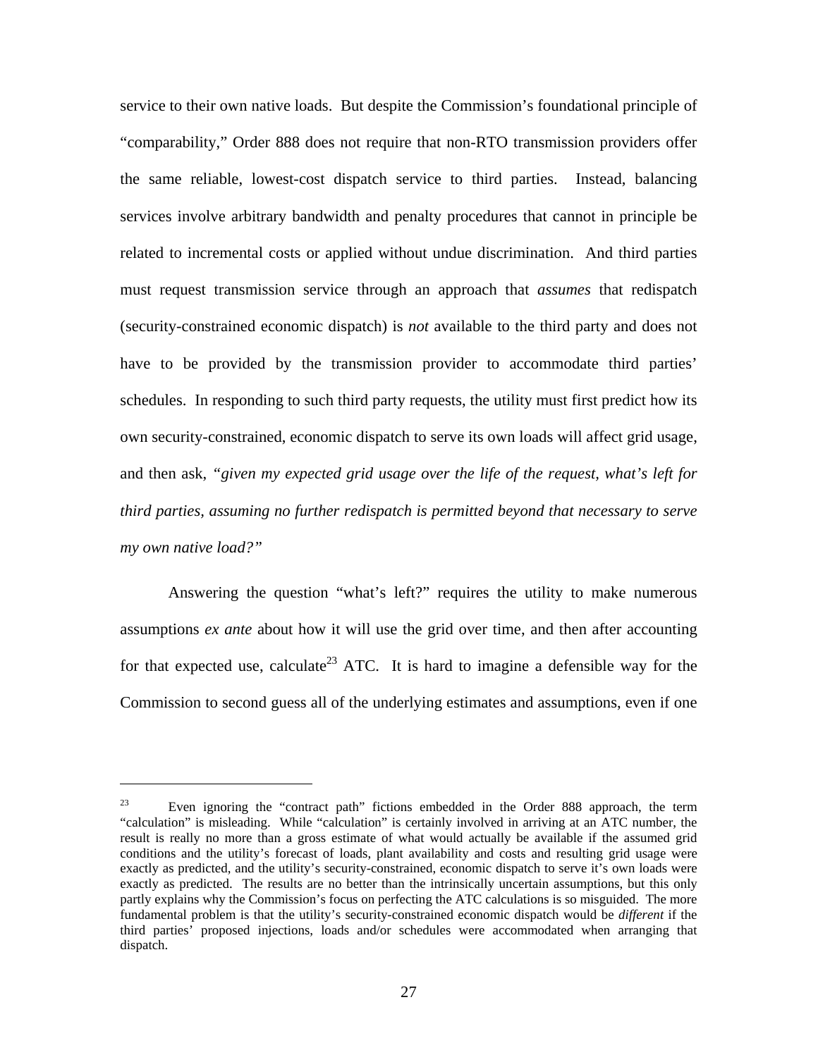service to their own native loads. But despite the Commission's foundational principle of "comparability," Order 888 does not require that non-RTO transmission providers offer the same reliable, lowest-cost dispatch service to third parties. Instead, balancing services involve arbitrary bandwidth and penalty procedures that cannot in principle be related to incremental costs or applied without undue discrimination. And third parties must request transmission service through an approach that *assumes* that redispatch (security-constrained economic dispatch) is *not* available to the third party and does not have to be provided by the transmission provider to accommodate third parties' schedules. In responding to such third party requests, the utility must first predict how its own security-constrained, economic dispatch to serve its own loads will affect grid usage, and then ask, *"given my expected grid usage over the life of the request, what's left for third parties, assuming no further redispatch is permitted beyond that necessary to serve my own native load?"*

Answering the question "what's left?" requires the utility to make numerous assumptions *ex ante* about how it will use the grid over time, and then after accounting for that expected use, calculate[23] ATC. It is hard to imagine a defensible way for the Commission to second guess all of the underlying estimates and assumptions, even if one

---

[23] Even ignoring the "contract path" fictions embedded in the Order 888 approach, the term "calculation" is misleading. While "calculation" is certainly involved in arriving at an ATC number, the result is really no more than a gross estimate of what would actually be available if the assumed grid conditions and the utility's forecast of loads, plant availability and costs and resulting grid usage were exactly as predicted, and the utility's security-constrained, economic dispatch to serve it's own loads were exactly as predicted. The results are no better than the intrinsically uncertain assumptions, but this only partly explains why the Commission's focus on perfecting the ATC calculations is so misguided. The more fundamental problem is that the utility's security-constrained economic dispatch would be *different* if the third parties' proposed injections, loads and/or schedules were accommodated when arranging that dispatch.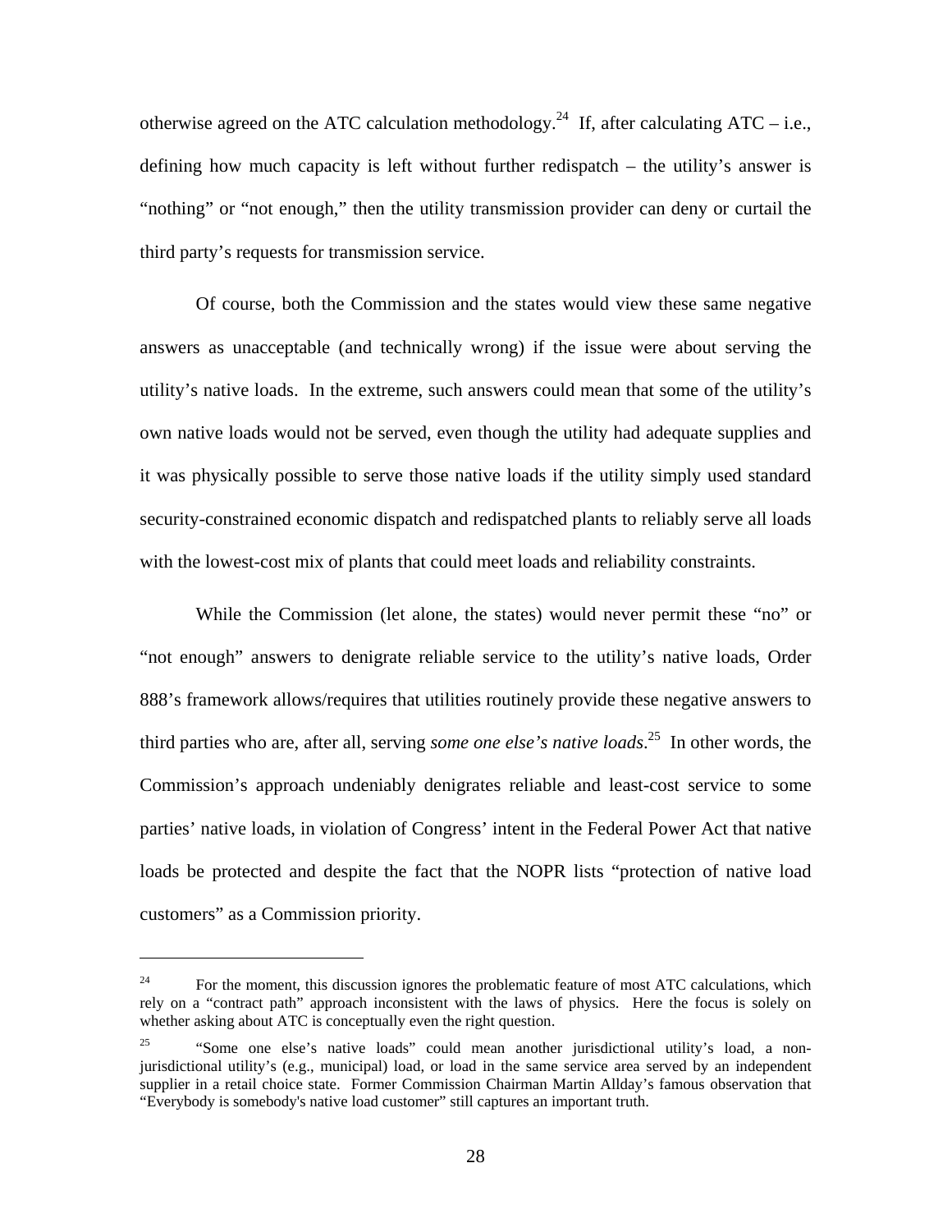otherwise agreed on the ATC calculation methodology.[24] If, after calculating ATC – i.e., defining how much capacity is left without further redispatch – the utility's answer is "nothing" or "not enough," then the utility transmission provider can deny or curtail the third party's requests for transmission service.

Of course, both the Commission and the states would view these same negative answers as unacceptable (and technically wrong) if the issue were about serving the utility's native loads. In the extreme, such answers could mean that some of the utility's own native loads would not be served, even though the utility had adequate supplies and it was physically possible to serve those native loads if the utility simply used standard security-constrained economic dispatch and redispatched plants to reliably serve all loads with the lowest-cost mix of plants that could meet loads and reliability constraints.

While the Commission (let alone, the states) would never permit these "no" or "not enough" answers to denigrate reliable service to the utility's native loads, Order 888's framework allows/requires that utilities routinely provide these negative answers to third parties who are, after all, serving *some one else's native loads*.[25] In other words, the Commission's approach undeniably denigrates reliable and least-cost service to some parties' native loads, in violation of Congress' intent in the Federal Power Act that native loads be protected and despite the fact that the NOPR lists "protection of native load customers" as a Commission priority.

---

[24] For the moment, this discussion ignores the problematic feature of most ATC calculations, which rely on a "contract path" approach inconsistent with the laws of physics. Here the focus is solely on whether asking about ATC is conceptually even the right question.

[25] "Some one else's native loads" could mean another jurisdictional utility's load, a non-jurisdictional utility's (e.g., municipal) load, or load in the same service area served by an independent supplier in a retail choice state. Former Commission Chairman Martin Allday's famous observation that "Everybody is somebody's native load customer" still captures an important truth.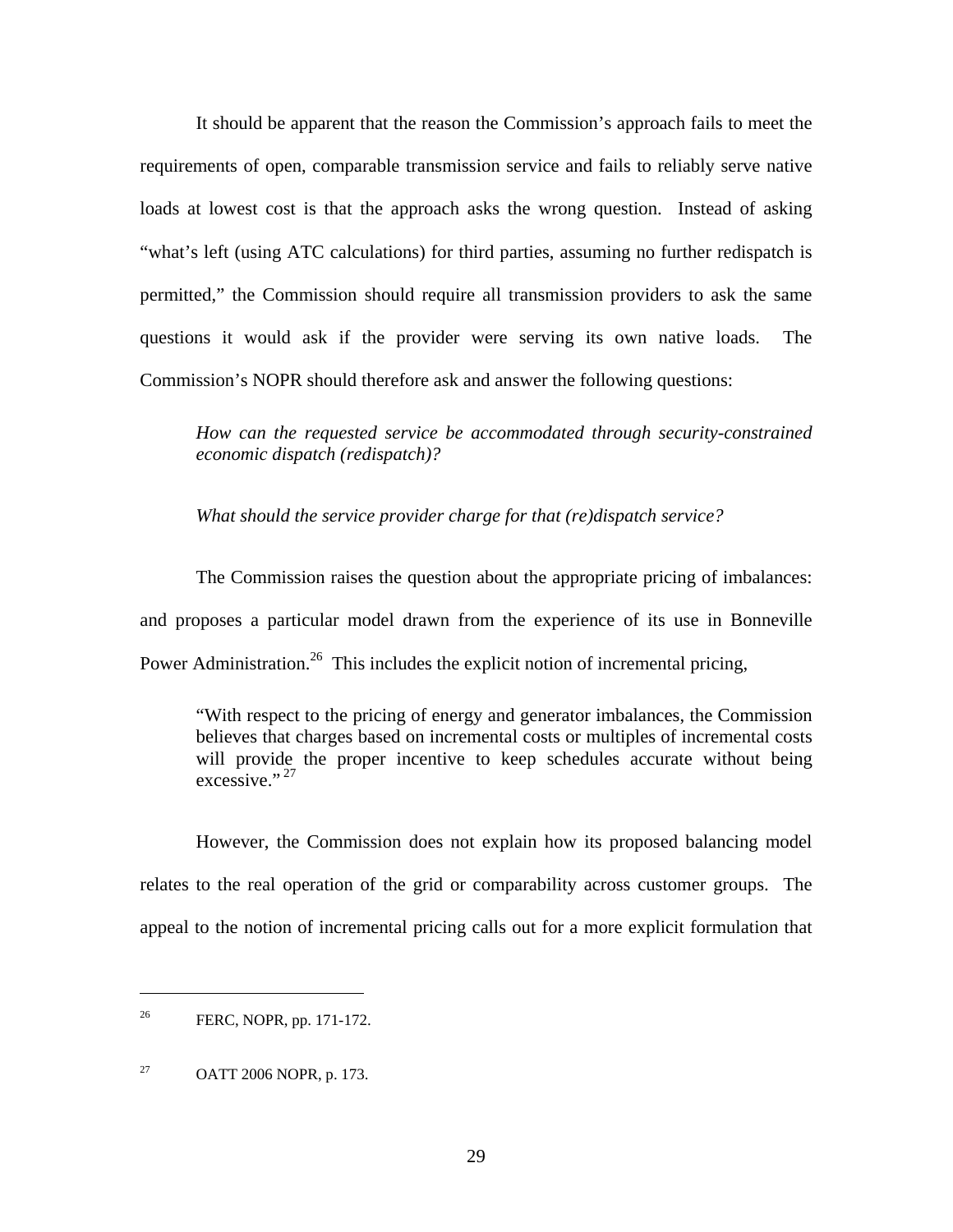It should be apparent that the reason the Commission's approach fails to meet the requirements of open, comparable transmission service and fails to reliably serve native loads at lowest cost is that the approach asks the wrong question. Instead of asking "what's left (using ATC calculations) for third parties, assuming no further redispatch is permitted," the Commission should require all transmission providers to ask the same questions it would ask if the provider were serving its own native loads. The Commission's NOPR should therefore ask and answer the following questions:

> *How can the requested service be accommodated through security-constrained economic dispatch (redispatch)?*
>
> *What should the service provider charge for that (re)dispatch service?*

The Commission raises the question about the appropriate pricing of imbalances: and proposes a particular model drawn from the experience of its use in Bonneville Power Administration.[26] This includes the explicit notion of incremental pricing,

> "With respect to the pricing of energy and generator imbalances, the Commission believes that charges based on incremental costs or multiples of incremental costs will provide the proper incentive to keep schedules accurate without being excessive."[27]

However, the Commission does not explain how its proposed balancing model relates to the real operation of the grid or comparability across customer groups. The appeal to the notion of incremental pricing calls out for a more explicit formulation that

---

[26] FERC, NOPR, pp. 171-172.

[27] OATT 2006 NOPR, p. 173.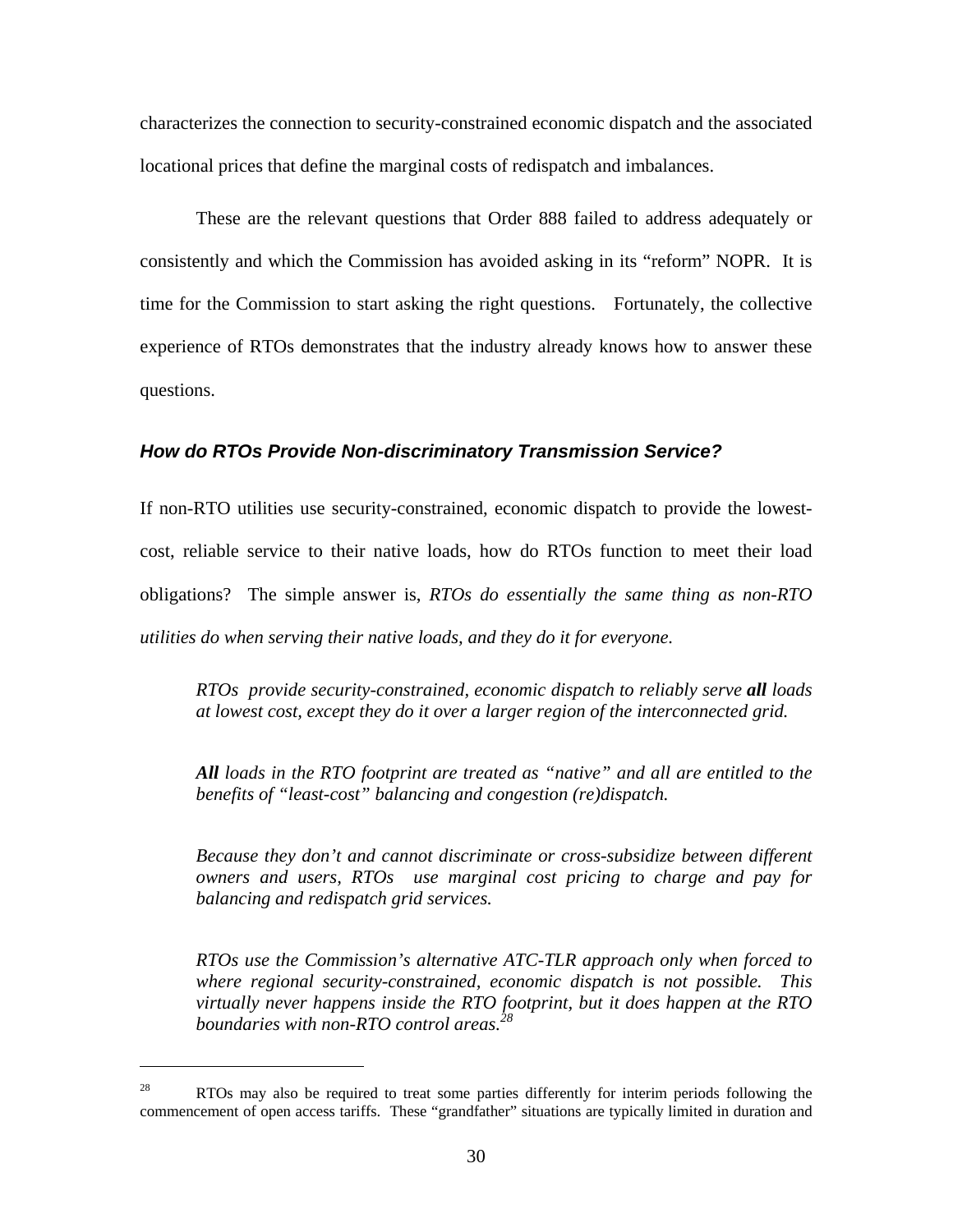characterizes the connection to security-constrained economic dispatch and the associated locational prices that define the marginal costs of redispatch and imbalances.

These are the relevant questions that Order 888 failed to address adequately or consistently and which the Commission has avoided asking in its "reform" NOPR. It is time for the Commission to start asking the right questions. Fortunately, the collective experience of RTOs demonstrates that the industry already knows how to answer these questions.

### *How do RTOs Provide Non-discriminatory Transmission Service?*

If non-RTO utilities use security-constrained, economic dispatch to provide the lowest-cost, reliable service to their native loads, how do RTOs function to meet their load obligations? The simple answer is, *RTOs do essentially the same thing as non-RTO utilities do when serving their native loads, and they do it for everyone.*

> *RTOs provide security-constrained, economic dispatch to reliably serve* ***all*** *loads at lowest cost, except they do it over a larger region of the interconnected grid.*
>
> ***All*** *loads in the RTO footprint are treated as "native" and all are entitled to the benefits of "least-cost" balancing and congestion (re)dispatch.*
>
> *Because they don't and cannot discriminate or cross-subsidize between different owners and users, RTOs use marginal cost pricing to charge and pay for balancing and redispatch grid services.*
>
> *RTOs use the Commission's alternative ATC-TLR approach only when forced to where regional security-constrained, economic dispatch is not possible. This virtually never happens inside the RTO footprint, but it does happen at the RTO boundaries with non-RTO control areas.*[28]

---

[28] RTOs may also be required to treat some parties differently for interim periods following the commencement of open access tariffs. These "grandfather" situations are typically limited in duration and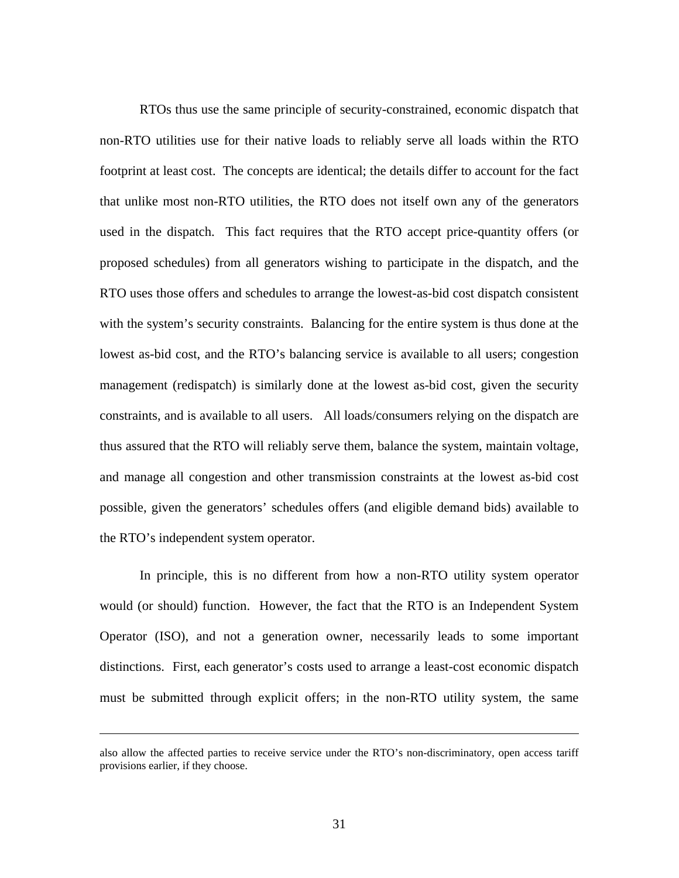RTOs thus use the same principle of security-constrained, economic dispatch that non-RTO utilities use for their native loads to reliably serve all loads within the RTO footprint at least cost. The concepts are identical; the details differ to account for the fact that unlike most non-RTO utilities, the RTO does not itself own any of the generators used in the dispatch. This fact requires that the RTO accept price-quantity offers (or proposed schedules) from all generators wishing to participate in the dispatch, and the RTO uses those offers and schedules to arrange the lowest-as-bid cost dispatch consistent with the system's security constraints. Balancing for the entire system is thus done at the lowest as-bid cost, and the RTO's balancing service is available to all users; congestion management (redispatch) is similarly done at the lowest as-bid cost, given the security constraints, and is available to all users. All loads/consumers relying on the dispatch are thus assured that the RTO will reliably serve them, balance the system, maintain voltage, and manage all congestion and other transmission constraints at the lowest as-bid cost possible, given the generators' schedules offers (and eligible demand bids) available to the RTO's independent system operator.

In principle, this is no different from how a non-RTO utility system operator would (or should) function. However, the fact that the RTO is an Independent System Operator (ISO), and not a generation owner, necessarily leads to some important distinctions. First, each generator's costs used to arrange a least-cost economic dispatch must be submitted through explicit offers; in the non-RTO utility system, the same

---

also allow the affected parties to receive service under the RTO's non-discriminatory, open access tariff provisions earlier, if they choose.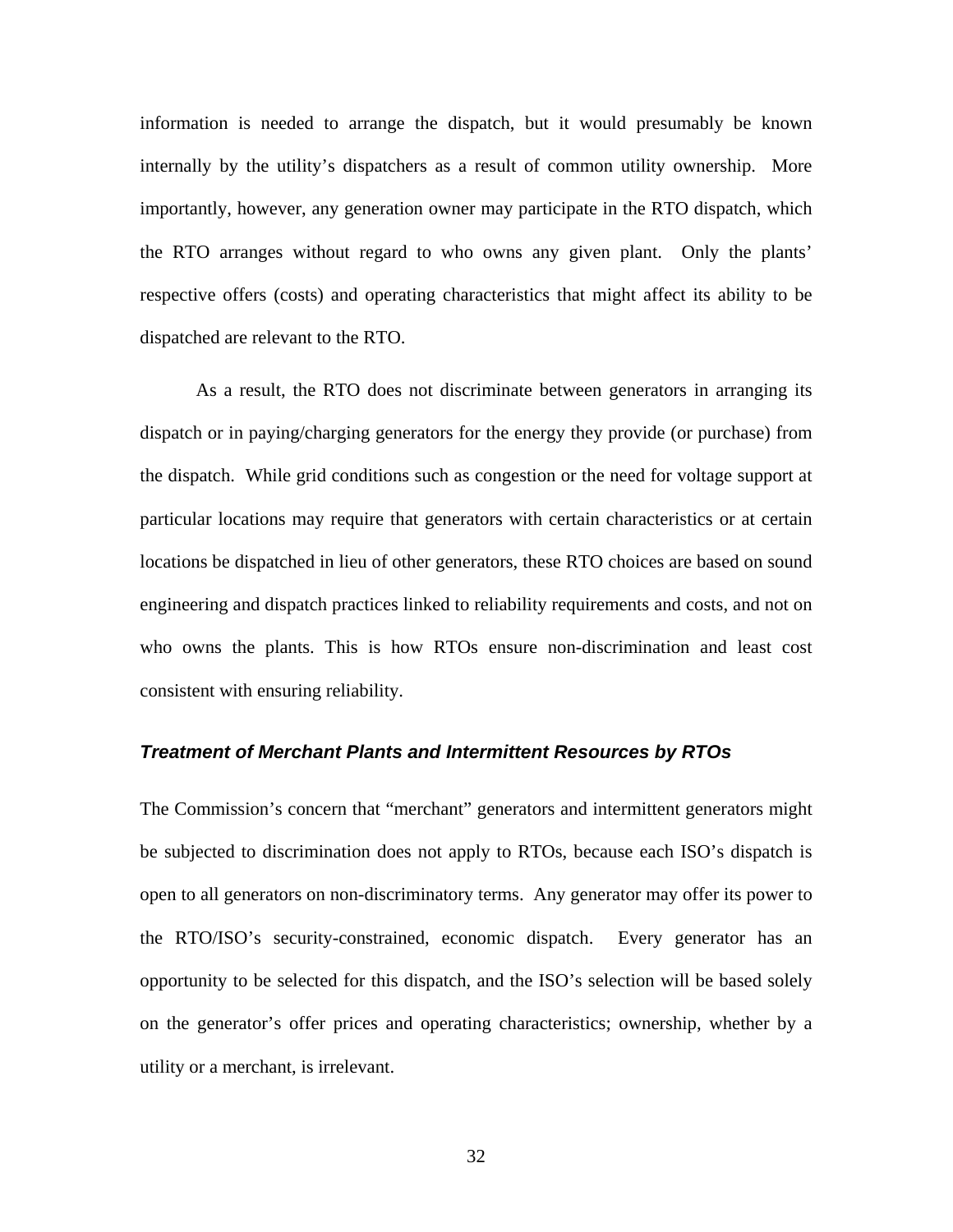information is needed to arrange the dispatch, but it would presumably be known internally by the utility's dispatchers as a result of common utility ownership. More importantly, however, any generation owner may participate in the RTO dispatch, which the RTO arranges without regard to who owns any given plant. Only the plants' respective offers (costs) and operating characteristics that might affect its ability to be dispatched are relevant to the RTO.

As a result, the RTO does not discriminate between generators in arranging its dispatch or in paying/charging generators for the energy they provide (or purchase) from the dispatch. While grid conditions such as congestion or the need for voltage support at particular locations may require that generators with certain characteristics or at certain locations be dispatched in lieu of other generators, these RTO choices are based on sound engineering and dispatch practices linked to reliability requirements and costs, and not on who owns the plants. This is how RTOs ensure non-discrimination and least cost consistent with ensuring reliability.

### *Treatment of Merchant Plants and Intermittent Resources by RTOs*

The Commission's concern that "merchant" generators and intermittent generators might be subjected to discrimination does not apply to RTOs, because each ISO's dispatch is open to all generators on non-discriminatory terms. Any generator may offer its power to the RTO/ISO's security-constrained, economic dispatch. Every generator has an opportunity to be selected for this dispatch, and the ISO's selection will be based solely on the generator's offer prices and operating characteristics; ownership, whether by a utility or a merchant, is irrelevant.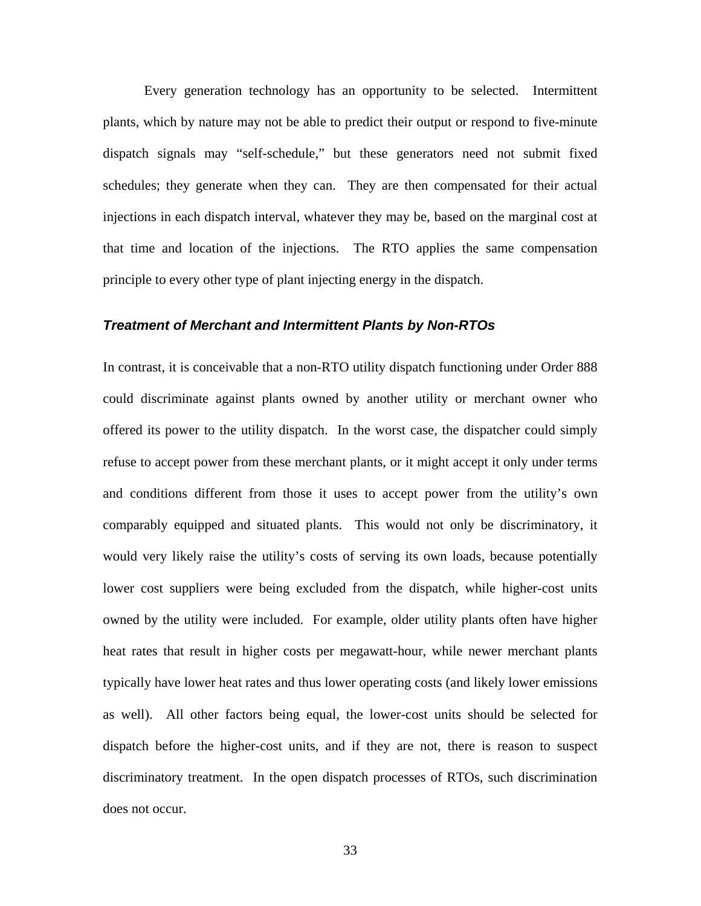Every generation technology has an opportunity to be selected. Intermittent plants, which by nature may not be able to predict their output or respond to five-minute dispatch signals may "self-schedule," but these generators need not submit fixed schedules; they generate when they can. They are then compensated for their actual injections in each dispatch interval, whatever they may be, based on the marginal cost at that time and location of the injections. The RTO applies the same compensation principle to every other type of plant injecting energy in the dispatch.

### *Treatment of Merchant and Intermittent Plants by Non-RTOs*

In contrast, it is conceivable that a non-RTO utility dispatch functioning under Order 888 could discriminate against plants owned by another utility or merchant owner who offered its power to the utility dispatch. In the worst case, the dispatcher could simply refuse to accept power from these merchant plants, or it might accept it only under terms and conditions different from those it uses to accept power from the utility's own comparably equipped and situated plants. This would not only be discriminatory, it would very likely raise the utility's costs of serving its own loads, because potentially lower cost suppliers were being excluded from the dispatch, while higher-cost units owned by the utility were included. For example, older utility plants often have higher heat rates that result in higher costs per megawatt-hour, while newer merchant plants typically have lower heat rates and thus lower operating costs (and likely lower emissions as well). All other factors being equal, the lower-cost units should be selected for dispatch before the higher-cost units, and if they are not, there is reason to suspect discriminatory treatment. In the open dispatch processes of RTOs, such discrimination does not occur.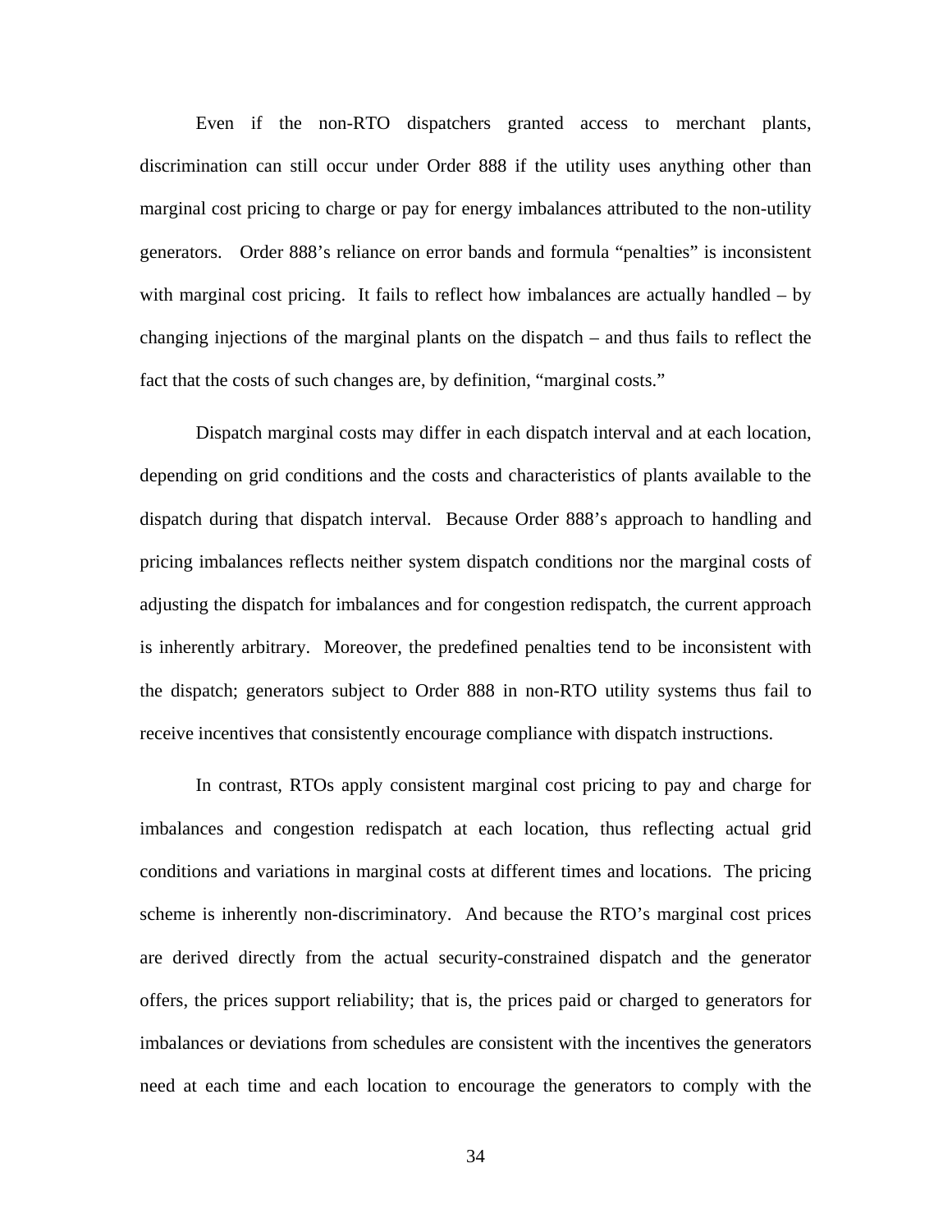Even if the non-RTO dispatchers granted access to merchant plants, discrimination can still occur under Order 888 if the utility uses anything other than marginal cost pricing to charge or pay for energy imbalances attributed to the non-utility generators. Order 888's reliance on error bands and formula "penalties" is inconsistent with marginal cost pricing. It fails to reflect how imbalances are actually handled – by changing injections of the marginal plants on the dispatch – and thus fails to reflect the fact that the costs of such changes are, by definition, "marginal costs."

Dispatch marginal costs may differ in each dispatch interval and at each location, depending on grid conditions and the costs and characteristics of plants available to the dispatch during that dispatch interval. Because Order 888's approach to handling and pricing imbalances reflects neither system dispatch conditions nor the marginal costs of adjusting the dispatch for imbalances and for congestion redispatch, the current approach is inherently arbitrary. Moreover, the predefined penalties tend to be inconsistent with the dispatch; generators subject to Order 888 in non-RTO utility systems thus fail to receive incentives that consistently encourage compliance with dispatch instructions.

In contrast, RTOs apply consistent marginal cost pricing to pay and charge for imbalances and congestion redispatch at each location, thus reflecting actual grid conditions and variations in marginal costs at different times and locations. The pricing scheme is inherently non-discriminatory. And because the RTO's marginal cost prices are derived directly from the actual security-constrained dispatch and the generator offers, the prices support reliability; that is, the prices paid or charged to generators for imbalances or deviations from schedules are consistent with the incentives the generators need at each time and each location to encourage the generators to comply with the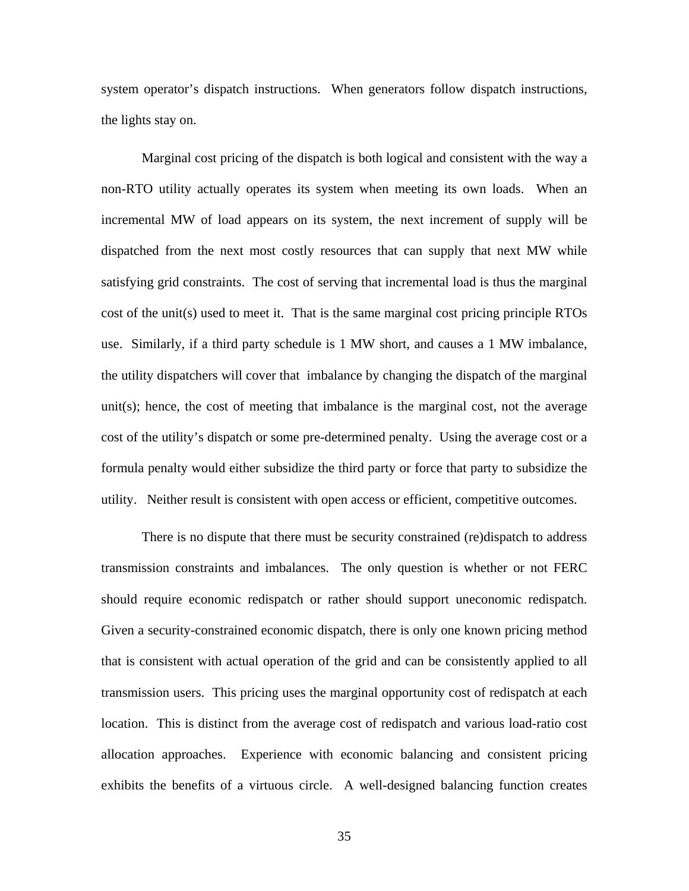system operator's dispatch instructions. When generators follow dispatch instructions, the lights stay on.

Marginal cost pricing of the dispatch is both logical and consistent with the way a non-RTO utility actually operates its system when meeting its own loads. When an incremental MW of load appears on its system, the next increment of supply will be dispatched from the next most costly resources that can supply that next MW while satisfying grid constraints. The cost of serving that incremental load is thus the marginal cost of the unit(s) used to meet it. That is the same marginal cost pricing principle RTOs use. Similarly, if a third party schedule is 1 MW short, and causes a 1 MW imbalance, the utility dispatchers will cover that imbalance by changing the dispatch of the marginal unit(s); hence, the cost of meeting that imbalance is the marginal cost, not the average cost of the utility's dispatch or some pre-determined penalty. Using the average cost or a formula penalty would either subsidize the third party or force that party to subsidize the utility. Neither result is consistent with open access or efficient, competitive outcomes.

There is no dispute that there must be security constrained (re)dispatch to address transmission constraints and imbalances. The only question is whether or not FERC should require economic redispatch or rather should support uneconomic redispatch. Given a security-constrained economic dispatch, there is only one known pricing method that is consistent with actual operation of the grid and can be consistently applied to all transmission users. This pricing uses the marginal opportunity cost of redispatch at each location. This is distinct from the average cost of redispatch and various load-ratio cost allocation approaches. Experience with economic balancing and consistent pricing exhibits the benefits of a virtuous circle. A well-designed balancing function creates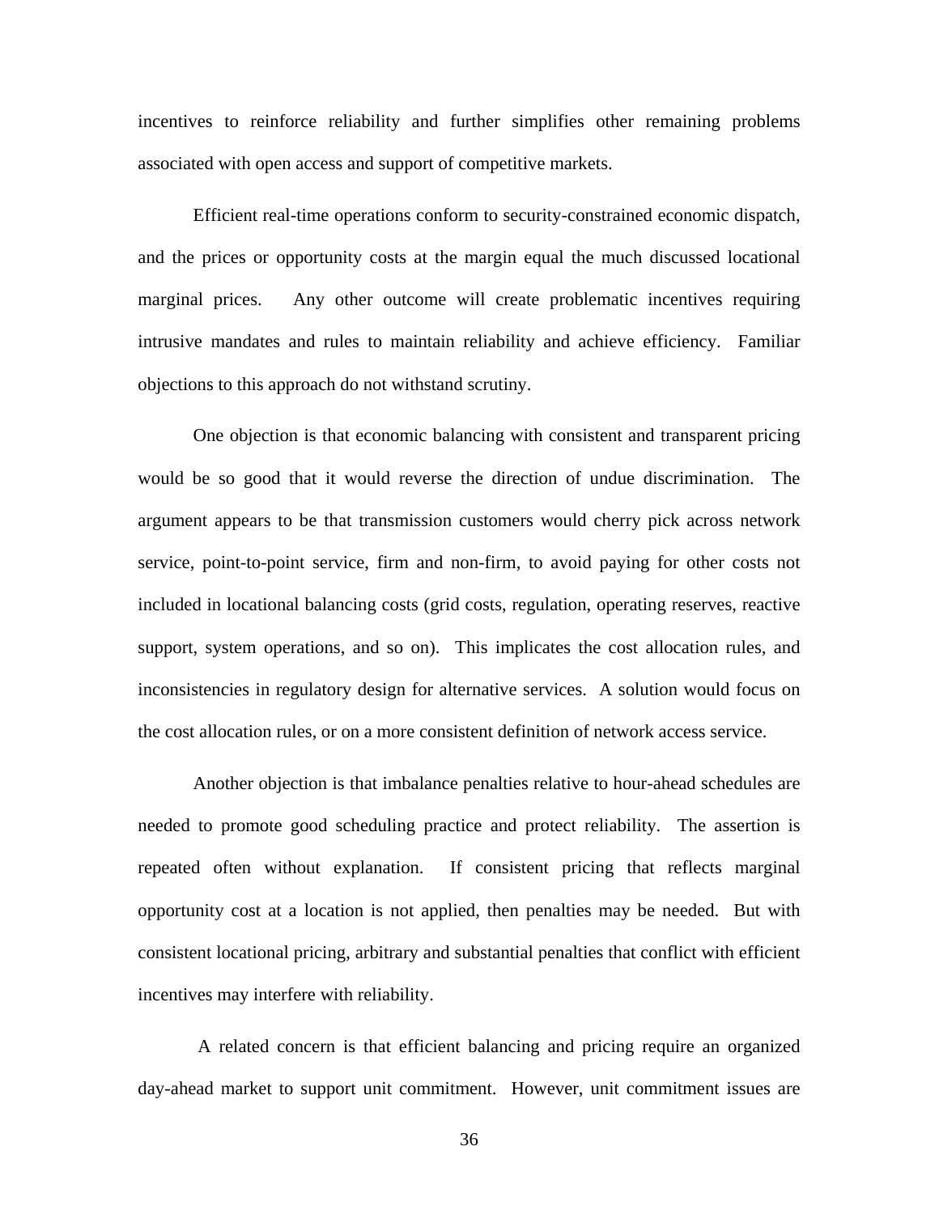incentives to reinforce reliability and further simplifies other remaining problems associated with open access and support of competitive markets.

Efficient real-time operations conform to security-constrained economic dispatch, and the prices or opportunity costs at the margin equal the much discussed locational marginal prices. Any other outcome will create problematic incentives requiring intrusive mandates and rules to maintain reliability and achieve efficiency. Familiar objections to this approach do not withstand scrutiny.

One objection is that economic balancing with consistent and transparent pricing would be so good that it would reverse the direction of undue discrimination. The argument appears to be that transmission customers would cherry pick across network service, point-to-point service, firm and non-firm, to avoid paying for other costs not included in locational balancing costs (grid costs, regulation, operating reserves, reactive support, system operations, and so on). This implicates the cost allocation rules, and inconsistencies in regulatory design for alternative services. A solution would focus on the cost allocation rules, or on a more consistent definition of network access service.

Another objection is that imbalance penalties relative to hour-ahead schedules are needed to promote good scheduling practice and protect reliability. The assertion is repeated often without explanation. If consistent pricing that reflects marginal opportunity cost at a location is not applied, then penalties may be needed. But with consistent locational pricing, arbitrary and substantial penalties that conflict with efficient incentives may interfere with reliability.

A related concern is that efficient balancing and pricing require an organized day-ahead market to support unit commitment. However, unit commitment issues are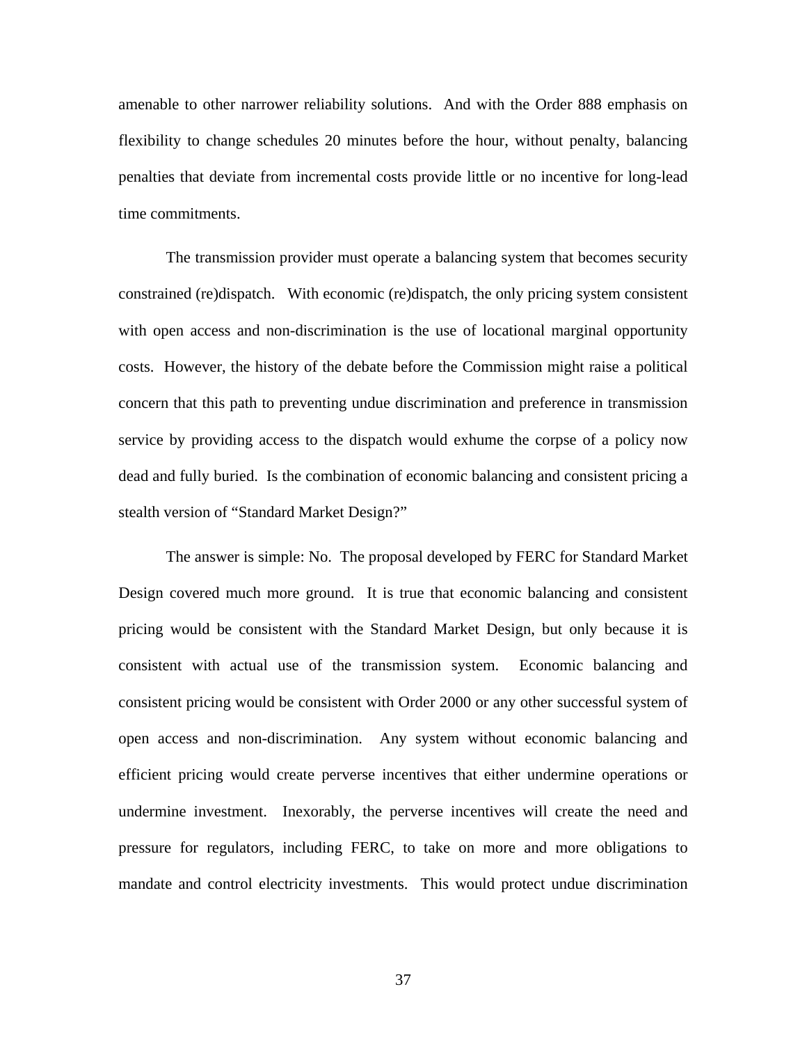amenable to other narrower reliability solutions. And with the Order 888 emphasis on flexibility to change schedules 20 minutes before the hour, without penalty, balancing penalties that deviate from incremental costs provide little or no incentive for long-lead time commitments.

The transmission provider must operate a balancing system that becomes security constrained (re)dispatch. With economic (re)dispatch, the only pricing system consistent with open access and non-discrimination is the use of locational marginal opportunity costs. However, the history of the debate before the Commission might raise a political concern that this path to preventing undue discrimination and preference in transmission service by providing access to the dispatch would exhume the corpse of a policy now dead and fully buried. Is the combination of economic balancing and consistent pricing a stealth version of "Standard Market Design?"

The answer is simple: No. The proposal developed by FERC for Standard Market Design covered much more ground. It is true that economic balancing and consistent pricing would be consistent with the Standard Market Design, but only because it is consistent with actual use of the transmission system. Economic balancing and consistent pricing would be consistent with Order 2000 or any other successful system of open access and non-discrimination. Any system without economic balancing and efficient pricing would create perverse incentives that either undermine operations or undermine investment. Inexorably, the perverse incentives will create the need and pressure for regulators, including FERC, to take on more and more obligations to mandate and control electricity investments. This would protect undue discrimination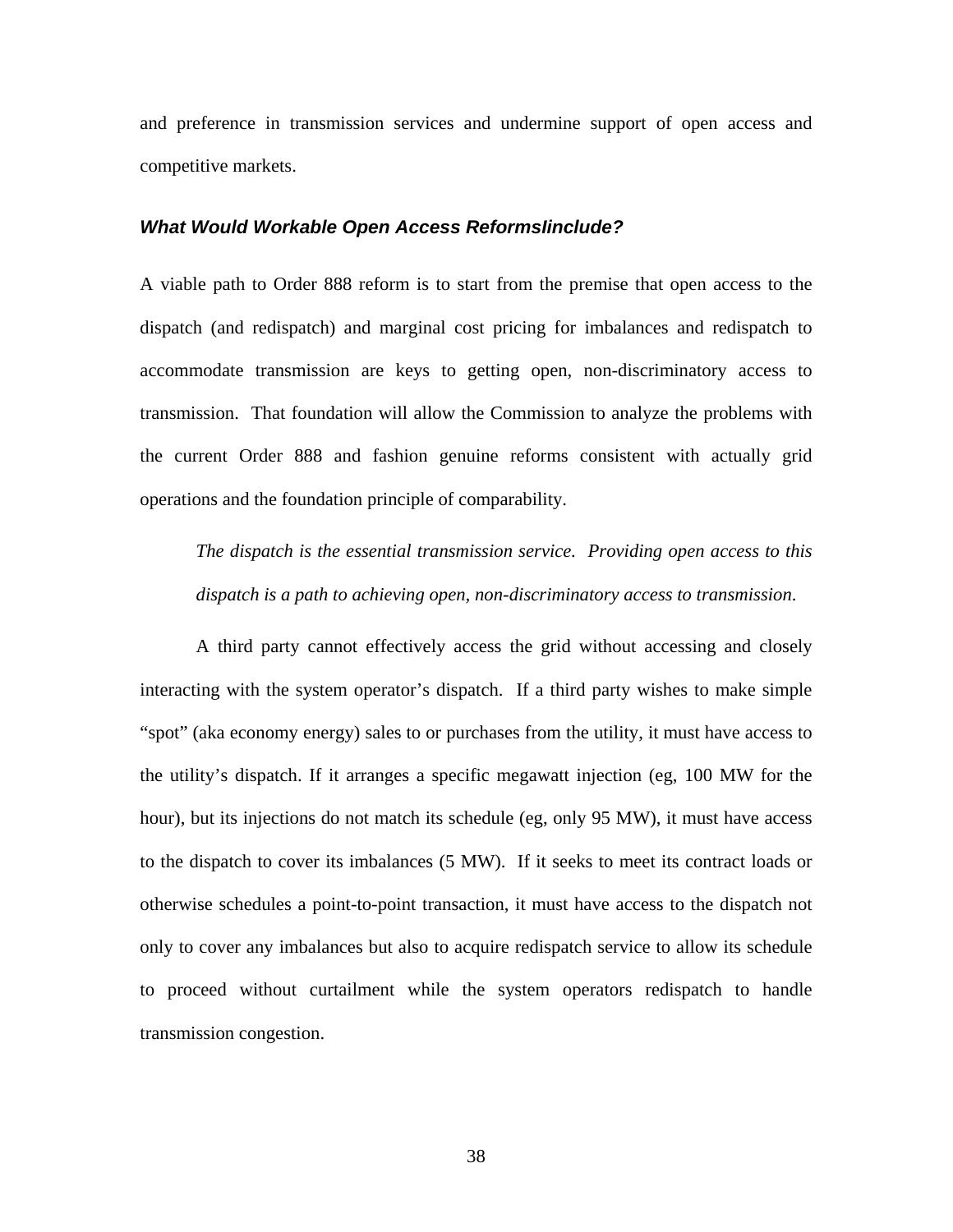and preference in transmission services and undermine support of open access and competitive markets.

### *What Would Workable Open Access ReformsInclude?*

A viable path to Order 888 reform is to start from the premise that open access to the dispatch (and redispatch) and marginal cost pricing for imbalances and redispatch to accommodate transmission are keys to getting open, non-discriminatory access to transmission. That foundation will allow the Commission to analyze the problems with the current Order 888 and fashion genuine reforms consistent with actually grid operations and the foundation principle of comparability.

> *The dispatch is the essential transmission service. Providing open access to this dispatch is a path to achieving open, non-discriminatory access to transmission.*

A third party cannot effectively access the grid without accessing and closely interacting with the system operator's dispatch. If a third party wishes to make simple "spot" (aka economy energy) sales to or purchases from the utility, it must have access to the utility's dispatch. If it arranges a specific megawatt injection (eg, 100 MW for the hour), but its injections do not match its schedule (eg, only 95 MW), it must have access to the dispatch to cover its imbalances (5 MW). If it seeks to meet its contract loads or otherwise schedules a point-to-point transaction, it must have access to the dispatch not only to cover any imbalances but also to acquire redispatch service to allow its schedule to proceed without curtailment while the system operators redispatch to handle transmission congestion.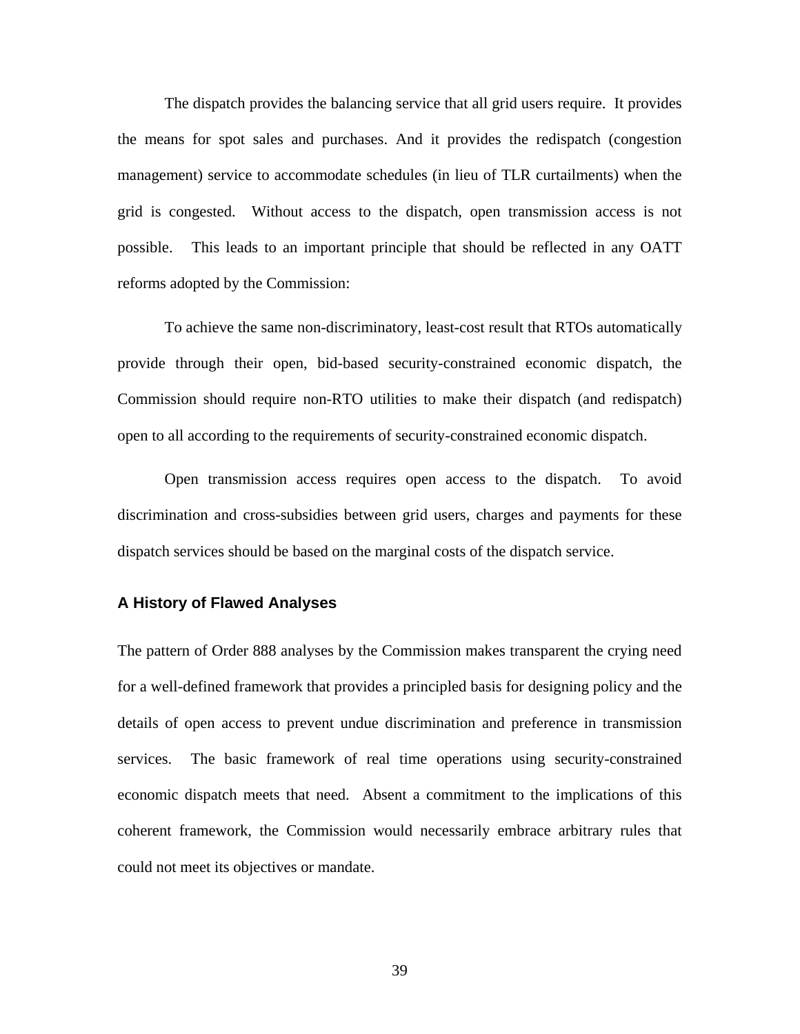The dispatch provides the balancing service that all grid users require. It provides the means for spot sales and purchases. And it provides the redispatch (congestion management) service to accommodate schedules (in lieu of TLR curtailments) when the grid is congested. Without access to the dispatch, open transmission access is not possible. This leads to an important principle that should be reflected in any OATT reforms adopted by the Commission:

To achieve the same non-discriminatory, least-cost result that RTOs automatically provide through their open, bid-based security-constrained economic dispatch, the Commission should require non-RTO utilities to make their dispatch (and redispatch) open to all according to the requirements of security-constrained economic dispatch.

Open transmission access requires open access to the dispatch. To avoid discrimination and cross-subsidies between grid users, charges and payments for these dispatch services should be based on the marginal costs of the dispatch service.

### A History of Flawed Analyses

The pattern of Order 888 analyses by the Commission makes transparent the crying need for a well-defined framework that provides a principled basis for designing policy and the details of open access to prevent undue discrimination and preference in transmission services. The basic framework of real time operations using security-constrained economic dispatch meets that need. Absent a commitment to the implications of this coherent framework, the Commission would necessarily embrace arbitrary rules that could not meet its objectives or mandate.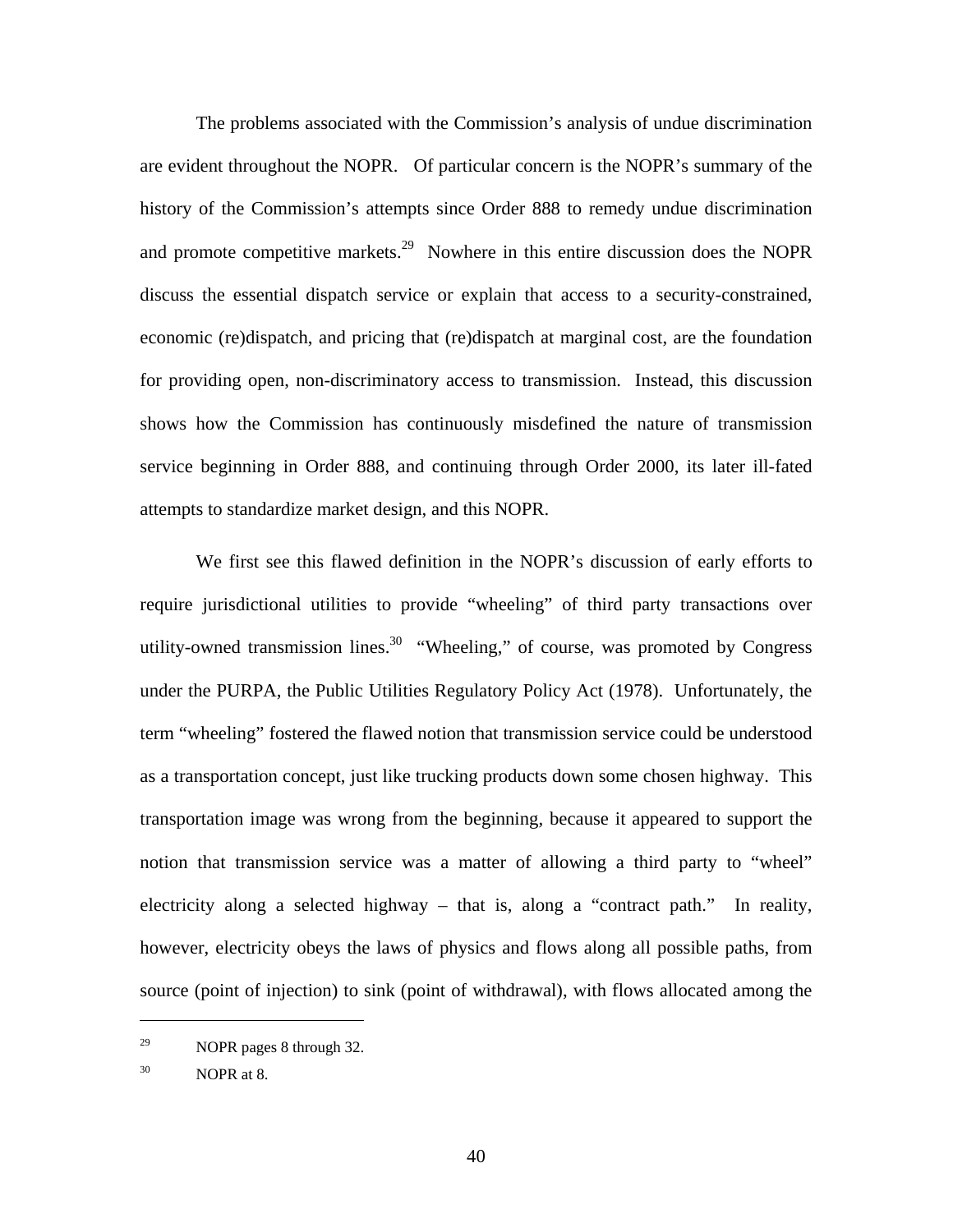The problems associated with the Commission's analysis of undue discrimination are evident throughout the NOPR. Of particular concern is the NOPR's summary of the history of the Commission's attempts since Order 888 to remedy undue discrimination and promote competitive markets.[29] Nowhere in this entire discussion does the NOPR discuss the essential dispatch service or explain that access to a security-constrained, economic (re)dispatch, and pricing that (re)dispatch at marginal cost, are the foundation for providing open, non-discriminatory access to transmission. Instead, this discussion shows how the Commission has continuously misdefined the nature of transmission service beginning in Order 888, and continuing through Order 2000, its later ill-fated attempts to standardize market design, and this NOPR.

We first see this flawed definition in the NOPR's discussion of early efforts to require jurisdictional utilities to provide "wheeling" of third party transactions over utility-owned transmission lines.[30] "Wheeling," of course, was promoted by Congress under the PURPA, the Public Utilities Regulatory Policy Act (1978). Unfortunately, the term "wheeling" fostered the flawed notion that transmission service could be understood as a transportation concept, just like trucking products down some chosen highway. This transportation image was wrong from the beginning, because it appeared to support the notion that transmission service was a matter of allowing a third party to "wheel" electricity along a selected highway – that is, along a "contract path." In reality, however, electricity obeys the laws of physics and flows along all possible paths, from source (point of injection) to sink (point of withdrawal), with flows allocated among the

---

[29] NOPR pages 8 through 32.

[30] NOPR at 8.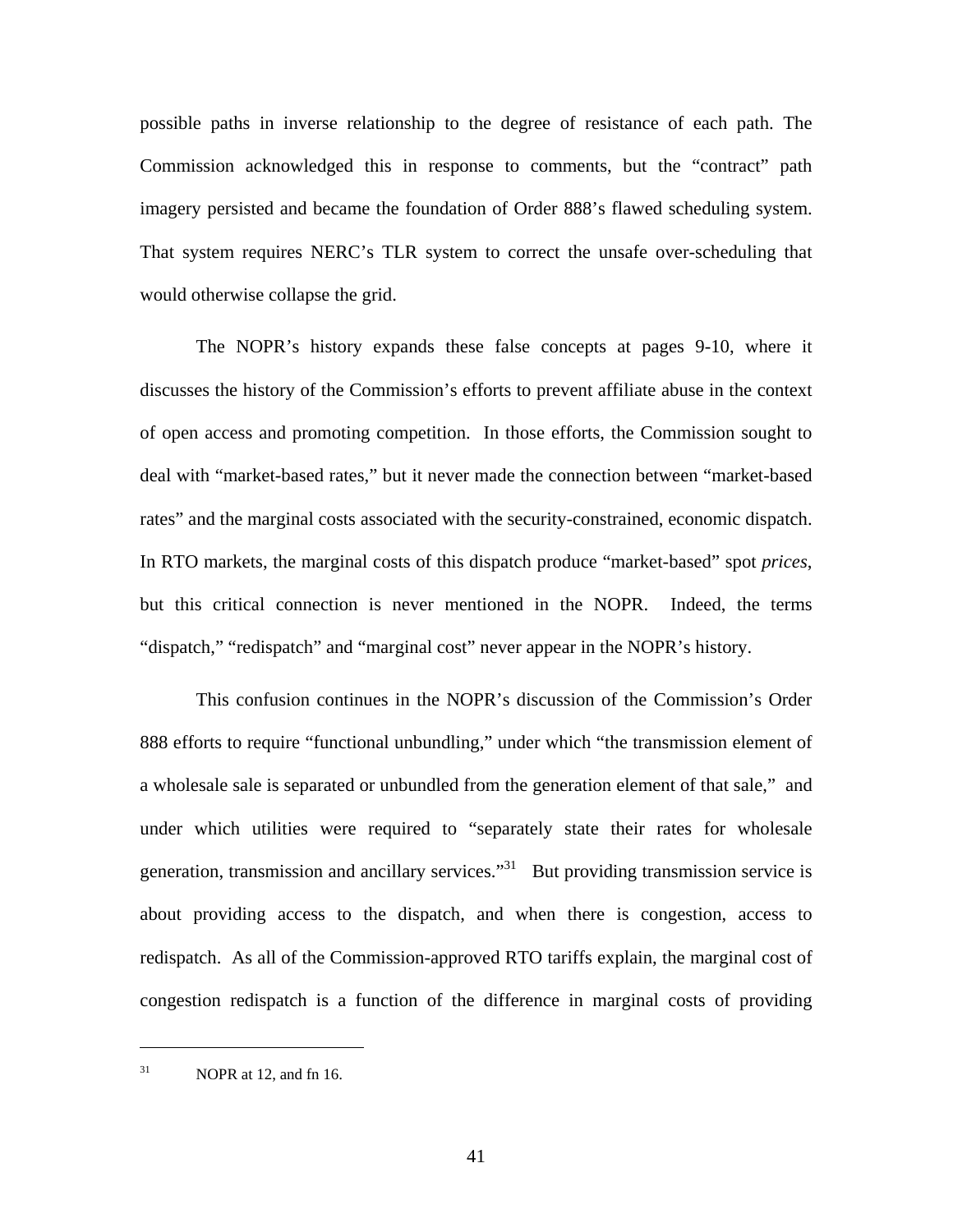possible paths in inverse relationship to the degree of resistance of each path. The Commission acknowledged this in response to comments, but the "contract" path imagery persisted and became the foundation of Order 888's flawed scheduling system. That system requires NERC's TLR system to correct the unsafe over-scheduling that would otherwise collapse the grid.

The NOPR's history expands these false concepts at pages 9-10, where it discusses the history of the Commission's efforts to prevent affiliate abuse in the context of open access and promoting competition. In those efforts, the Commission sought to deal with "market-based rates," but it never made the connection between "market-based rates" and the marginal costs associated with the security-constrained, economic dispatch. In RTO markets, the marginal costs of this dispatch produce "market-based" spot *prices*, but this critical connection is never mentioned in the NOPR. Indeed, the terms "dispatch," "redispatch" and "marginal cost" never appear in the NOPR's history.

This confusion continues in the NOPR's discussion of the Commission's Order 888 efforts to require "functional unbundling," under which "the transmission element of a wholesale sale is separated or unbundled from the generation element of that sale," and under which utilities were required to "separately state their rates for wholesale generation, transmission and ancillary services."[31] But providing transmission service is about providing access to the dispatch, and when there is congestion, access to redispatch. As all of the Commission-approved RTO tariffs explain, the marginal cost of congestion redispatch is a function of the difference in marginal costs of providing

---

[31] NOPR at 12, and fn 16.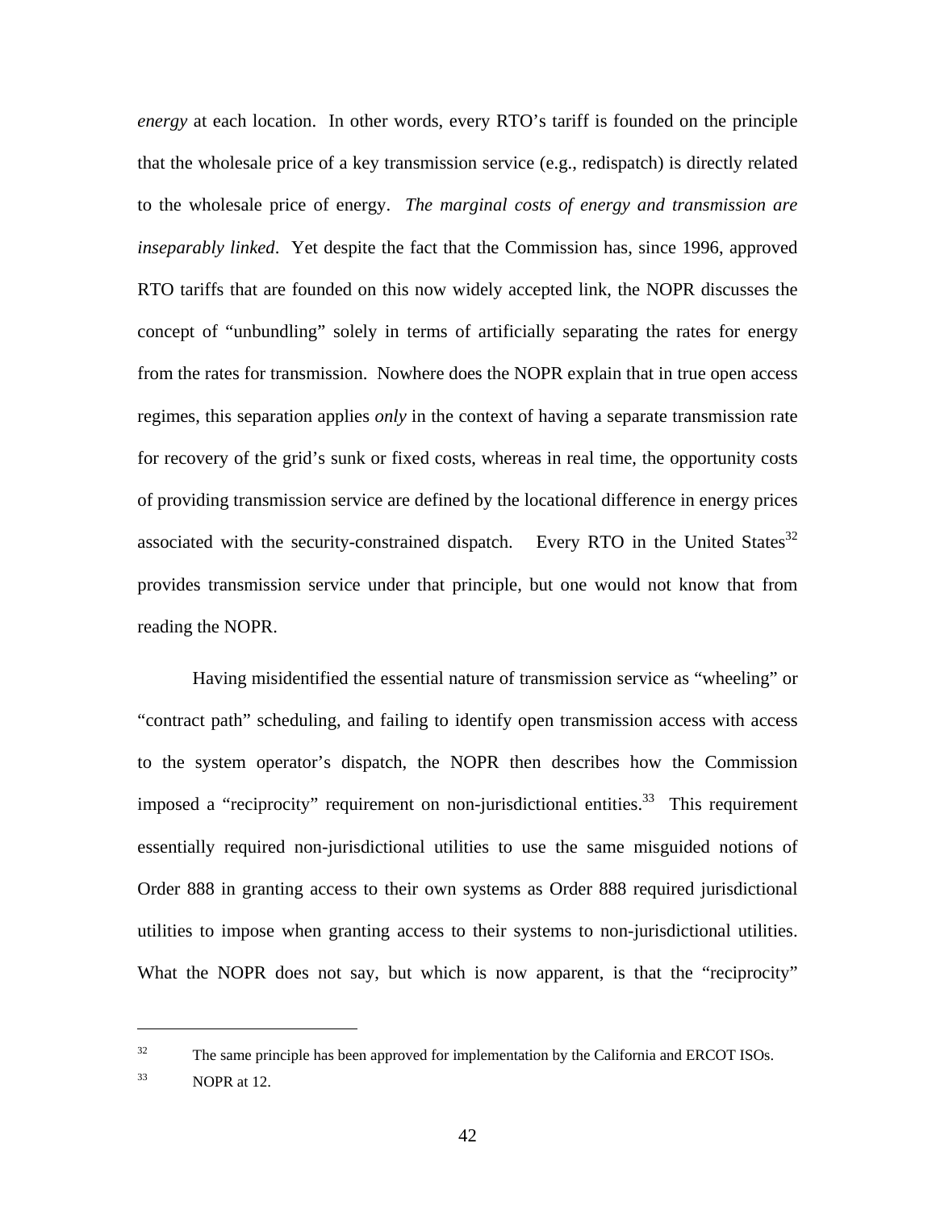*energy* at each location. In other words, every RTO's tariff is founded on the principle that the wholesale price of a key transmission service (e.g., redispatch) is directly related to the wholesale price of energy. *The marginal costs of energy and transmission are inseparably linked*. Yet despite the fact that the Commission has, since 1996, approved RTO tariffs that are founded on this now widely accepted link, the NOPR discusses the concept of "unbundling" solely in terms of artificially separating the rates for energy from the rates for transmission. Nowhere does the NOPR explain that in true open access regimes, this separation applies *only* in the context of having a separate transmission rate for recovery of the grid's sunk or fixed costs, whereas in real time, the opportunity costs of providing transmission service are defined by the locational difference in energy prices associated with the security-constrained dispatch. Every RTO in the United States[32] provides transmission service under that principle, but one would not know that from reading the NOPR.

Having misidentified the essential nature of transmission service as "wheeling" or "contract path" scheduling, and failing to identify open transmission access with access to the system operator's dispatch, the NOPR then describes how the Commission imposed a "reciprocity" requirement on non-jurisdictional entities.[33] This requirement essentially required non-jurisdictional utilities to use the same misguided notions of Order 888 in granting access to their own systems as Order 888 required jurisdictional utilities to impose when granting access to their systems to non-jurisdictional utilities. What the NOPR does not say, but which is now apparent, is that the "reciprocity"

---

[32] The same principle has been approved for implementation by the California and ERCOT ISOs.

[33] NOPR at 12.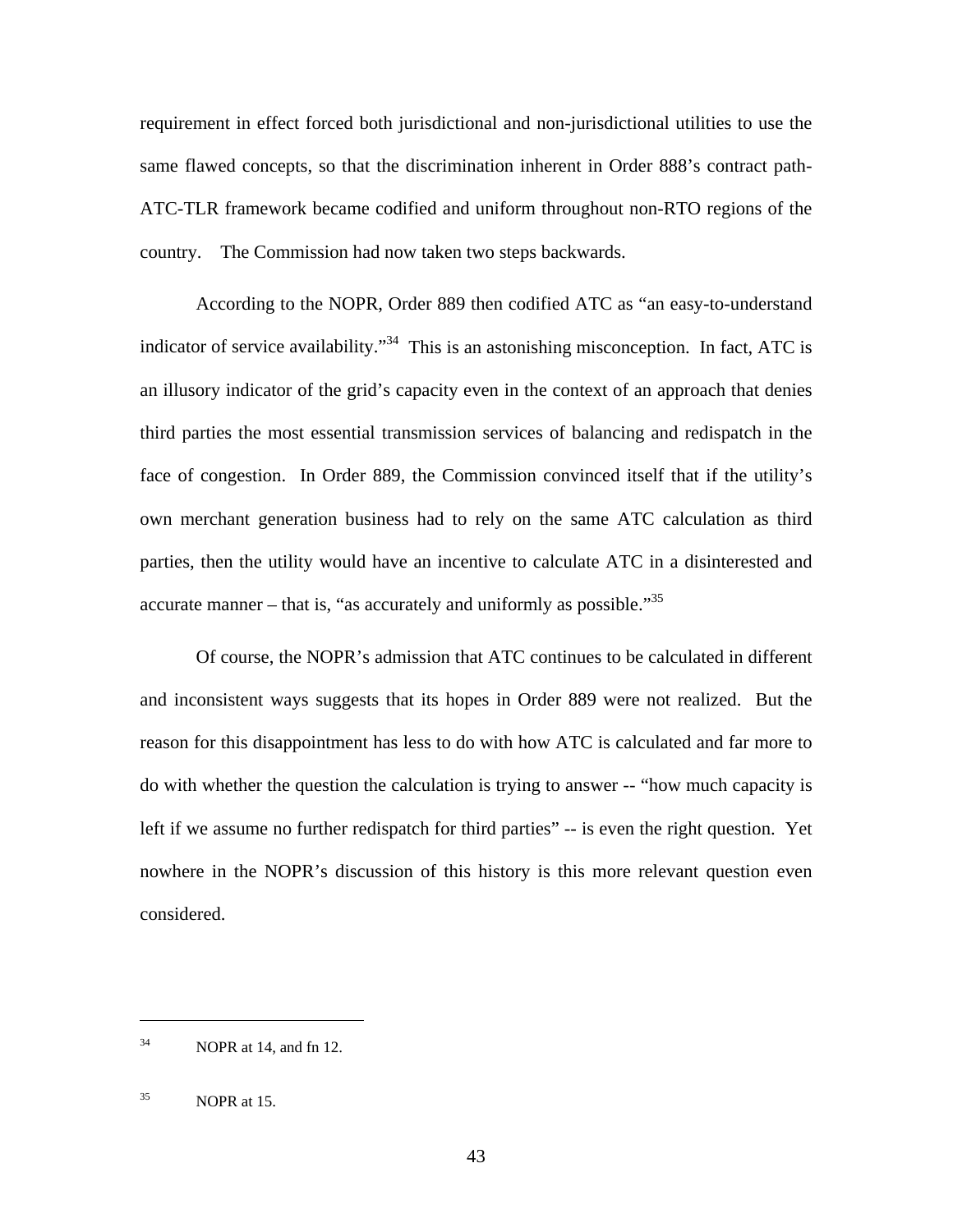requirement in effect forced both jurisdictional and non-jurisdictional utilities to use the same flawed concepts, so that the discrimination inherent in Order 888's contract path-ATC-TLR framework became codified and uniform throughout non-RTO regions of the country. The Commission had now taken two steps backwards.

According to the NOPR, Order 889 then codified ATC as "an easy-to-understand indicator of service availability."[34] This is an astonishing misconception. In fact, ATC is an illusory indicator of the grid's capacity even in the context of an approach that denies third parties the most essential transmission services of balancing and redispatch in the face of congestion. In Order 889, the Commission convinced itself that if the utility's own merchant generation business had to rely on the same ATC calculation as third parties, then the utility would have an incentive to calculate ATC in a disinterested and accurate manner – that is, "as accurately and uniformly as possible."[35]

Of course, the NOPR's admission that ATC continues to be calculated in different and inconsistent ways suggests that its hopes in Order 889 were not realized. But the reason for this disappointment has less to do with how ATC is calculated and far more to do with whether the question the calculation is trying to answer -- "how much capacity is left if we assume no further redispatch for third parties" -- is even the right question. Yet nowhere in the NOPR's discussion of this history is this more relevant question even considered.

---

[34] NOPR at 14, and fn 12.

[35] NOPR at 15.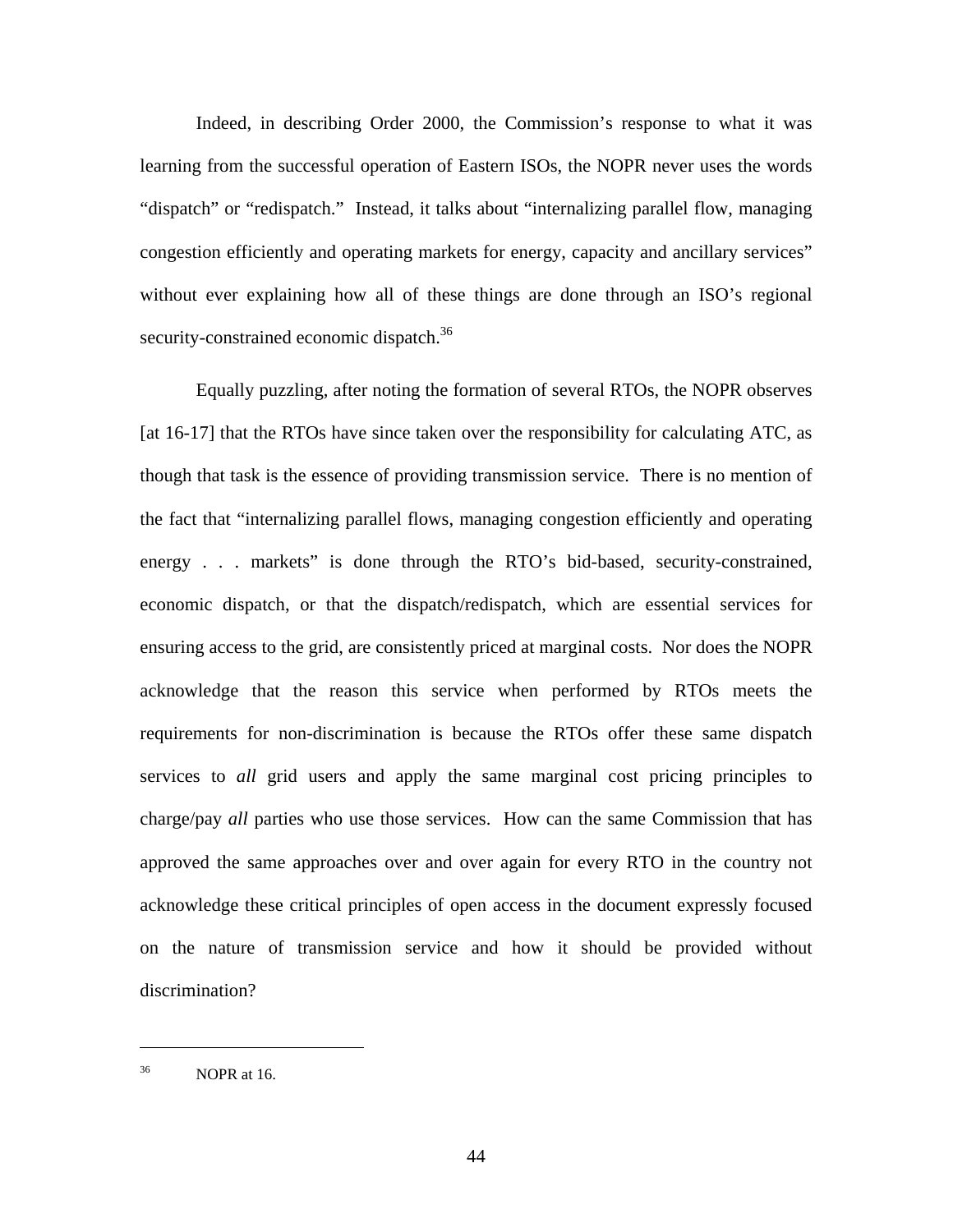Indeed, in describing Order 2000, the Commission's response to what it was learning from the successful operation of Eastern ISOs, the NOPR never uses the words "dispatch" or "redispatch." Instead, it talks about "internalizing parallel flow, managing congestion efficiently and operating markets for energy, capacity and ancillary services" without ever explaining how all of these things are done through an ISO's regional security-constrained economic dispatch.[36]

Equally puzzling, after noting the formation of several RTOs, the NOPR observes [at 16-17] that the RTOs have since taken over the responsibility for calculating ATC, as though that task is the essence of providing transmission service. There is no mention of the fact that "internalizing parallel flows, managing congestion efficiently and operating energy . . . markets" is done through the RTO's bid-based, security-constrained, economic dispatch, or that the dispatch/redispatch, which are essential services for ensuring access to the grid, are consistently priced at marginal costs. Nor does the NOPR acknowledge that the reason this service when performed by RTOs meets the requirements for non-discrimination is because the RTOs offer these same dispatch services to *all* grid users and apply the same marginal cost pricing principles to charge/pay *all* parties who use those services. How can the same Commission that has approved the same approaches over and over again for every RTO in the country not acknowledge these critical principles of open access in the document expressly focused on the nature of transmission service and how it should be provided without discrimination?

---

[36] NOPR at 16.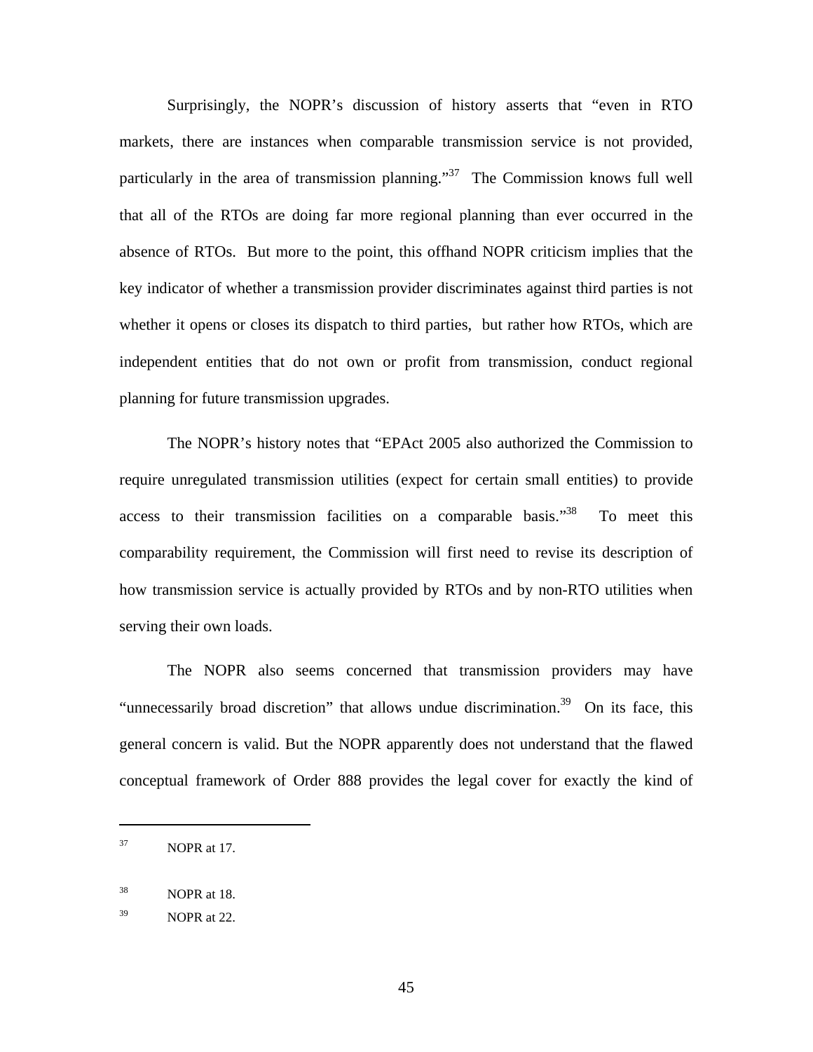Surprisingly, the NOPR's discussion of history asserts that "even in RTO markets, there are instances when comparable transmission service is not provided, particularly in the area of transmission planning."[37] The Commission knows full well that all of the RTOs are doing far more regional planning than ever occurred in the absence of RTOs. But more to the point, this offhand NOPR criticism implies that the key indicator of whether a transmission provider discriminates against third parties is not whether it opens or closes its dispatch to third parties, but rather how RTOs, which are independent entities that do not own or profit from transmission, conduct regional planning for future transmission upgrades.

The NOPR's history notes that "EPAct 2005 also authorized the Commission to require unregulated transmission utilities (expect for certain small entities) to provide access to their transmission facilities on a comparable basis."[38] To meet this comparability requirement, the Commission will first need to revise its description of how transmission service is actually provided by RTOs and by non-RTO utilities when serving their own loads.

The NOPR also seems concerned that transmission providers may have "unnecessarily broad discretion" that allows undue discrimination.[39] On its face, this general concern is valid. But the NOPR apparently does not understand that the flawed conceptual framework of Order 888 provides the legal cover for exactly the kind of

---

[37] NOPR at 17.

[38] NOPR at 18.

[39] NOPR at 22.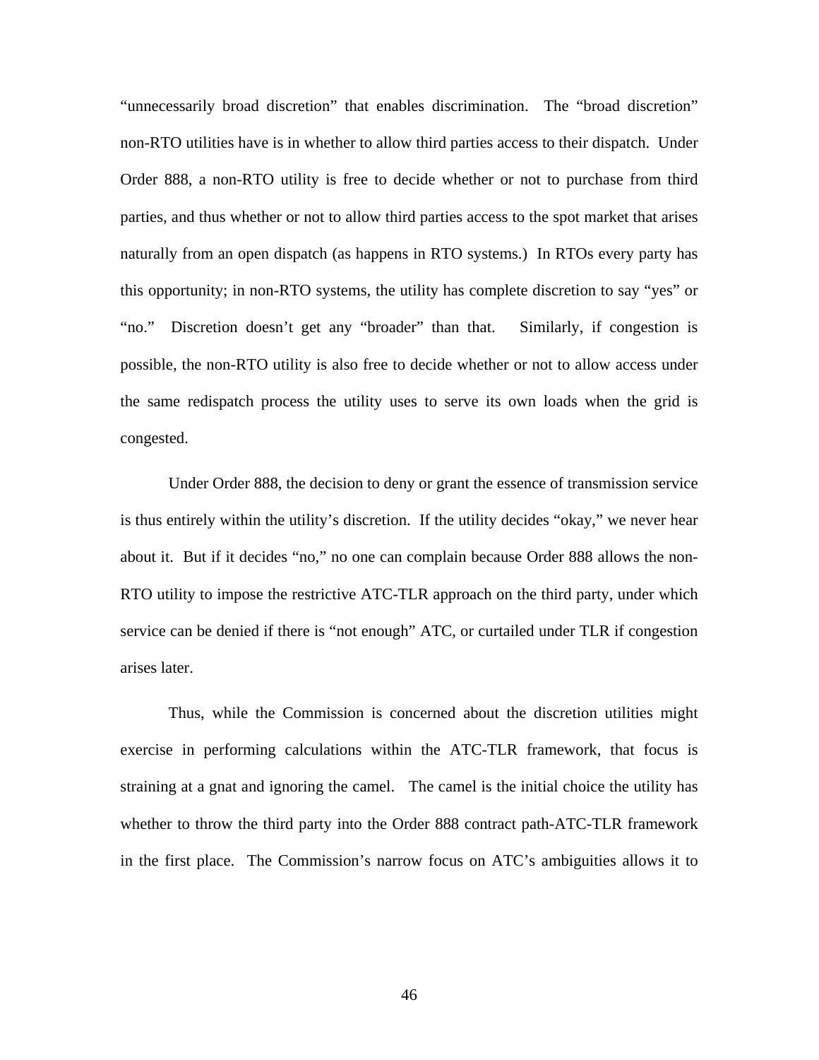"unnecessarily broad discretion" that enables discrimination. The "broad discretion" non-RTO utilities have is in whether to allow third parties access to their dispatch. Under Order 888, a non-RTO utility is free to decide whether or not to purchase from third parties, and thus whether or not to allow third parties access to the spot market that arises naturally from an open dispatch (as happens in RTO systems.) In RTOs every party has this opportunity; in non-RTO systems, the utility has complete discretion to say "yes" or "no." Discretion doesn't get any "broader" than that. Similarly, if congestion is possible, the non-RTO utility is also free to decide whether or not to allow access under the same redispatch process the utility uses to serve its own loads when the grid is congested.

Under Order 888, the decision to deny or grant the essence of transmission service is thus entirely within the utility's discretion. If the utility decides "okay," we never hear about it. But if it decides "no," no one can complain because Order 888 allows the non-RTO utility to impose the restrictive ATC-TLR approach on the third party, under which service can be denied if there is "not enough" ATC, or curtailed under TLR if congestion arises later.

Thus, while the Commission is concerned about the discretion utilities might exercise in performing calculations within the ATC-TLR framework, that focus is straining at a gnat and ignoring the camel. The camel is the initial choice the utility has whether to throw the third party into the Order 888 contract path-ATC-TLR framework in the first place. The Commission's narrow focus on ATC's ambiguities allows it to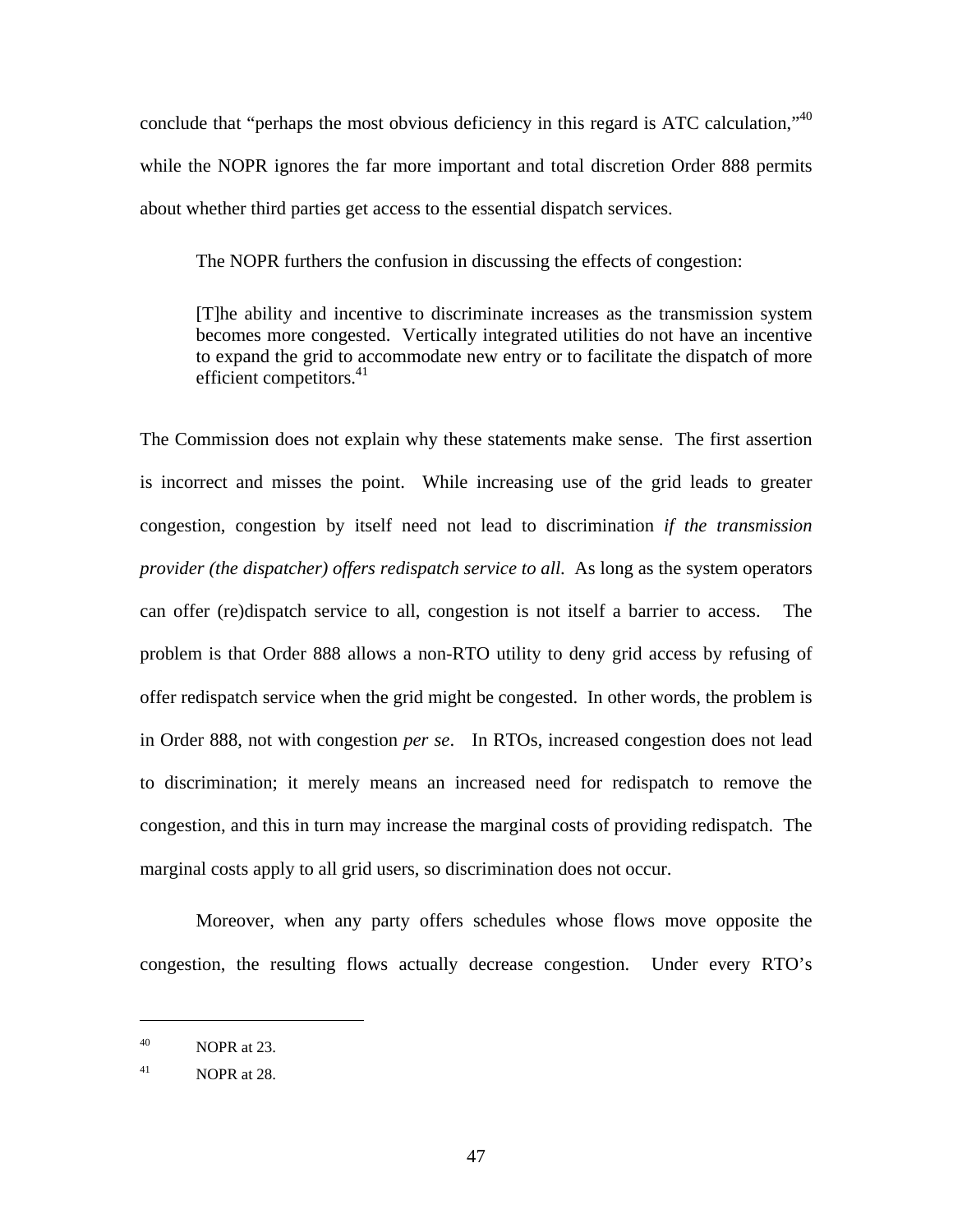conclude that "perhaps the most obvious deficiency in this regard is ATC calculation,"[40] while the NOPR ignores the far more important and total discretion Order 888 permits about whether third parties get access to the essential dispatch services.

The NOPR furthers the confusion in discussing the effects of congestion:

> [T]he ability and incentive to discriminate increases as the transmission system becomes more congested. Vertically integrated utilities do not have an incentive to expand the grid to accommodate new entry or to facilitate the dispatch of more efficient competitors.[41]

The Commission does not explain why these statements make sense. The first assertion is incorrect and misses the point. While increasing use of the grid leads to greater congestion, congestion by itself need not lead to discrimination *if the transmission provider (the dispatcher) offers redispatch service to all*. As long as the system operators can offer (re)dispatch service to all, congestion is not itself a barrier to access. The problem is that Order 888 allows a non-RTO utility to deny grid access by refusing of offer redispatch service when the grid might be congested. In other words, the problem is in Order 888, not with congestion *per se*. In RTOs, increased congestion does not lead to discrimination; it merely means an increased need for redispatch to remove the congestion, and this in turn may increase the marginal costs of providing redispatch. The marginal costs apply to all grid users, so discrimination does not occur.

Moreover, when any party offers schedules whose flows move opposite the congestion, the resulting flows actually decrease congestion. Under every RTO's

---

[40] NOPR at 23.

[41] NOPR at 28.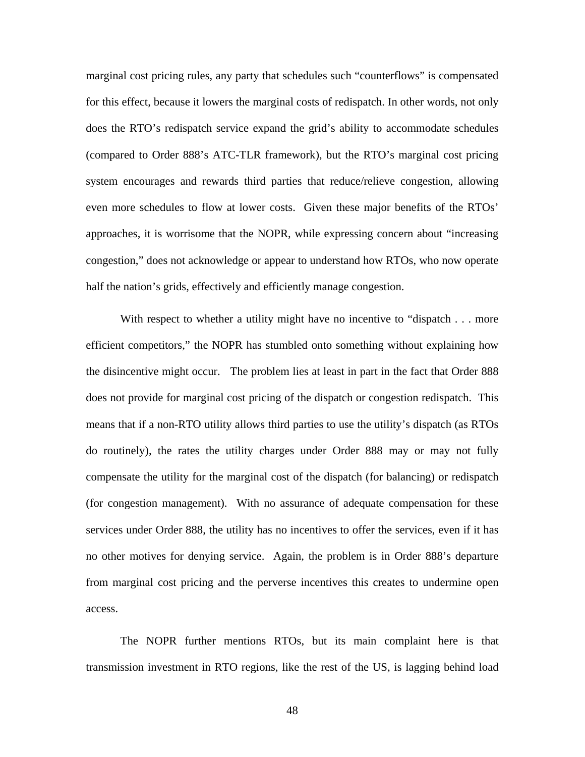marginal cost pricing rules, any party that schedules such “counterflows” is compensated for this effect, because it lowers the marginal costs of redispatch. In other words, not only does the RTO’s redispatch service expand the grid’s ability to accommodate schedules (compared to Order 888’s ATC-TLR framework), but the RTO’s marginal cost pricing system encourages and rewards third parties that reduce/relieve congestion, allowing even more schedules to flow at lower costs. Given these major benefits of the RTOs’ approaches, it is worrisome that the NOPR, while expressing concern about “increasing congestion,” does not acknowledge or appear to understand how RTOs, who now operate half the nation’s grids, effectively and efficiently manage congestion.

With respect to whether a utility might have no incentive to “dispatch . . . more efficient competitors,” the NOPR has stumbled onto something without explaining how the disincentive might occur. The problem lies at least in part in the fact that Order 888 does not provide for marginal cost pricing of the dispatch or congestion redispatch. This means that if a non-RTO utility allows third parties to use the utility’s dispatch (as RTOs do routinely), the rates the utility charges under Order 888 may or may not fully compensate the utility for the marginal cost of the dispatch (for balancing) or redispatch (for congestion management). With no assurance of adequate compensation for these services under Order 888, the utility has no incentives to offer the services, even if it has no other motives for denying service. Again, the problem is in Order 888’s departure from marginal cost pricing and the perverse incentives this creates to undermine open access.

The NOPR further mentions RTOs, but its main complaint here is that transmission investment in RTO regions, like the rest of the US, is lagging behind load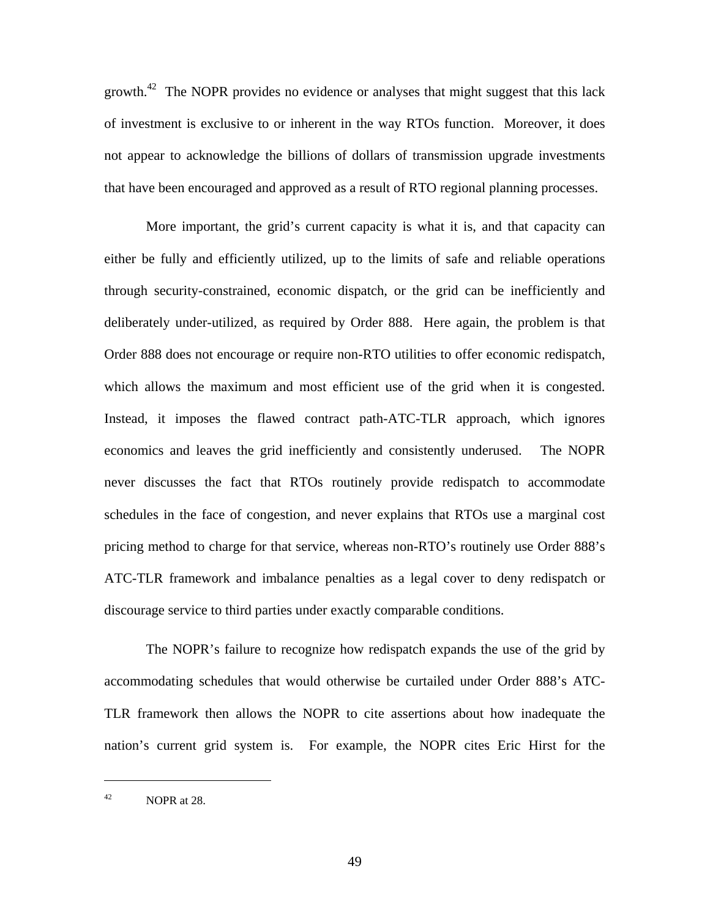growth.[42] The NOPR provides no evidence or analyses that might suggest that this lack of investment is exclusive to or inherent in the way RTOs function. Moreover, it does not appear to acknowledge the billions of dollars of transmission upgrade investments that have been encouraged and approved as a result of RTO regional planning processes.

More important, the grid's current capacity is what it is, and that capacity can either be fully and efficiently utilized, up to the limits of safe and reliable operations through security-constrained, economic dispatch, or the grid can be inefficiently and deliberately under-utilized, as required by Order 888. Here again, the problem is that Order 888 does not encourage or require non-RTO utilities to offer economic redispatch, which allows the maximum and most efficient use of the grid when it is congested. Instead, it imposes the flawed contract path-ATC-TLR approach, which ignores economics and leaves the grid inefficiently and consistently underused. The NOPR never discusses the fact that RTOs routinely provide redispatch to accommodate schedules in the face of congestion, and never explains that RTOs use a marginal cost pricing method to charge for that service, whereas non-RTO's routinely use Order 888's ATC-TLR framework and imbalance penalties as a legal cover to deny redispatch or discourage service to third parties under exactly comparable conditions.

The NOPR's failure to recognize how redispatch expands the use of the grid by accommodating schedules that would otherwise be curtailed under Order 888's ATC-TLR framework then allows the NOPR to cite assertions about how inadequate the nation's current grid system is. For example, the NOPR cites Eric Hirst for the

---

[42] NOPR at 28.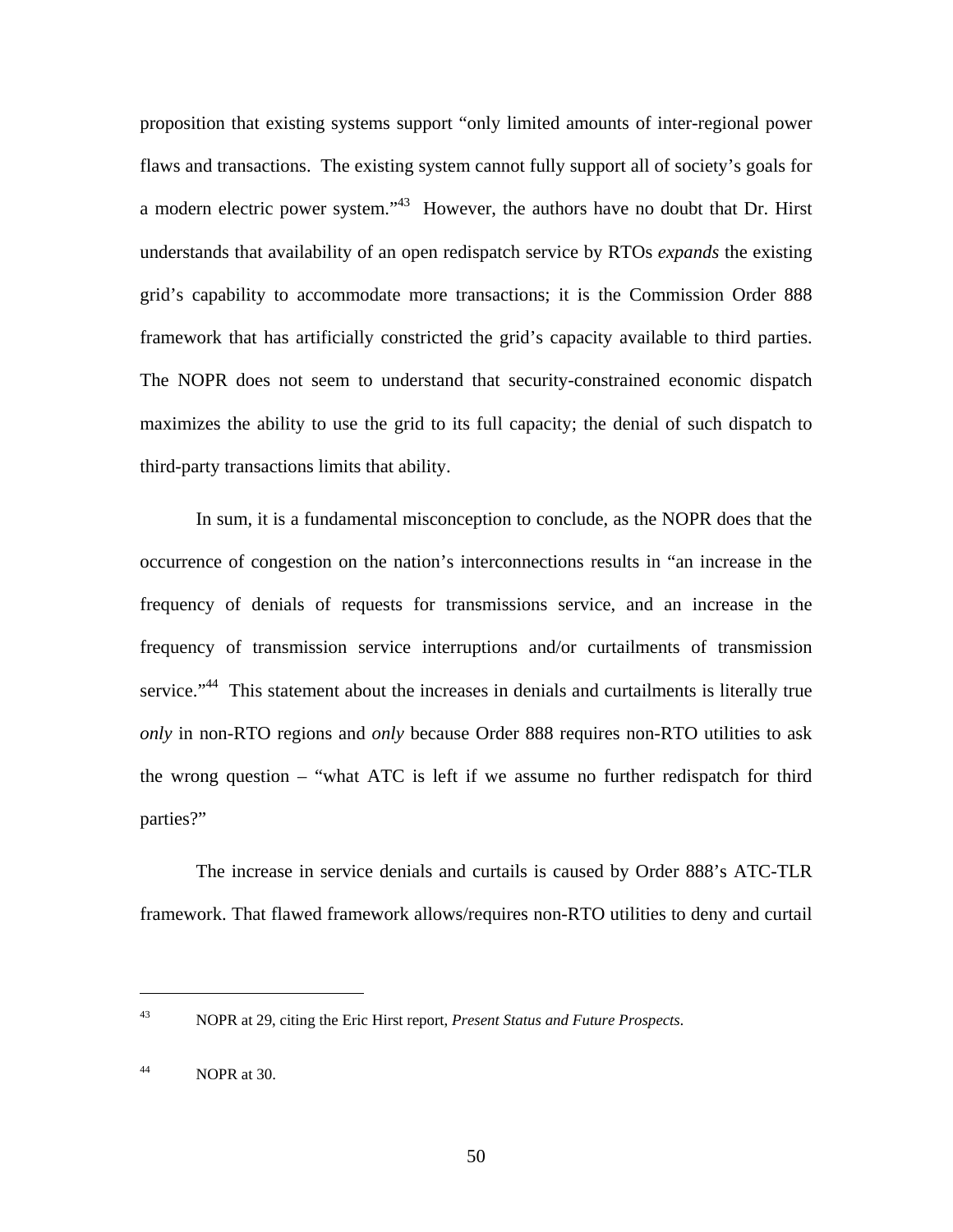proposition that existing systems support "only limited amounts of inter-regional power flaws and transactions. The existing system cannot fully support all of society's goals for a modern electric power system."[43] However, the authors have no doubt that Dr. Hirst understands that availability of an open redispatch service by RTOs *expands* the existing grid's capability to accommodate more transactions; it is the Commission Order 888 framework that has artificially constricted the grid's capacity available to third parties. The NOPR does not seem to understand that security-constrained economic dispatch maximizes the ability to use the grid to its full capacity; the denial of such dispatch to third-party transactions limits that ability.

In sum, it is a fundamental misconception to conclude, as the NOPR does that the occurrence of congestion on the nation's interconnections results in "an increase in the frequency of denials of requests for transmissions service, and an increase in the frequency of transmission service interruptions and/or curtailments of transmission service."[44] This statement about the increases in denials and curtailments is literally true *only* in non-RTO regions and *only* because Order 888 requires non-RTO utilities to ask the wrong question – "what ATC is left if we assume no further redispatch for third parties?"

The increase in service denials and curtails is caused by Order 888's ATC-TLR framework. That flawed framework allows/requires non-RTO utilities to deny and curtail

---

[43] NOPR at 29, citing the Eric Hirst report, *Present Status and Future Prospects*.

[44] NOPR at 30.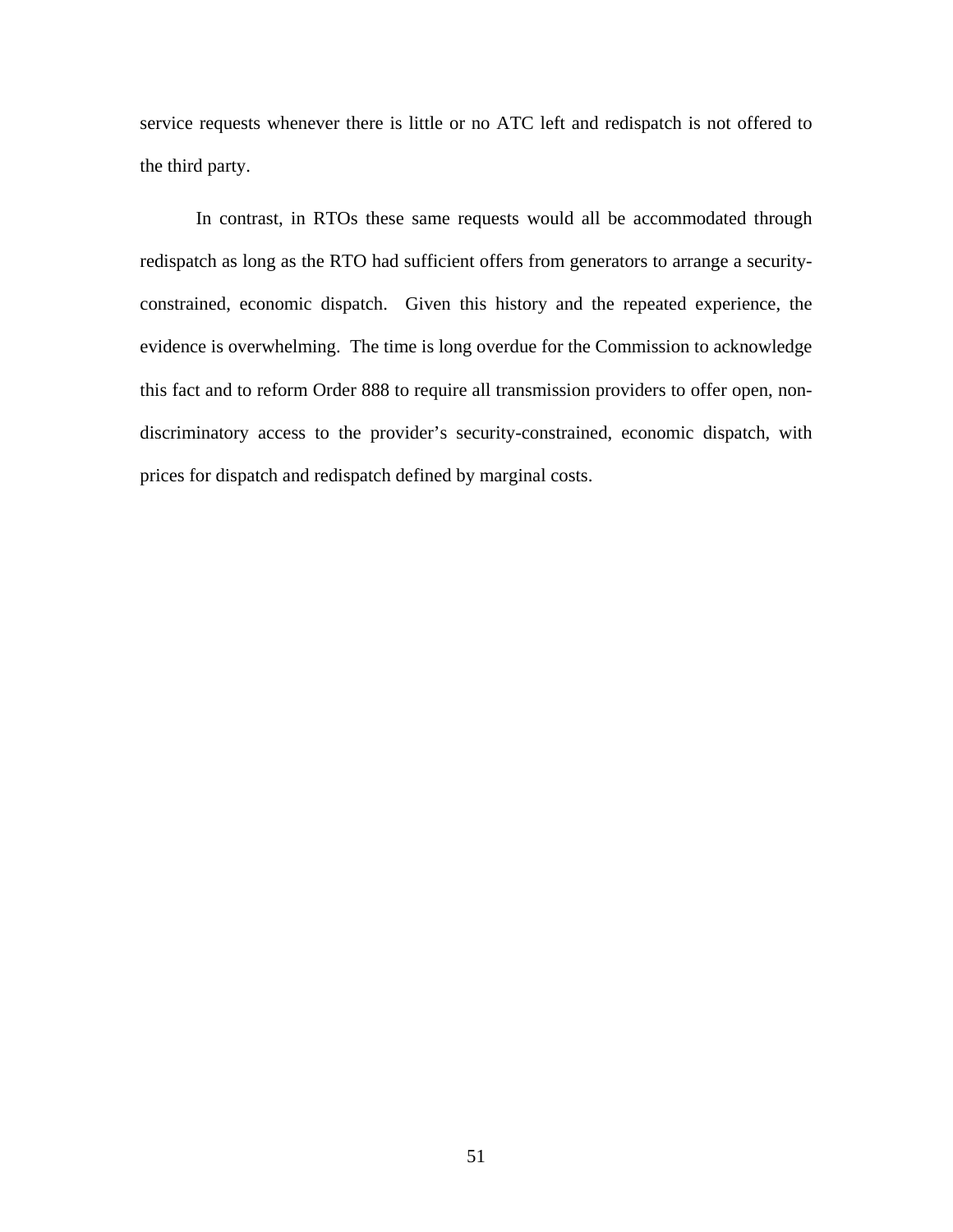service requests whenever there is little or no ATC left and redispatch is not offered to the third party.

In contrast, in RTOs these same requests would all be accommodated through redispatch as long as the RTO had sufficient offers from generators to arrange a security-constrained, economic dispatch. Given this history and the repeated experience, the evidence is overwhelming. The time is long overdue for the Commission to acknowledge this fact and to reform Order 888 to require all transmission providers to offer open, non-discriminatory access to the provider's security-constrained, economic dispatch, with prices for dispatch and redispatch defined by marginal costs.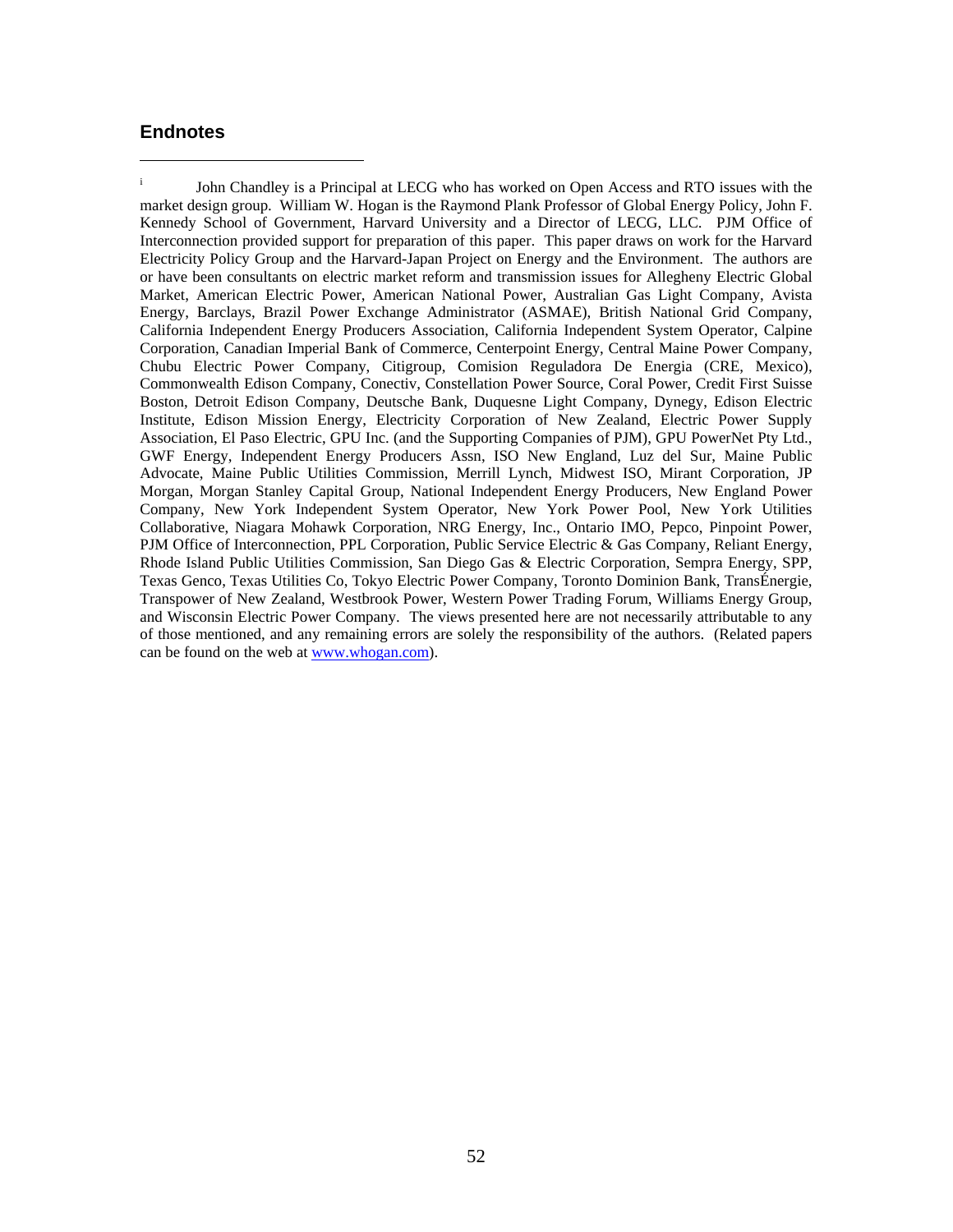## Endnotes

[i] John Chandley is a Principal at LECG who has worked on Open Access and RTO issues with the market design group. William W. Hogan is the Raymond Plank Professor of Global Energy Policy, John F. Kennedy School of Government, Harvard University and a Director of LECG, LLC. PJM Office of Interconnection provided support for preparation of this paper. This paper draws on work for the Harvard Electricity Policy Group and the Harvard-Japan Project on Energy and the Environment. The authors are or have been consultants on electric market reform and transmission issues for Allegheny Electric Global Market, American Electric Power, American National Power, Australian Gas Light Company, Avista Energy, Barclays, Brazil Power Exchange Administrator (ASMAE), British National Grid Company, California Independent Energy Producers Association, California Independent System Operator, Calpine Corporation, Canadian Imperial Bank of Commerce, Centerpoint Energy, Central Maine Power Company, Chubu Electric Power Company, Citigroup, Comision Reguladora De Energia (CRE, Mexico), Commonwealth Edison Company, Conectiv, Constellation Power Source, Coral Power, Credit First Suisse Boston, Detroit Edison Company, Deutsche Bank, Duquesne Light Company, Dynegy, Edison Electric Institute, Edison Mission Energy, Electricity Corporation of New Zealand, Electric Power Supply Association, El Paso Electric, GPU Inc. (and the Supporting Companies of PJM), GPU PowerNet Pty Ltd., GWF Energy, Independent Energy Producers Assn, ISO New England, Luz del Sur, Maine Public Advocate, Maine Public Utilities Commission, Merrill Lynch, Midwest ISO, Mirant Corporation, JP Morgan, Morgan Stanley Capital Group, National Independent Energy Producers, New England Power Company, New York Independent System Operator, New York Power Pool, New York Utilities Collaborative, Niagara Mohawk Corporation, NRG Energy, Inc., Ontario IMO, Pepco, Pinpoint Power, PJM Office of Interconnection, PPL Corporation, Public Service Electric & Gas Company, Reliant Energy, Rhode Island Public Utilities Commission, San Diego Gas & Electric Corporation, Sempra Energy, SPP, Texas Genco, Texas Utilities Co, Tokyo Electric Power Company, Toronto Dominion Bank, TransÉnergie, Transpower of New Zealand, Westbrook Power, Western Power Trading Forum, Williams Energy Group, and Wisconsin Electric Power Company. The views presented here are not necessarily attributable to any of those mentioned, and any remaining errors are solely the responsibility of the authors. (Related papers can be found on the web at www.whogan.com).